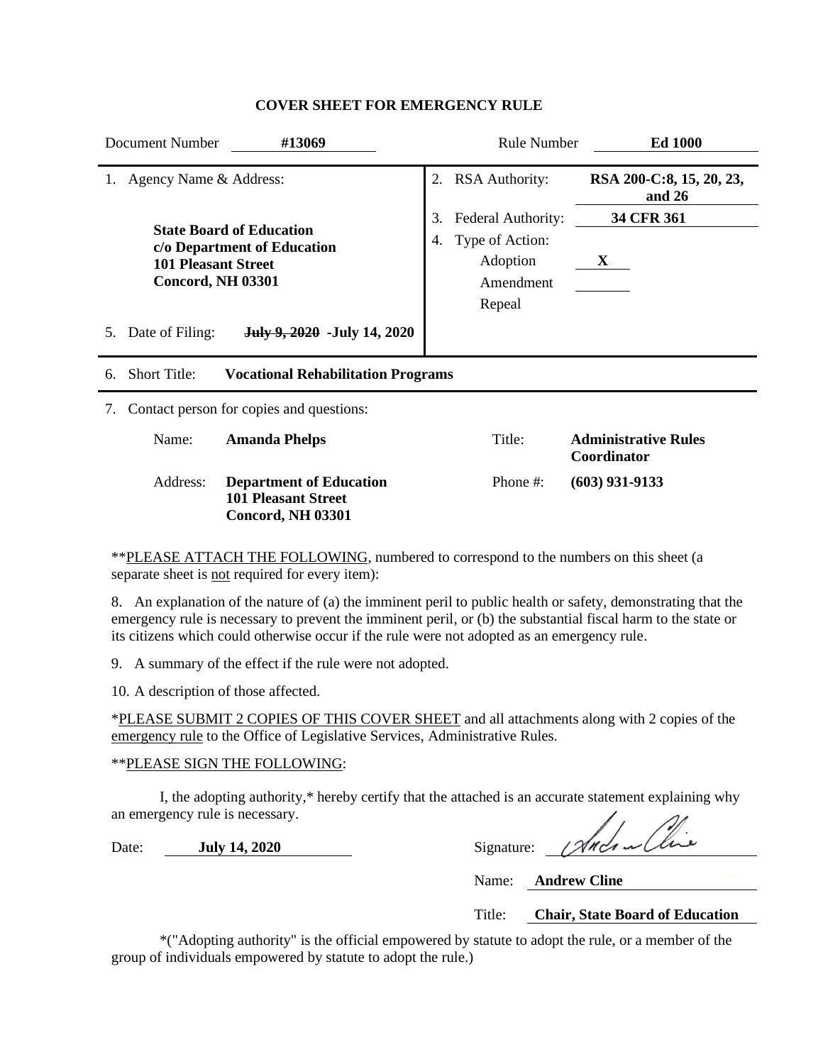# COVER SHEET FOR EMERGENCY RULE

| Document Number | **#13069** | Rule Number | **Ed 1000** |
|---|---|---|---|

| | |
|---|---|
| 1. Agency Name & Address:<br><br>**State Board of Education**<br>**c/o Department of Education**<br>**101 Pleasant Street**<br>**Concord, NH 03301** | 2. RSA Authority: **RSA 200-C:8, 15, 20, 23, and 26**<br>3. Federal Authority: **34 CFR 361**<br>4. Type of Action:<br>Adoption **X**<br>Amendment<br>Repeal |
| 5. Date of Filing: ~~**July 9, 2020**~~ **-July 14, 2020** | |

6. Short Title: **Vocational Rehabilitation Programs**

7. Contact person for copies and questions:

| | | | |
|---|---|---|---|
| Name: | **Amanda Phelps** | Title: | **Administrative Rules Coordinator** |
| Address: | **Department of Education**<br>**101 Pleasant Street**<br>**Concord, NH 03301** | Phone #: | **(603) 931-9133** |

\*\*PLEASE ATTACH THE FOLLOWING, numbered to correspond to the numbers on this sheet (a separate sheet is not required for every item):

8. An explanation of the nature of (a) the imminent peril to public health or safety, demonstrating that the emergency rule is necessary to prevent the imminent peril, or (b) the substantial fiscal harm to the state or its citizens which could otherwise occur if the rule were not adopted as an emergency rule.

9. A summary of the effect if the rule were not adopted.

10. A description of those affected.

\*PLEASE SUBMIT 2 COPIES OF THIS COVER SHEET and all attachments along with 2 copies of the emergency rule to the Office of Legislative Services, Administrative Rules.

\*\*PLEASE SIGN THE FOLLOWING:

I, the adopting authority,\* hereby certify that the attached is an accurate statement explaining why an emergency rule is necessary.

Date: **July 14, 2020**

Signature: Andrew Cline

Name: **Andrew Cline**

Title: **Chair, State Board of Education**

\*("Adopting authority" is the official empowered by statute to adopt the rule, or a member of the group of individuals empowered by statute to adopt the rule.)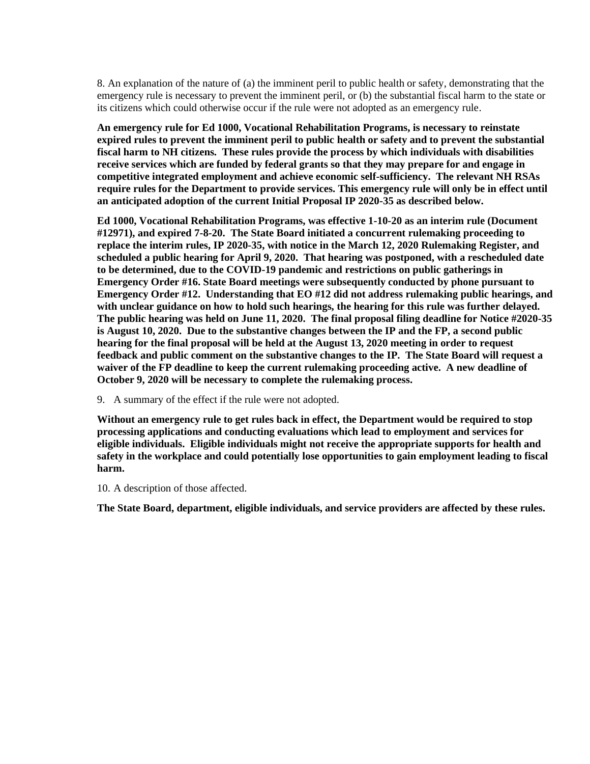8. An explanation of the nature of (a) the imminent peril to public health or safety, demonstrating that the emergency rule is necessary to prevent the imminent peril, or (b) the substantial fiscal harm to the state or its citizens which could otherwise occur if the rule were not adopted as an emergency rule.

**An emergency rule for Ed 1000, Vocational Rehabilitation Programs, is necessary to reinstate expired rules to prevent the imminent peril to public health or safety and to prevent the substantial fiscal harm to NH citizens. These rules provide the process by which individuals with disabilities receive services which are funded by federal grants so that they may prepare for and engage in competitive integrated employment and achieve economic self-sufficiency. The relevant NH RSAs require rules for the Department to provide services. This emergency rule will only be in effect until an anticipated adoption of the current Initial Proposal IP 2020-35 as described below.**

**Ed 1000, Vocational Rehabilitation Programs, was effective 1-10-20 as an interim rule (Document #12971), and expired 7-8-20. The State Board initiated a concurrent rulemaking proceeding to replace the interim rules, IP 2020-35, with notice in the March 12, 2020 Rulemaking Register, and scheduled a public hearing for April 9, 2020. That hearing was postponed, with a rescheduled date to be determined, due to the COVID-19 pandemic and restrictions on public gatherings in Emergency Order #16. State Board meetings were subsequently conducted by phone pursuant to Emergency Order #12. Understanding that EO #12 did not address rulemaking public hearings, and with unclear guidance on how to hold such hearings, the hearing for this rule was further delayed. The public hearing was held on June 11, 2020. The final proposal filing deadline for Notice #2020-35 is August 10, 2020. Due to the substantive changes between the IP and the FP, a second public hearing for the final proposal will be held at the August 13, 2020 meeting in order to request feedback and public comment on the substantive changes to the IP. The State Board will request a waiver of the FP deadline to keep the current rulemaking proceeding active. A new deadline of October 9, 2020 will be necessary to complete the rulemaking process.**

9. A summary of the effect if the rule were not adopted.

**Without an emergency rule to get rules back in effect, the Department would be required to stop processing applications and conducting evaluations which lead to employment and services for eligible individuals. Eligible individuals might not receive the appropriate supports for health and safety in the workplace and could potentially lose opportunities to gain employment leading to fiscal harm.**

10. A description of those affected.

**The State Board, department, eligible individuals, and service providers are affected by these rules.**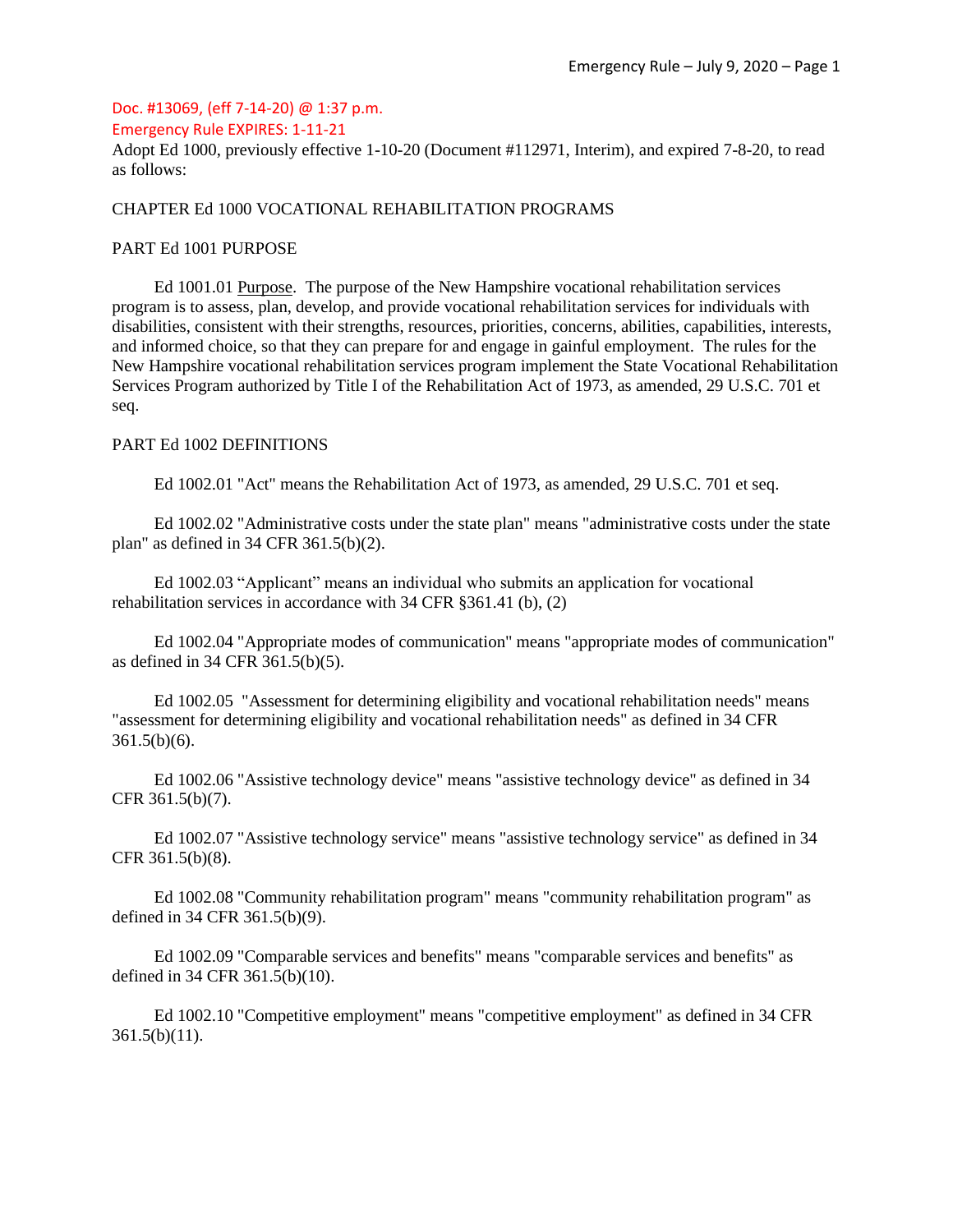Doc. #13069, (eff 7-14-20) @ 1:37 p.m.
Emergency Rule EXPIRES: 1-11-21

Adopt Ed 1000, previously effective 1-10-20 (Document #112971, Interim), and expired 7-8-20, to read as follows:

CHAPTER Ed 1000 VOCATIONAL REHABILITATION PROGRAMS

PART Ed 1001 PURPOSE

Ed 1001.01 Purpose. The purpose of the New Hampshire vocational rehabilitation services program is to assess, plan, develop, and provide vocational rehabilitation services for individuals with disabilities, consistent with their strengths, resources, priorities, concerns, abilities, capabilities, interests, and informed choice, so that they can prepare for and engage in gainful employment. The rules for the New Hampshire vocational rehabilitation services program implement the State Vocational Rehabilitation Services Program authorized by Title I of the Rehabilitation Act of 1973, as amended, 29 U.S.C. 701 et seq.

PART Ed 1002 DEFINITIONS

Ed 1002.01 "Act" means the Rehabilitation Act of 1973, as amended, 29 U.S.C. 701 et seq.

Ed 1002.02 "Administrative costs under the state plan" means "administrative costs under the state plan" as defined in 34 CFR 361.5(b)(2).

Ed 1002.03 "Applicant" means an individual who submits an application for vocational rehabilitation services in accordance with 34 CFR §361.41 (b), (2)

Ed 1002.04 "Appropriate modes of communication" means "appropriate modes of communication" as defined in 34 CFR 361.5(b)(5).

Ed 1002.05 "Assessment for determining eligibility and vocational rehabilitation needs" means "assessment for determining eligibility and vocational rehabilitation needs" as defined in 34 CFR 361.5(b)(6).

Ed 1002.06 "Assistive technology device" means "assistive technology device" as defined in 34 CFR 361.5(b)(7).

Ed 1002.07 "Assistive technology service" means "assistive technology service" as defined in 34 CFR 361.5(b)(8).

Ed 1002.08 "Community rehabilitation program" means "community rehabilitation program" as defined in 34 CFR 361.5(b)(9).

Ed 1002.09 "Comparable services and benefits" means "comparable services and benefits" as defined in 34 CFR 361.5(b)(10).

Ed 1002.10 "Competitive employment" means "competitive employment" as defined in 34 CFR 361.5(b)(11).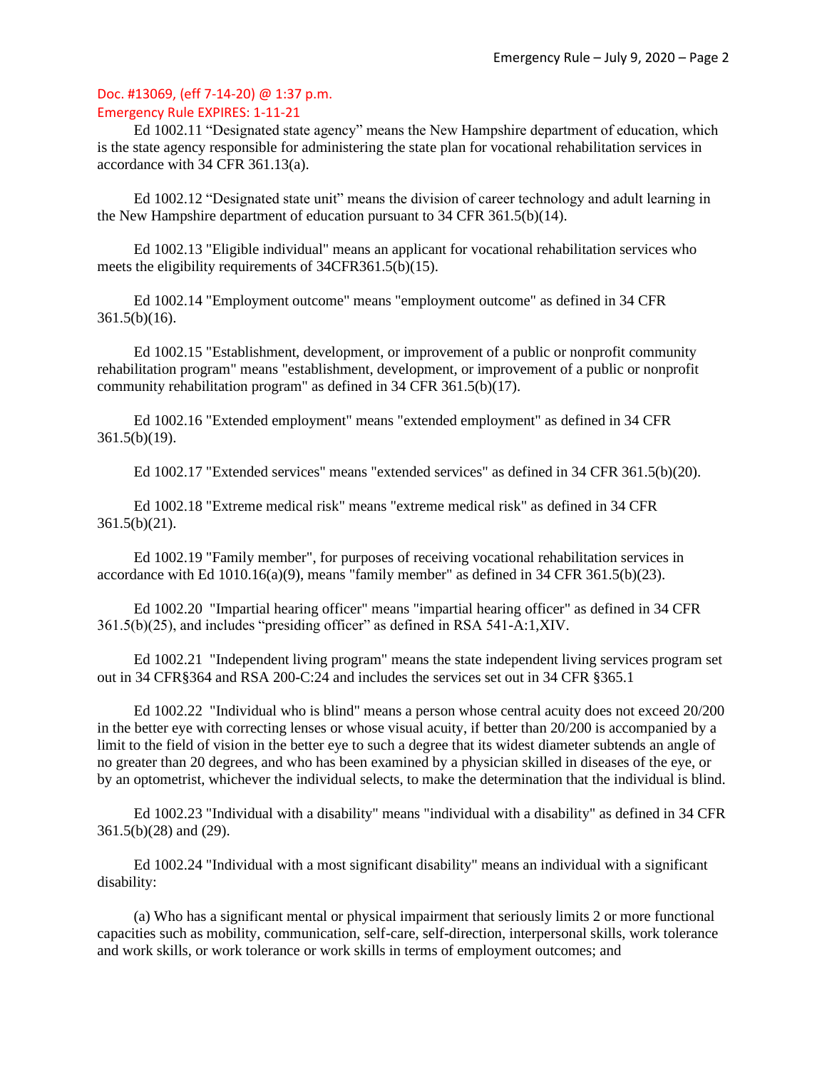Doc. #13069, (eff 7-14-20) @ 1:37 p.m.
Emergency Rule EXPIRES: 1-11-21

Ed 1002.11 “Designated state agency” means the New Hampshire department of education, which is the state agency responsible for administering the state plan for vocational rehabilitation services in accordance with 34 CFR 361.13(a).

Ed 1002.12 “Designated state unit” means the division of career technology and adult learning in the New Hampshire department of education pursuant to 34 CFR 361.5(b)(14).

Ed 1002.13 "Eligible individual" means an applicant for vocational rehabilitation services who meets the eligibility requirements of 34CFR361.5(b)(15).

Ed 1002.14 "Employment outcome" means "employment outcome" as defined in 34 CFR 361.5(b)(16).

Ed 1002.15 "Establishment, development, or improvement of a public or nonprofit community rehabilitation program" means "establishment, development, or improvement of a public or nonprofit community rehabilitation program" as defined in 34 CFR 361.5(b)(17).

Ed 1002.16 "Extended employment" means "extended employment" as defined in 34 CFR 361.5(b)(19).

Ed 1002.17 "Extended services" means "extended services" as defined in 34 CFR 361.5(b)(20).

Ed 1002.18 "Extreme medical risk" means "extreme medical risk" as defined in 34 CFR 361.5(b)(21).

Ed 1002.19 "Family member", for purposes of receiving vocational rehabilitation services in accordance with Ed 1010.16(a)(9), means "family member" as defined in 34 CFR 361.5(b)(23).

Ed 1002.20 "Impartial hearing officer" means "impartial hearing officer" as defined in 34 CFR 361.5(b)(25), and includes “presiding officer” as defined in RSA 541-A:1,XIV.

Ed 1002.21 "Independent living program" means the state independent living services program set out in 34 CFR§364 and RSA 200-C:24 and includes the services set out in 34 CFR §365.1

Ed 1002.22 "Individual who is blind" means a person whose central acuity does not exceed 20/200 in the better eye with correcting lenses or whose visual acuity, if better than 20/200 is accompanied by a limit to the field of vision in the better eye to such a degree that its widest diameter subtends an angle of no greater than 20 degrees, and who has been examined by a physician skilled in diseases of the eye, or by an optometrist, whichever the individual selects, to make the determination that the individual is blind.

Ed 1002.23 "Individual with a disability" means "individual with a disability" as defined in 34 CFR 361.5(b)(28) and (29).

Ed 1002.24 "Individual with a most significant disability" means an individual with a significant disability:

(a) Who has a significant mental or physical impairment that seriously limits 2 or more functional capacities such as mobility, communication, self-care, self-direction, interpersonal skills, work tolerance and work skills, or work tolerance or work skills in terms of employment outcomes; and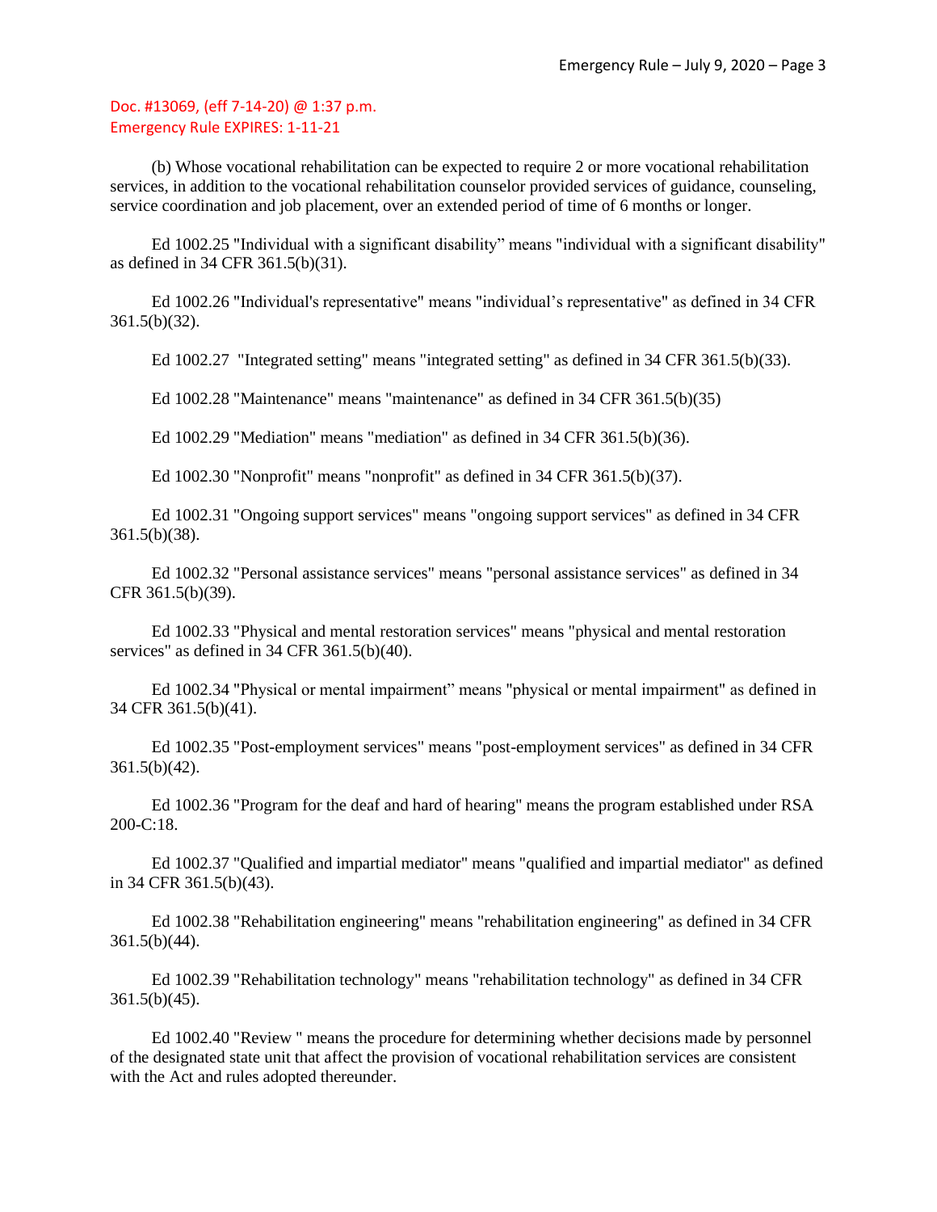Doc. #13069, (eff 7-14-20) @ 1:37 p.m.
Emergency Rule EXPIRES: 1-11-21

(b) Whose vocational rehabilitation can be expected to require 2 or more vocational rehabilitation services, in addition to the vocational rehabilitation counselor provided services of guidance, counseling, service coordination and job placement, over an extended period of time of 6 months or longer.

Ed 1002.25 "Individual with a significant disability" means "individual with a significant disability" as defined in 34 CFR 361.5(b)(31).

Ed 1002.26 "Individual's representative" means "individual's representative" as defined in 34 CFR 361.5(b)(32).

Ed 1002.27 "Integrated setting" means "integrated setting" as defined in 34 CFR 361.5(b)(33).

Ed 1002.28 "Maintenance" means "maintenance" as defined in 34 CFR 361.5(b)(35)

Ed 1002.29 "Mediation" means "mediation" as defined in 34 CFR 361.5(b)(36).

Ed 1002.30 "Nonprofit" means "nonprofit" as defined in 34 CFR 361.5(b)(37).

Ed 1002.31 "Ongoing support services" means "ongoing support services" as defined in 34 CFR 361.5(b)(38).

Ed 1002.32 "Personal assistance services" means "personal assistance services" as defined in 34 CFR 361.5(b)(39).

Ed 1002.33 "Physical and mental restoration services" means "physical and mental restoration services" as defined in 34 CFR 361.5(b)(40).

Ed 1002.34 "Physical or mental impairment" means "physical or mental impairment" as defined in 34 CFR 361.5(b)(41).

Ed 1002.35 "Post-employment services" means "post-employment services" as defined in 34 CFR 361.5(b)(42).

Ed 1002.36 "Program for the deaf and hard of hearing" means the program established under RSA 200-C:18.

Ed 1002.37 "Qualified and impartial mediator" means "qualified and impartial mediator" as defined in 34 CFR 361.5(b)(43).

Ed 1002.38 "Rehabilitation engineering" means "rehabilitation engineering" as defined in 34 CFR 361.5(b)(44).

Ed 1002.39 "Rehabilitation technology" means "rehabilitation technology" as defined in 34 CFR 361.5(b)(45).

Ed 1002.40 "Review " means the procedure for determining whether decisions made by personnel of the designated state unit that affect the provision of vocational rehabilitation services are consistent with the Act and rules adopted thereunder.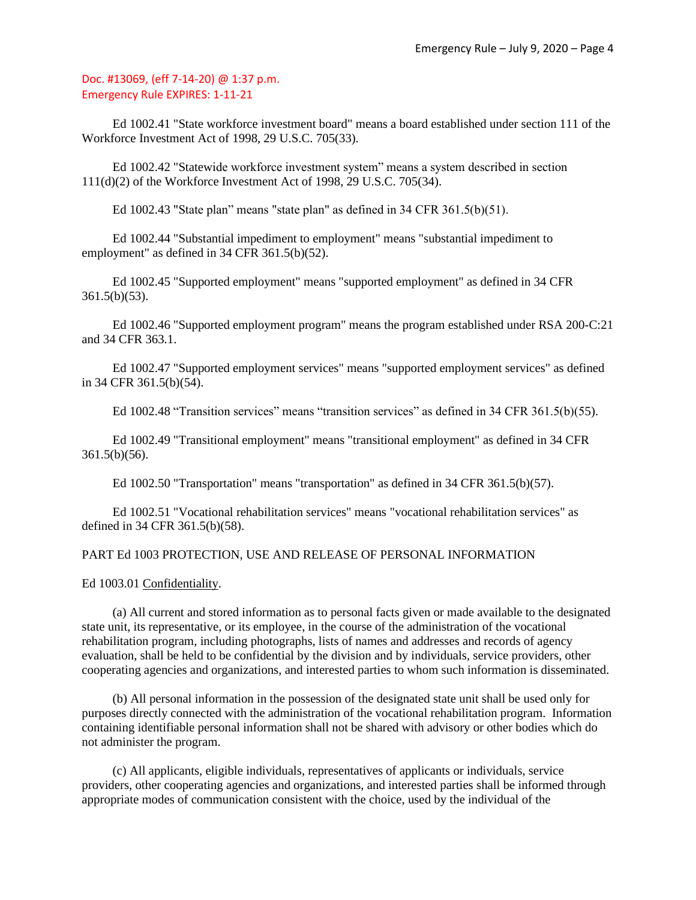Doc. #13069, (eff 7-14-20) @ 1:37 p.m.
Emergency Rule EXPIRES: 1-11-21

Ed 1002.41 "State workforce investment board" means a board established under section 111 of the Workforce Investment Act of 1998, 29 U.S.C. 705(33).

Ed 1002.42 "Statewide workforce investment system" means a system described in section 111(d)(2) of the Workforce Investment Act of 1998, 29 U.S.C. 705(34).

Ed 1002.43 "State plan" means "state plan" as defined in 34 CFR 361.5(b)(51).

Ed 1002.44 "Substantial impediment to employment" means "substantial impediment to employment" as defined in 34 CFR 361.5(b)(52).

Ed 1002.45 "Supported employment" means "supported employment" as defined in 34 CFR 361.5(b)(53).

Ed 1002.46 "Supported employment program" means the program established under RSA 200-C:21 and 34 CFR 363.1.

Ed 1002.47 "Supported employment services" means "supported employment services" as defined in 34 CFR 361.5(b)(54).

Ed 1002.48 "Transition services" means "transition services" as defined in 34 CFR 361.5(b)(55).

Ed 1002.49 "Transitional employment" means "transitional employment" as defined in 34 CFR 361.5(b)(56).

Ed 1002.50 "Transportation" means "transportation" as defined in 34 CFR 361.5(b)(57).

Ed 1002.51 "Vocational rehabilitation services" means "vocational rehabilitation services" as defined in 34 CFR 361.5(b)(58).

PART Ed 1003 PROTECTION, USE AND RELEASE OF PERSONAL INFORMATION

Ed 1003.01 Confidentiality.

(a) All current and stored information as to personal facts given or made available to the designated state unit, its representative, or its employee, in the course of the administration of the vocational rehabilitation program, including photographs, lists of names and addresses and records of agency evaluation, shall be held to be confidential by the division and by individuals, service providers, other cooperating agencies and organizations, and interested parties to whom such information is disseminated.

(b) All personal information in the possession of the designated state unit shall be used only for purposes directly connected with the administration of the vocational rehabilitation program. Information containing identifiable personal information shall not be shared with advisory or other bodies which do not administer the program.

(c) All applicants, eligible individuals, representatives of applicants or individuals, service providers, other cooperating agencies and organizations, and interested parties shall be informed through appropriate modes of communication consistent with the choice, used by the individual of the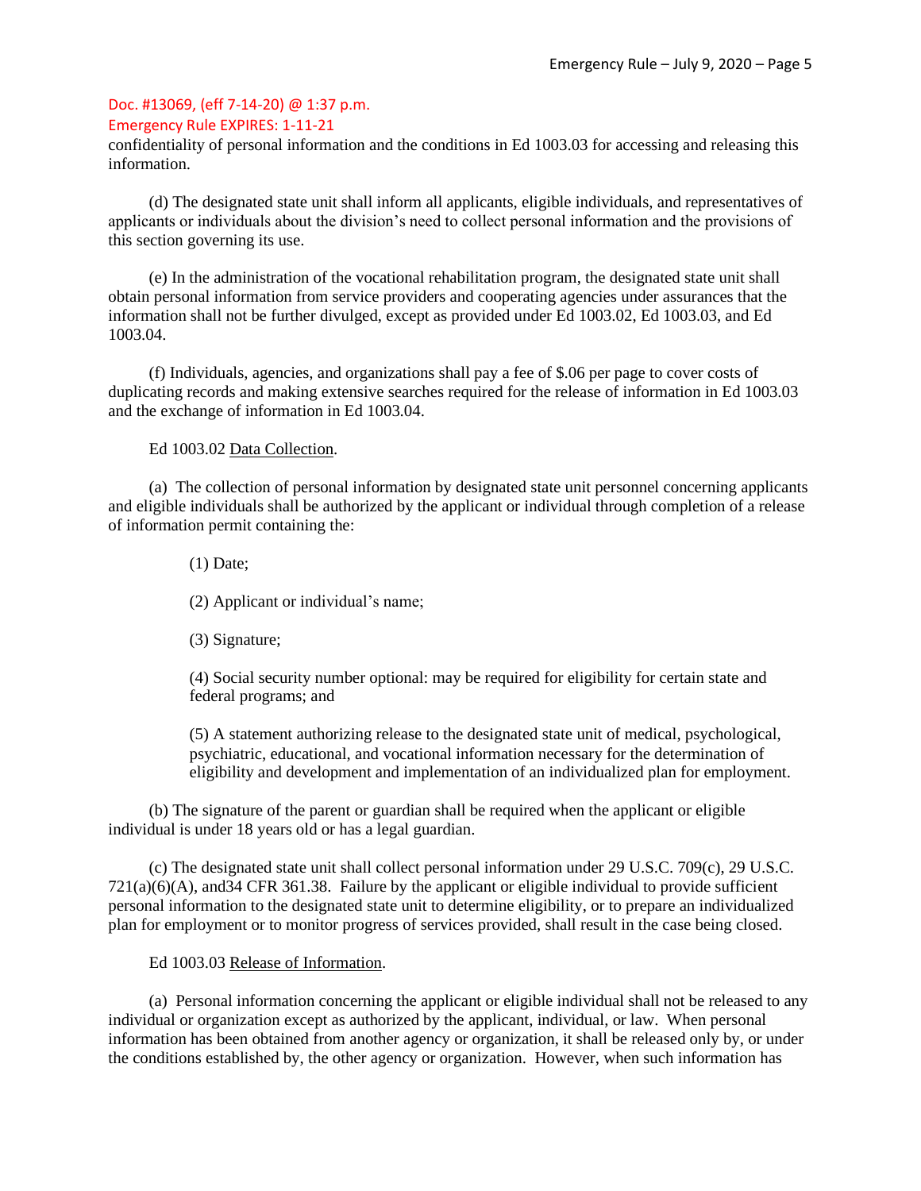confidentiality of personal information and the conditions in Ed 1003.03 for accessing and releasing this information.

(d) The designated state unit shall inform all applicants, eligible individuals, and representatives of applicants or individuals about the division's need to collect personal information and the provisions of this section governing its use.

(e) In the administration of the vocational rehabilitation program, the designated state unit shall obtain personal information from service providers and cooperating agencies under assurances that the information shall not be further divulged, except as provided under Ed 1003.02, Ed 1003.03, and Ed 1003.04.

(f) Individuals, agencies, and organizations shall pay a fee of $.06 per page to cover costs of duplicating records and making extensive searches required for the release of information in Ed 1003.03 and the exchange of information in Ed 1003.04.

Ed 1003.02 Data Collection.

(a) The collection of personal information by designated state unit personnel concerning applicants and eligible individuals shall be authorized by the applicant or individual through completion of a release of information permit containing the:

(1) Date;

(2) Applicant or individual's name;

(3) Signature;

(4) Social security number optional: may be required for eligibility for certain state and federal programs; and

(5) A statement authorizing release to the designated state unit of medical, psychological, psychiatric, educational, and vocational information necessary for the determination of eligibility and development and implementation of an individualized plan for employment.

(b) The signature of the parent or guardian shall be required when the applicant or eligible individual is under 18 years old or has a legal guardian.

(c) The designated state unit shall collect personal information under 29 U.S.C. 709(c), 29 U.S.C. 721(a)(6)(A), and34 CFR 361.38. Failure by the applicant or eligible individual to provide sufficient personal information to the designated state unit to determine eligibility, or to prepare an individualized plan for employment or to monitor progress of services provided, shall result in the case being closed.

Ed 1003.03 Release of Information.

(a) Personal information concerning the applicant or eligible individual shall not be released to any individual or organization except as authorized by the applicant, individual, or law. When personal information has been obtained from another agency or organization, it shall be released only by, or under the conditions established by, the other agency or organization. However, when such information has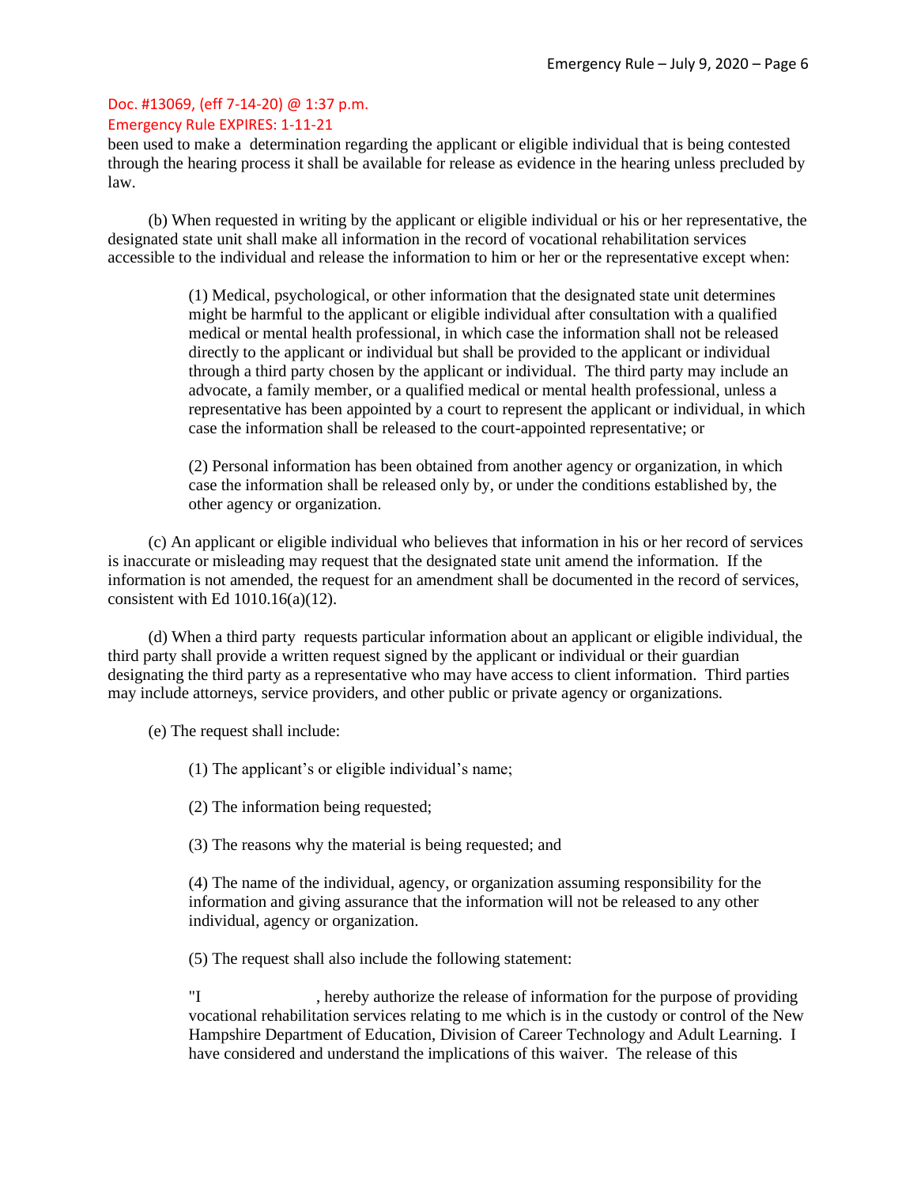Doc. #13069, (eff 7-14-20) @ 1:37 p.m.
Emergency Rule EXPIRES: 1-11-21

been used to make a determination regarding the applicant or eligible individual that is being contested through the hearing process it shall be available for release as evidence in the hearing unless precluded by law.

(b) When requested in writing by the applicant or eligible individual or his or her representative, the designated state unit shall make all information in the record of vocational rehabilitation services accessible to the individual and release the information to him or her or the representative except when:

> (1) Medical, psychological, or other information that the designated state unit determines might be harmful to the applicant or eligible individual after consultation with a qualified medical or mental health professional, in which case the information shall not be released directly to the applicant or individual but shall be provided to the applicant or individual through a third party chosen by the applicant or individual. The third party may include an advocate, a family member, or a qualified medical or mental health professional, unless a representative has been appointed by a court to represent the applicant or individual, in which case the information shall be released to the court-appointed representative; or
>
> (2) Personal information has been obtained from another agency or organization, in which case the information shall be released only by, or under the conditions established by, the other agency or organization.

(c) An applicant or eligible individual who believes that information in his or her record of services is inaccurate or misleading may request that the designated state unit amend the information. If the information is not amended, the request for an amendment shall be documented in the record of services, consistent with Ed 1010.16(a)(12).

(d) When a third party requests particular information about an applicant or eligible individual, the third party shall provide a written request signed by the applicant or individual or their guardian designating the third party as a representative who may have access to client information. Third parties may include attorneys, service providers, and other public or private agency or organizations.

(e) The request shall include:

> (1) The applicant's or eligible individual's name;
>
> (2) The information being requested;
>
> (3) The reasons why the material is being requested; and
>
> (4) The name of the individual, agency, or organization assuming responsibility for the information and giving assurance that the information will not be released to any other individual, agency or organization.
>
> (5) The request shall also include the following statement:
>
> "I                    , hereby authorize the release of information for the purpose of providing vocational rehabilitation services relating to me which is in the custody or control of the New Hampshire Department of Education, Division of Career Technology and Adult Learning. I have considered and understand the implications of this waiver. The release of this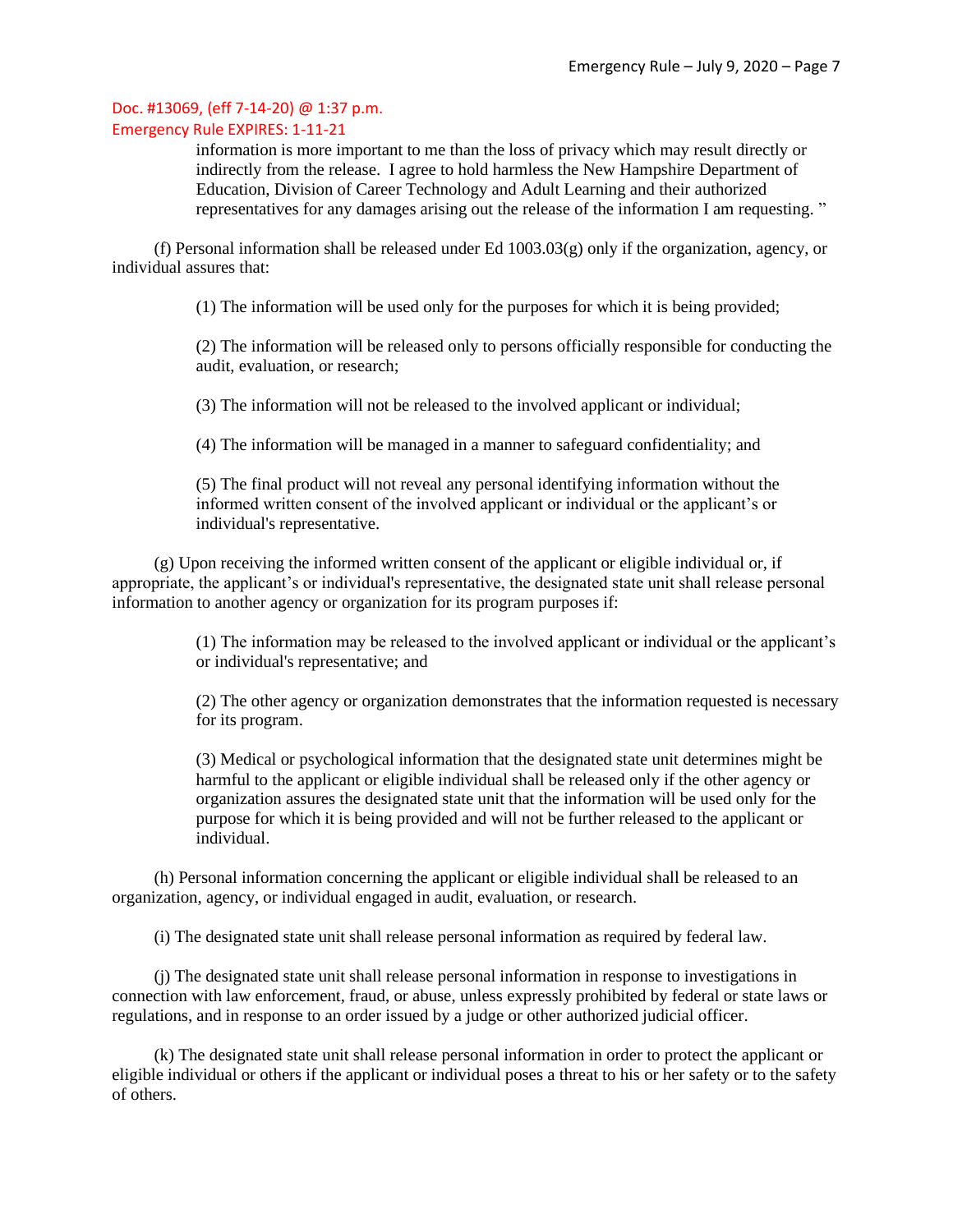Doc. #13069, (eff 7-14-20) @ 1:37 p.m.
Emergency Rule EXPIRES: 1-11-21

information is more important to me than the loss of privacy which may result directly or indirectly from the release. I agree to hold harmless the New Hampshire Department of Education, Division of Career Technology and Adult Learning and their authorized representatives for any damages arising out the release of the information I am requesting. "

(f) Personal information shall be released under Ed 1003.03(g) only if the organization, agency, or individual assures that:

(1) The information will be used only for the purposes for which it is being provided;

(2) The information will be released only to persons officially responsible for conducting the audit, evaluation, or research;

(3) The information will not be released to the involved applicant or individual;

(4) The information will be managed in a manner to safeguard confidentiality; and

(5) The final product will not reveal any personal identifying information without the informed written consent of the involved applicant or individual or the applicant's or individual's representative.

(g) Upon receiving the informed written consent of the applicant or eligible individual or, if appropriate, the applicant's or individual's representative, the designated state unit shall release personal information to another agency or organization for its program purposes if:

(1) The information may be released to the involved applicant or individual or the applicant's or individual's representative; and

(2) The other agency or organization demonstrates that the information requested is necessary for its program.

(3) Medical or psychological information that the designated state unit determines might be harmful to the applicant or eligible individual shall be released only if the other agency or organization assures the designated state unit that the information will be used only for the purpose for which it is being provided and will not be further released to the applicant or individual.

(h) Personal information concerning the applicant or eligible individual shall be released to an organization, agency, or individual engaged in audit, evaluation, or research.

(i) The designated state unit shall release personal information as required by federal law.

(j) The designated state unit shall release personal information in response to investigations in connection with law enforcement, fraud, or abuse, unless expressly prohibited by federal or state laws or regulations, and in response to an order issued by a judge or other authorized judicial officer.

(k) The designated state unit shall release personal information in order to protect the applicant or eligible individual or others if the applicant or individual poses a threat to his or her safety or to the safety of others.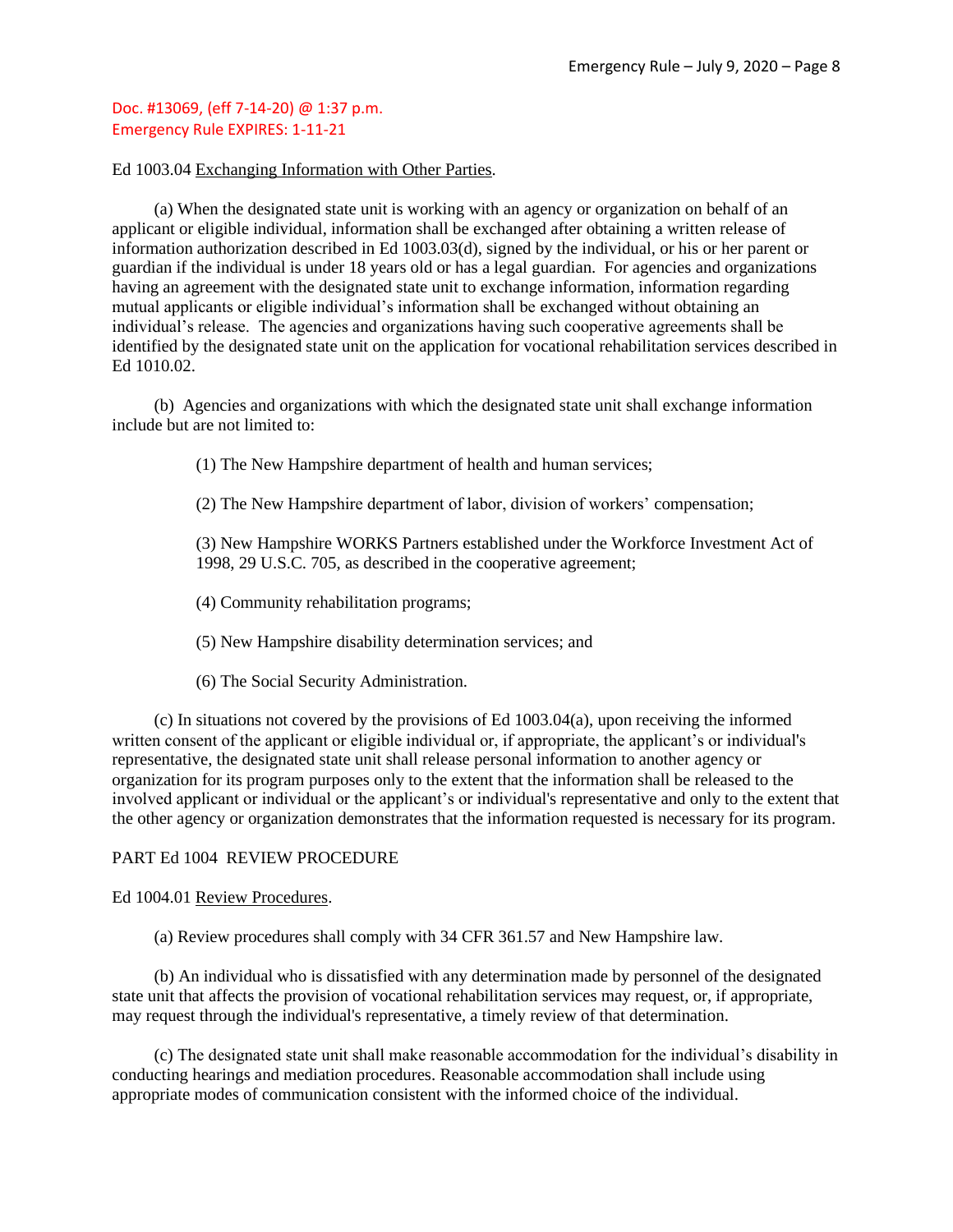Doc. #13069, (eff 7-14-20) @ 1:37 p.m.
Emergency Rule EXPIRES: 1-11-21

Ed 1003.04 Exchanging Information with Other Parties.

(a) When the designated state unit is working with an agency or organization on behalf of an applicant or eligible individual, information shall be exchanged after obtaining a written release of information authorization described in Ed 1003.03(d), signed by the individual, or his or her parent or guardian if the individual is under 18 years old or has a legal guardian. For agencies and organizations having an agreement with the designated state unit to exchange information, information regarding mutual applicants or eligible individual's information shall be exchanged without obtaining an individual's release. The agencies and organizations having such cooperative agreements shall be identified by the designated state unit on the application for vocational rehabilitation services described in Ed 1010.02.

(b) Agencies and organizations with which the designated state unit shall exchange information include but are not limited to:

(1) The New Hampshire department of health and human services;

(2) The New Hampshire department of labor, division of workers' compensation;

(3) New Hampshire WORKS Partners established under the Workforce Investment Act of 1998, 29 U.S.C. 705, as described in the cooperative agreement;

(4) Community rehabilitation programs;

(5) New Hampshire disability determination services; and

(6) The Social Security Administration.

(c) In situations not covered by the provisions of Ed 1003.04(a), upon receiving the informed written consent of the applicant or eligible individual or, if appropriate, the applicant's or individual's representative, the designated state unit shall release personal information to another agency or organization for its program purposes only to the extent that the information shall be released to the involved applicant or individual or the applicant's or individual's representative and only to the extent that the other agency or organization demonstrates that the information requested is necessary for its program.

PART Ed 1004 REVIEW PROCEDURE

Ed 1004.01 Review Procedures.

(a) Review procedures shall comply with 34 CFR 361.57 and New Hampshire law.

(b) An individual who is dissatisfied with any determination made by personnel of the designated state unit that affects the provision of vocational rehabilitation services may request, or, if appropriate, may request through the individual's representative, a timely review of that determination.

(c) The designated state unit shall make reasonable accommodation for the individual's disability in conducting hearings and mediation procedures. Reasonable accommodation shall include using appropriate modes of communication consistent with the informed choice of the individual.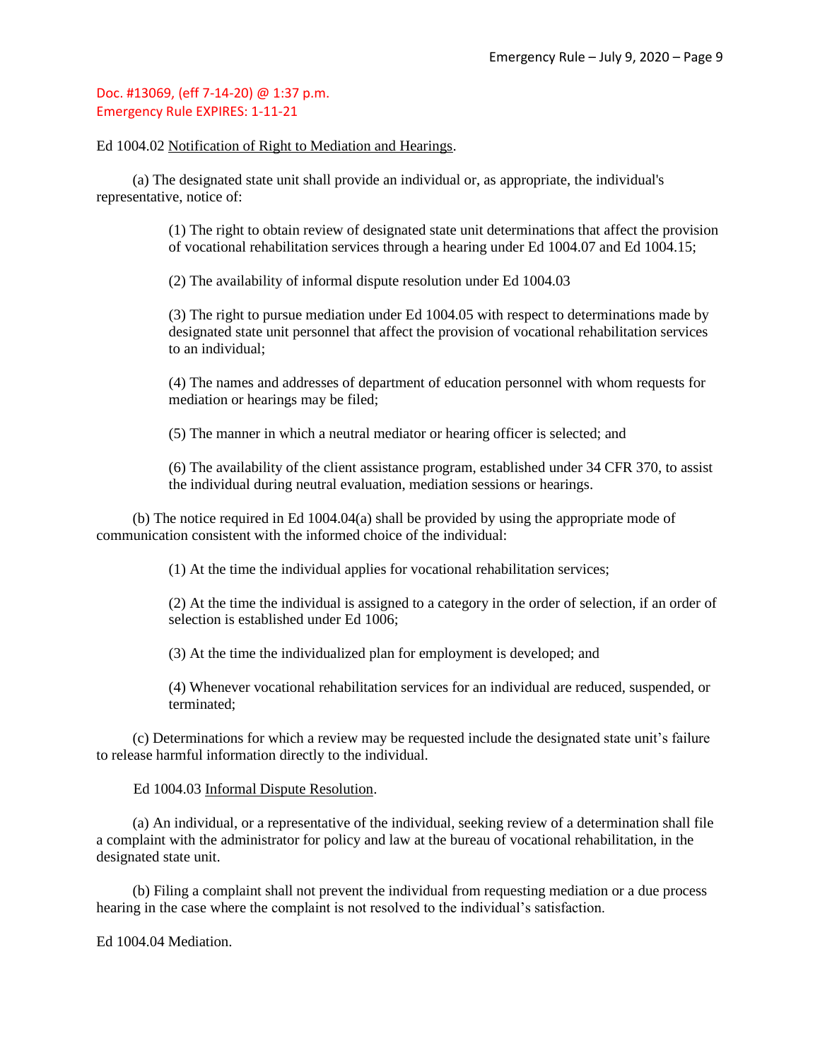Doc. #13069, (eff 7-14-20) @ 1:37 p.m.
Emergency Rule EXPIRES: 1-11-21

Ed 1004.02 Notification of Right to Mediation and Hearings.

(a) The designated state unit shall provide an individual or, as appropriate, the individual's representative, notice of:

(1) The right to obtain review of designated state unit determinations that affect the provision of vocational rehabilitation services through a hearing under Ed 1004.07 and Ed 1004.15;

(2) The availability of informal dispute resolution under Ed 1004.03

(3) The right to pursue mediation under Ed 1004.05 with respect to determinations made by designated state unit personnel that affect the provision of vocational rehabilitation services to an individual;

(4) The names and addresses of department of education personnel with whom requests for mediation or hearings may be filed;

(5) The manner in which a neutral mediator or hearing officer is selected; and

(6) The availability of the client assistance program, established under 34 CFR 370, to assist the individual during neutral evaluation, mediation sessions or hearings.

(b) The notice required in Ed 1004.04(a) shall be provided by using the appropriate mode of communication consistent with the informed choice of the individual:

(1) At the time the individual applies for vocational rehabilitation services;

(2) At the time the individual is assigned to a category in the order of selection, if an order of selection is established under Ed 1006;

(3) At the time the individualized plan for employment is developed; and

(4) Whenever vocational rehabilitation services for an individual are reduced, suspended, or terminated;

(c) Determinations for which a review may be requested include the designated state unit's failure to release harmful information directly to the individual.

Ed 1004.03 Informal Dispute Resolution.

(a) An individual, or a representative of the individual, seeking review of a determination shall file a complaint with the administrator for policy and law at the bureau of vocational rehabilitation, in the designated state unit.

(b) Filing a complaint shall not prevent the individual from requesting mediation or a due process hearing in the case where the complaint is not resolved to the individual's satisfaction.

Ed 1004.04 Mediation.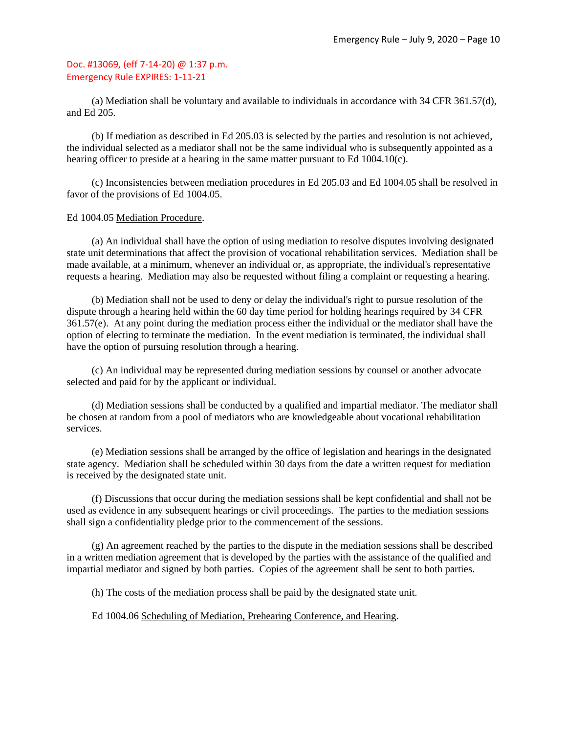Doc. #13069, (eff 7-14-20) @ 1:37 p.m.
Emergency Rule EXPIRES: 1-11-21

(a) Mediation shall be voluntary and available to individuals in accordance with 34 CFR 361.57(d), and Ed 205.

(b) If mediation as described in Ed 205.03 is selected by the parties and resolution is not achieved, the individual selected as a mediator shall not be the same individual who is subsequently appointed as a hearing officer to preside at a hearing in the same matter pursuant to Ed 1004.10(c).

(c) Inconsistencies between mediation procedures in Ed 205.03 and Ed 1004.05 shall be resolved in favor of the provisions of Ed 1004.05.

Ed 1004.05 Mediation Procedure.

(a) An individual shall have the option of using mediation to resolve disputes involving designated state unit determinations that affect the provision of vocational rehabilitation services. Mediation shall be made available, at a minimum, whenever an individual or, as appropriate, the individual's representative requests a hearing. Mediation may also be requested without filing a complaint or requesting a hearing.

(b) Mediation shall not be used to deny or delay the individual's right to pursue resolution of the dispute through a hearing held within the 60 day time period for holding hearings required by 34 CFR 361.57(e). At any point during the mediation process either the individual or the mediator shall have the option of electing to terminate the mediation. In the event mediation is terminated, the individual shall have the option of pursuing resolution through a hearing.

(c) An individual may be represented during mediation sessions by counsel or another advocate selected and paid for by the applicant or individual.

(d) Mediation sessions shall be conducted by a qualified and impartial mediator. The mediator shall be chosen at random from a pool of mediators who are knowledgeable about vocational rehabilitation services.

(e) Mediation sessions shall be arranged by the office of legislation and hearings in the designated state agency. Mediation shall be scheduled within 30 days from the date a written request for mediation is received by the designated state unit.

(f) Discussions that occur during the mediation sessions shall be kept confidential and shall not be used as evidence in any subsequent hearings or civil proceedings. The parties to the mediation sessions shall sign a confidentiality pledge prior to the commencement of the sessions.

(g) An agreement reached by the parties to the dispute in the mediation sessions shall be described in a written mediation agreement that is developed by the parties with the assistance of the qualified and impartial mediator and signed by both parties. Copies of the agreement shall be sent to both parties.

(h) The costs of the mediation process shall be paid by the designated state unit.

Ed 1004.06 Scheduling of Mediation, Prehearing Conference, and Hearing.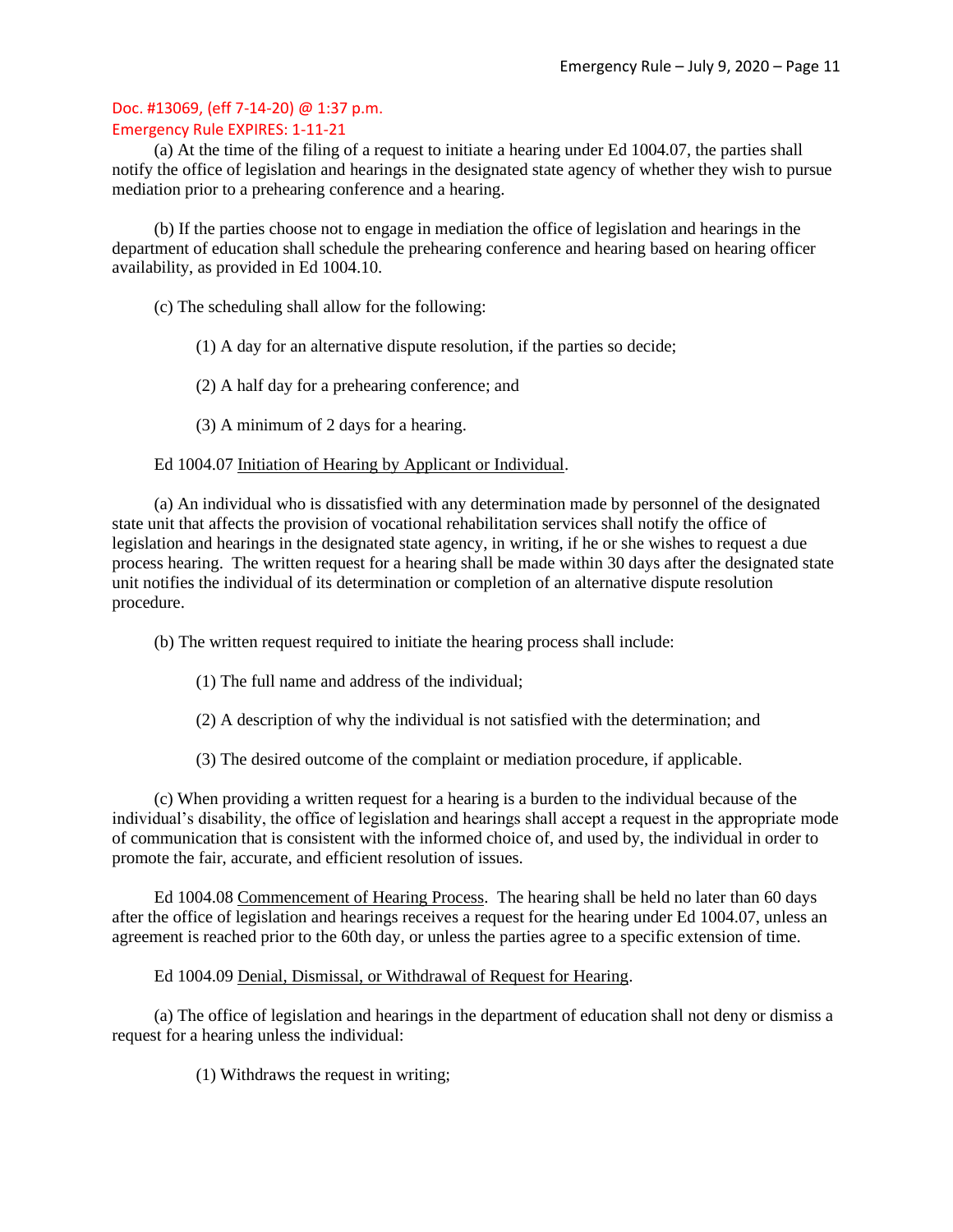Doc. #13069, (eff 7-14-20) @ 1:37 p.m.
Emergency Rule EXPIRES: 1-11-21

(a) At the time of the filing of a request to initiate a hearing under Ed 1004.07, the parties shall notify the office of legislation and hearings in the designated state agency of whether they wish to pursue mediation prior to a prehearing conference and a hearing.

(b) If the parties choose not to engage in mediation the office of legislation and hearings in the department of education shall schedule the prehearing conference and hearing based on hearing officer availability, as provided in Ed 1004.10.

(c) The scheduling shall allow for the following:

(1) A day for an alternative dispute resolution, if the parties so decide;

(2) A half day for a prehearing conference; and

(3) A minimum of 2 days for a hearing.

Ed 1004.07 Initiation of Hearing by Applicant or Individual.

(a) An individual who is dissatisfied with any determination made by personnel of the designated state unit that affects the provision of vocational rehabilitation services shall notify the office of legislation and hearings in the designated state agency, in writing, if he or she wishes to request a due process hearing. The written request for a hearing shall be made within 30 days after the designated state unit notifies the individual of its determination or completion of an alternative dispute resolution procedure.

(b) The written request required to initiate the hearing process shall include:

(1) The full name and address of the individual;

(2) A description of why the individual is not satisfied with the determination; and

(3) The desired outcome of the complaint or mediation procedure, if applicable.

(c) When providing a written request for a hearing is a burden to the individual because of the individual's disability, the office of legislation and hearings shall accept a request in the appropriate mode of communication that is consistent with the informed choice of, and used by, the individual in order to promote the fair, accurate, and efficient resolution of issues.

Ed 1004.08 Commencement of Hearing Process. The hearing shall be held no later than 60 days after the office of legislation and hearings receives a request for the hearing under Ed 1004.07, unless an agreement is reached prior to the 60th day, or unless the parties agree to a specific extension of time.

Ed 1004.09 Denial, Dismissal, or Withdrawal of Request for Hearing.

(a) The office of legislation and hearings in the department of education shall not deny or dismiss a request for a hearing unless the individual:

(1) Withdraws the request in writing;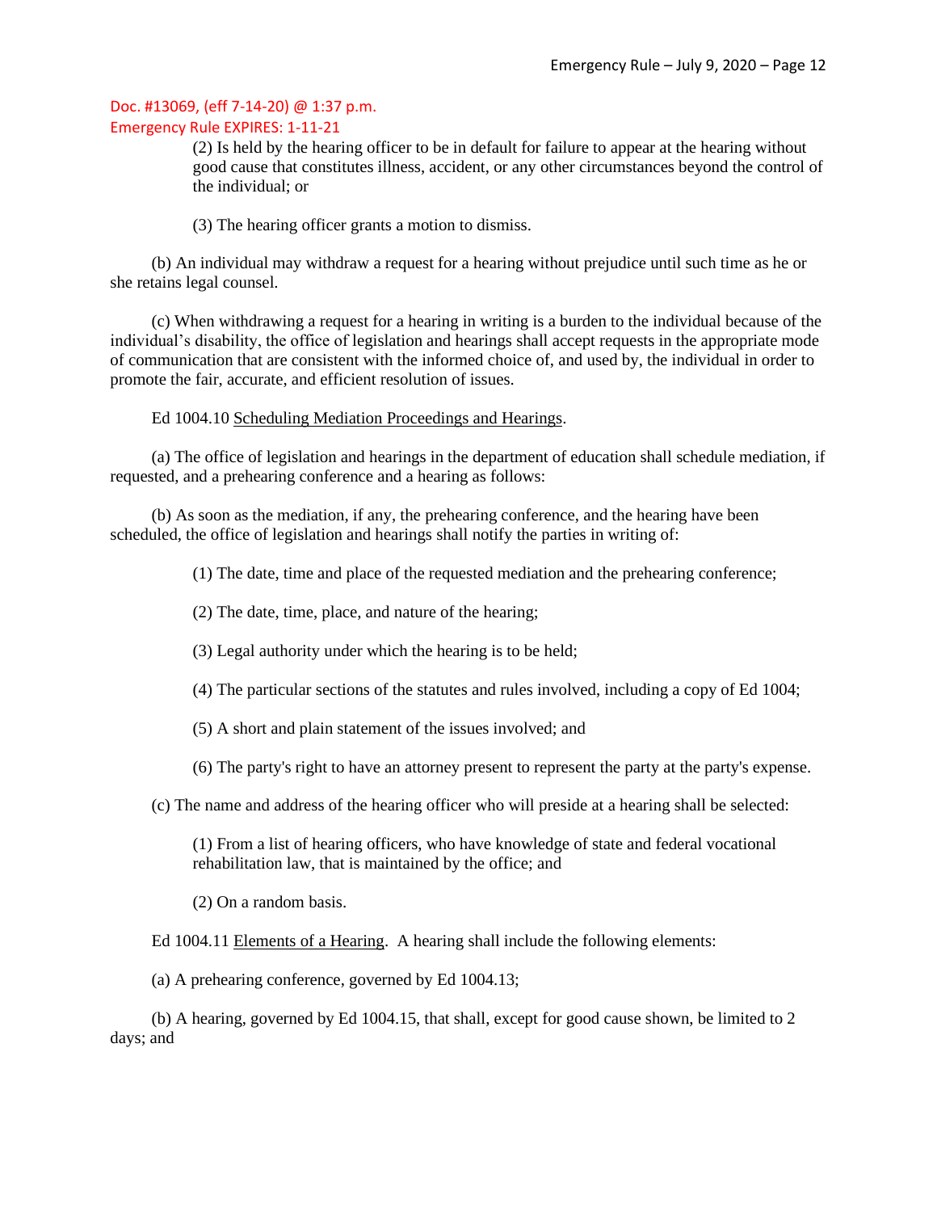Doc. #13069, (eff 7-14-20) @ 1:37 p.m.
Emergency Rule EXPIRES: 1-11-21

(2) Is held by the hearing officer to be in default for failure to appear at the hearing without good cause that constitutes illness, accident, or any other circumstances beyond the control of the individual; or

(3) The hearing officer grants a motion to dismiss.

(b) An individual may withdraw a request for a hearing without prejudice until such time as he or she retains legal counsel.

(c) When withdrawing a request for a hearing in writing is a burden to the individual because of the individual's disability, the office of legislation and hearings shall accept requests in the appropriate mode of communication that are consistent with the informed choice of, and used by, the individual in order to promote the fair, accurate, and efficient resolution of issues.

Ed 1004.10 Scheduling Mediation Proceedings and Hearings.

(a) The office of legislation and hearings in the department of education shall schedule mediation, if requested, and a prehearing conference and a hearing as follows:

(b) As soon as the mediation, if any, the prehearing conference, and the hearing have been scheduled, the office of legislation and hearings shall notify the parties in writing of:

(1) The date, time and place of the requested mediation and the prehearing conference;

(2) The date, time, place, and nature of the hearing;

(3) Legal authority under which the hearing is to be held;

(4) The particular sections of the statutes and rules involved, including a copy of Ed 1004;

(5) A short and plain statement of the issues involved; and

(6) The party's right to have an attorney present to represent the party at the party's expense.

(c) The name and address of the hearing officer who will preside at a hearing shall be selected:

(1) From a list of hearing officers, who have knowledge of state and federal vocational rehabilitation law, that is maintained by the office; and

(2) On a random basis.

Ed 1004.11 Elements of a Hearing. A hearing shall include the following elements:

(a) A prehearing conference, governed by Ed 1004.13;

(b) A hearing, governed by Ed 1004.15, that shall, except for good cause shown, be limited to 2 days; and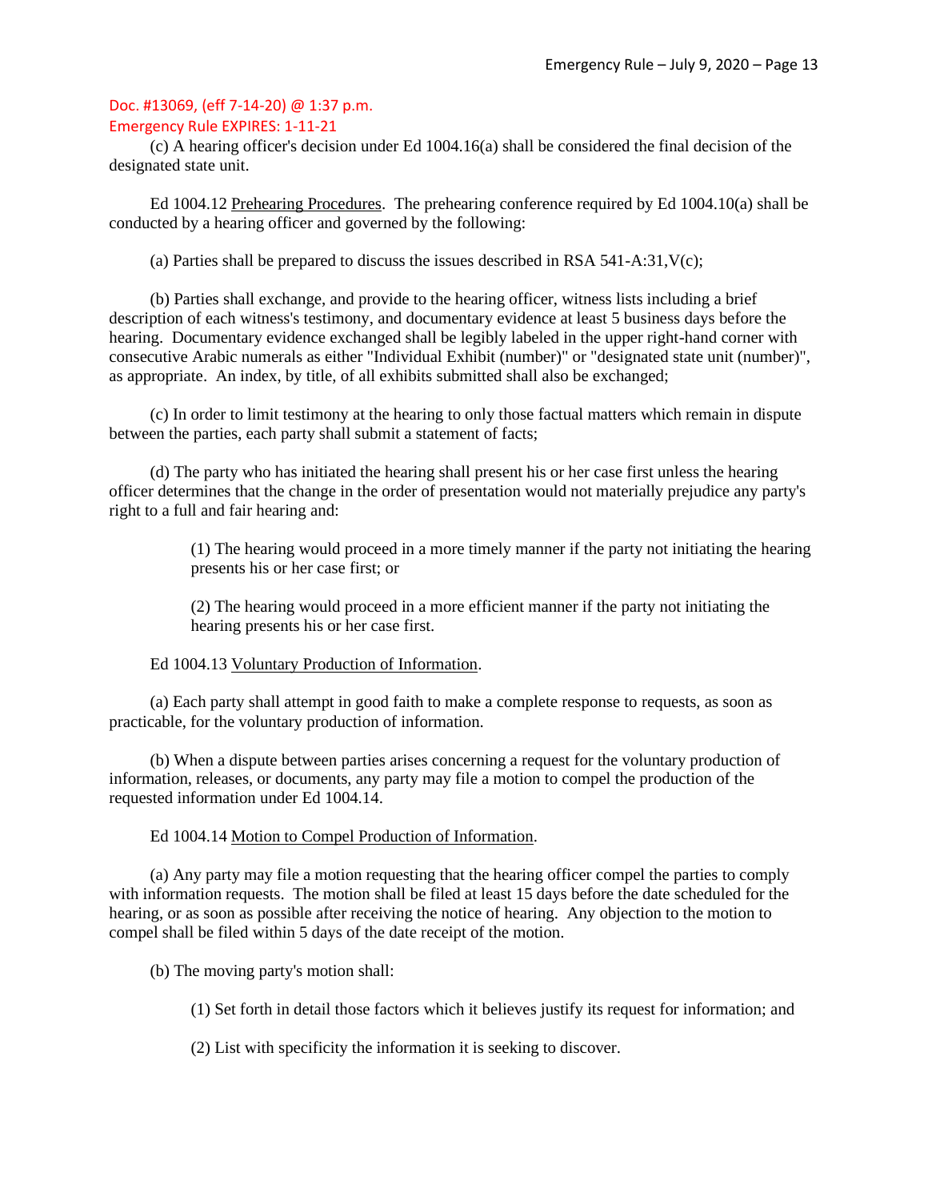Doc. #13069, (eff 7-14-20) @ 1:37 p.m.
Emergency Rule EXPIRES: 1-11-21

(c) A hearing officer's decision under Ed 1004.16(a) shall be considered the final decision of the designated state unit.

Ed 1004.12 Prehearing Procedures. The prehearing conference required by Ed 1004.10(a) shall be conducted by a hearing officer and governed by the following:

(a) Parties shall be prepared to discuss the issues described in RSA 541-A:31,V(c);

(b) Parties shall exchange, and provide to the hearing officer, witness lists including a brief description of each witness's testimony, and documentary evidence at least 5 business days before the hearing. Documentary evidence exchanged shall be legibly labeled in the upper right-hand corner with consecutive Arabic numerals as either "Individual Exhibit (number)" or "designated state unit (number)", as appropriate. An index, by title, of all exhibits submitted shall also be exchanged;

(c) In order to limit testimony at the hearing to only those factual matters which remain in dispute between the parties, each party shall submit a statement of facts;

(d) The party who has initiated the hearing shall present his or her case first unless the hearing officer determines that the change in the order of presentation would not materially prejudice any party's right to a full and fair hearing and:

> (1) The hearing would proceed in a more timely manner if the party not initiating the hearing presents his or her case first; or
>
> (2) The hearing would proceed in a more efficient manner if the party not initiating the hearing presents his or her case first.

Ed 1004.13 Voluntary Production of Information.

(a) Each party shall attempt in good faith to make a complete response to requests, as soon as practicable, for the voluntary production of information.

(b) When a dispute between parties arises concerning a request for the voluntary production of information, releases, or documents, any party may file a motion to compel the production of the requested information under Ed 1004.14.

Ed 1004.14 Motion to Compel Production of Information.

(a) Any party may file a motion requesting that the hearing officer compel the parties to comply with information requests. The motion shall be filed at least 15 days before the date scheduled for the hearing, or as soon as possible after receiving the notice of hearing. Any objection to the motion to compel shall be filed within 5 days of the date receipt of the motion.

(b) The moving party's motion shall:

> (1) Set forth in detail those factors which it believes justify its request for information; and
>
> (2) List with specificity the information it is seeking to discover.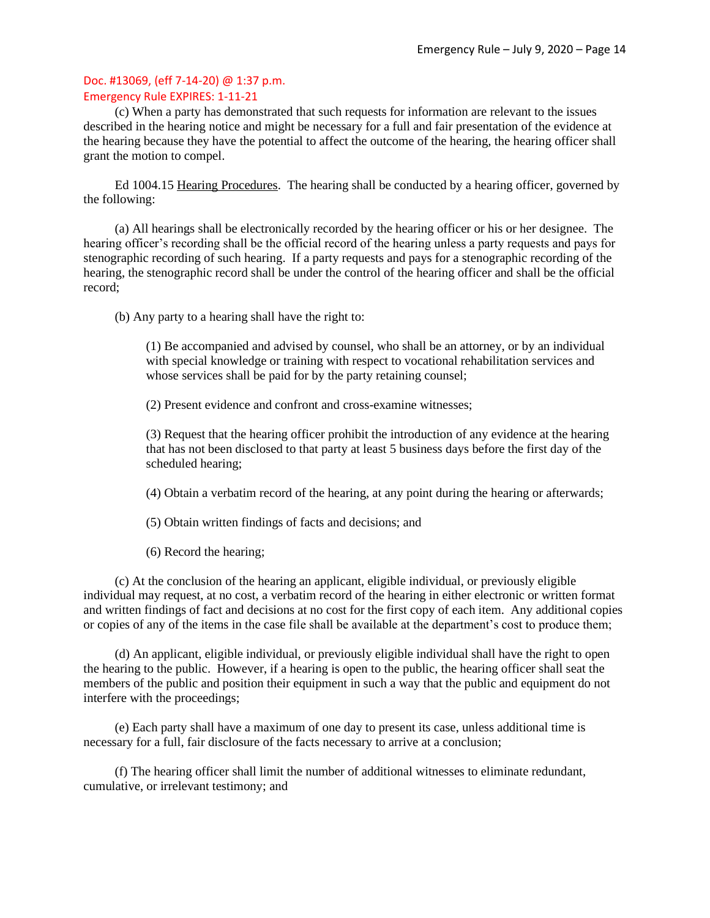Doc. #13069, (eff 7-14-20) @ 1:37 p.m.
Emergency Rule EXPIRES: 1-11-21

(c) When a party has demonstrated that such requests for information are relevant to the issues described in the hearing notice and might be necessary for a full and fair presentation of the evidence at the hearing because they have the potential to affect the outcome of the hearing, the hearing officer shall grant the motion to compel.

Ed 1004.15 Hearing Procedures. The hearing shall be conducted by a hearing officer, governed by the following:

(a) All hearings shall be electronically recorded by the hearing officer or his or her designee. The hearing officer's recording shall be the official record of the hearing unless a party requests and pays for stenographic recording of such hearing. If a party requests and pays for a stenographic recording of the hearing, the stenographic record shall be under the control of the hearing officer and shall be the official record;

(b) Any party to a hearing shall have the right to:

(1) Be accompanied and advised by counsel, who shall be an attorney, or by an individual with special knowledge or training with respect to vocational rehabilitation services and whose services shall be paid for by the party retaining counsel;

(2) Present evidence and confront and cross-examine witnesses;

(3) Request that the hearing officer prohibit the introduction of any evidence at the hearing that has not been disclosed to that party at least 5 business days before the first day of the scheduled hearing;

(4) Obtain a verbatim record of the hearing, at any point during the hearing or afterwards;

(5) Obtain written findings of facts and decisions; and

(6) Record the hearing;

(c) At the conclusion of the hearing an applicant, eligible individual, or previously eligible individual may request, at no cost, a verbatim record of the hearing in either electronic or written format and written findings of fact and decisions at no cost for the first copy of each item. Any additional copies or copies of any of the items in the case file shall be available at the department's cost to produce them;

(d) An applicant, eligible individual, or previously eligible individual shall have the right to open the hearing to the public. However, if a hearing is open to the public, the hearing officer shall seat the members of the public and position their equipment in such a way that the public and equipment do not interfere with the proceedings;

(e) Each party shall have a maximum of one day to present its case, unless additional time is necessary for a full, fair disclosure of the facts necessary to arrive at a conclusion;

(f) The hearing officer shall limit the number of additional witnesses to eliminate redundant, cumulative, or irrelevant testimony; and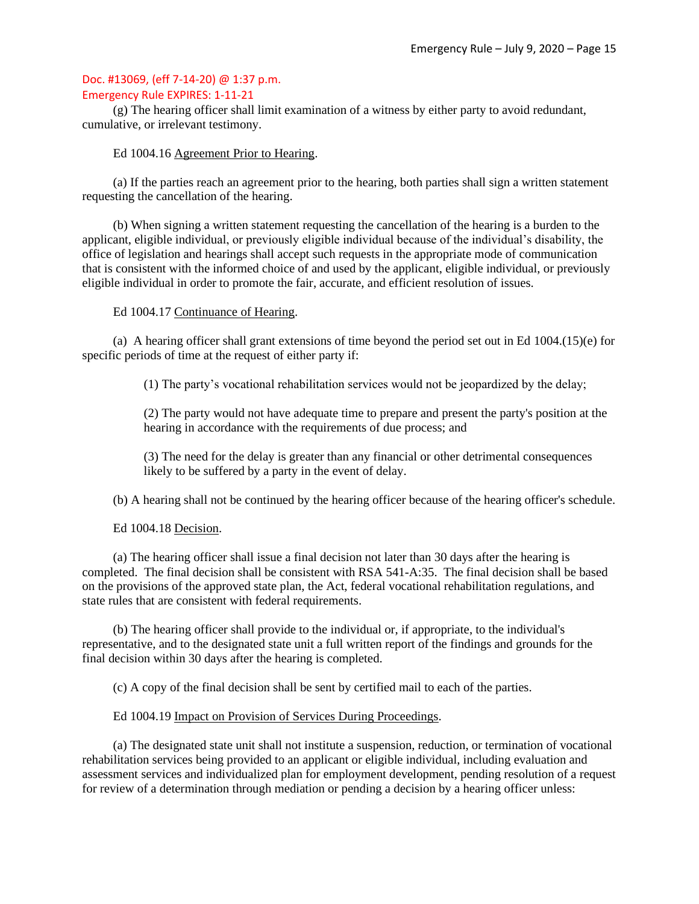Doc. #13069, (eff 7-14-20) @ 1:37 p.m.
Emergency Rule EXPIRES: 1-11-21

(g) The hearing officer shall limit examination of a witness by either party to avoid redundant, cumulative, or irrelevant testimony.

Ed 1004.16 Agreement Prior to Hearing.

(a) If the parties reach an agreement prior to the hearing, both parties shall sign a written statement requesting the cancellation of the hearing.

(b) When signing a written statement requesting the cancellation of the hearing is a burden to the applicant, eligible individual, or previously eligible individual because of the individual's disability, the office of legislation and hearings shall accept such requests in the appropriate mode of communication that is consistent with the informed choice of and used by the applicant, eligible individual, or previously eligible individual in order to promote the fair, accurate, and efficient resolution of issues.

Ed 1004.17 Continuance of Hearing.

(a) A hearing officer shall grant extensions of time beyond the period set out in Ed 1004.(15)(e) for specific periods of time at the request of either party if:

(1) The party's vocational rehabilitation services would not be jeopardized by the delay;

(2) The party would not have adequate time to prepare and present the party's position at the hearing in accordance with the requirements of due process; and

(3) The need for the delay is greater than any financial or other detrimental consequences likely to be suffered by a party in the event of delay.

(b) A hearing shall not be continued by the hearing officer because of the hearing officer's schedule.

Ed 1004.18 Decision.

(a) The hearing officer shall issue a final decision not later than 30 days after the hearing is completed. The final decision shall be consistent with RSA 541-A:35. The final decision shall be based on the provisions of the approved state plan, the Act, federal vocational rehabilitation regulations, and state rules that are consistent with federal requirements.

(b) The hearing officer shall provide to the individual or, if appropriate, to the individual's representative, and to the designated state unit a full written report of the findings and grounds for the final decision within 30 days after the hearing is completed.

(c) A copy of the final decision shall be sent by certified mail to each of the parties.

Ed 1004.19 Impact on Provision of Services During Proceedings.

(a) The designated state unit shall not institute a suspension, reduction, or termination of vocational rehabilitation services being provided to an applicant or eligible individual, including evaluation and assessment services and individualized plan for employment development, pending resolution of a request for review of a determination through mediation or pending a decision by a hearing officer unless: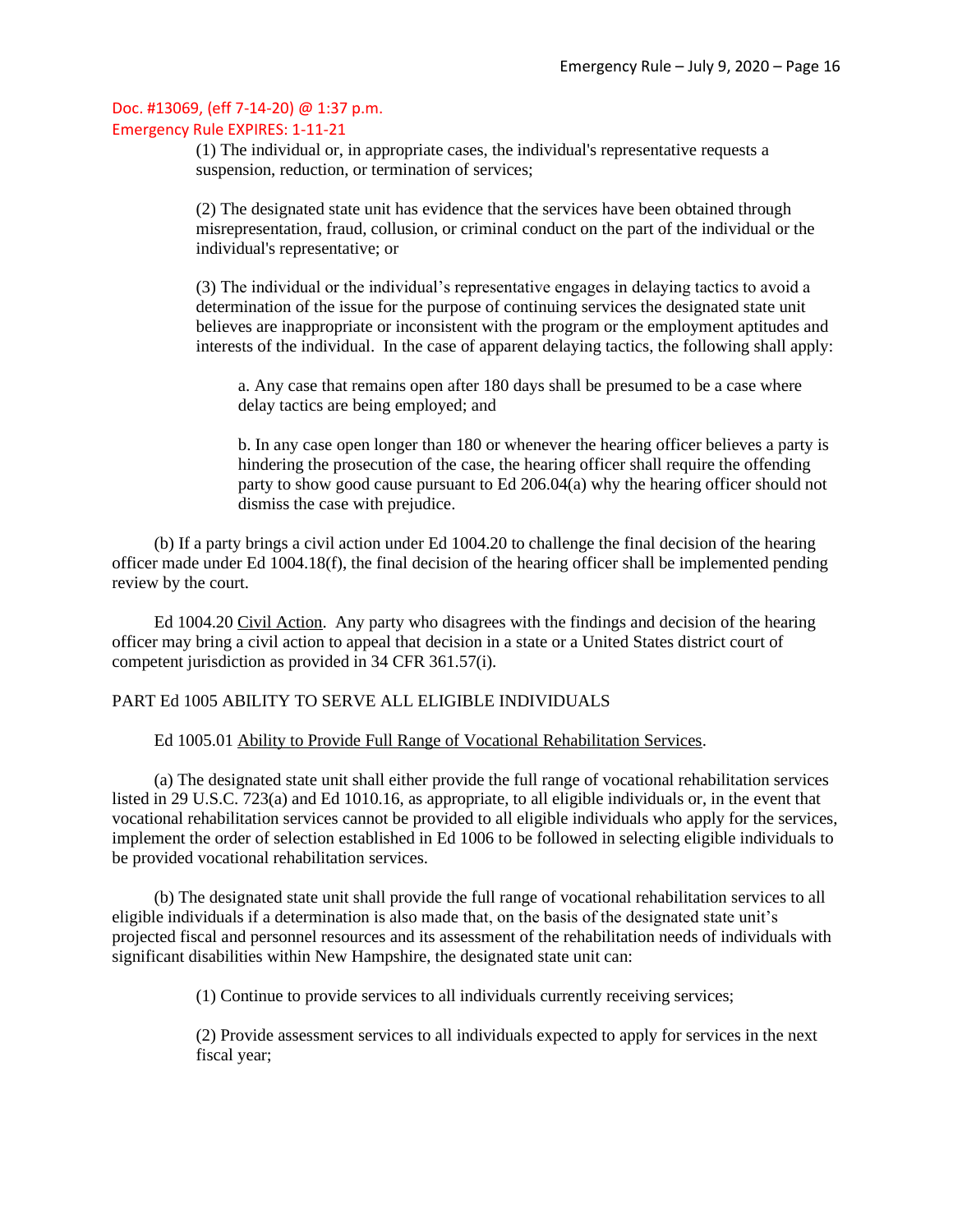(1) The individual or, in appropriate cases, the individual's representative requests a suspension, reduction, or termination of services;

(2) The designated state unit has evidence that the services have been obtained through misrepresentation, fraud, collusion, or criminal conduct on the part of the individual or the individual's representative; or

(3) The individual or the individual's representative engages in delaying tactics to avoid a determination of the issue for the purpose of continuing services the designated state unit believes are inappropriate or inconsistent with the program or the employment aptitudes and interests of the individual. In the case of apparent delaying tactics, the following shall apply:

a. Any case that remains open after 180 days shall be presumed to be a case where delay tactics are being employed; and

b. In any case open longer than 180 or whenever the hearing officer believes a party is hindering the prosecution of the case, the hearing officer shall require the offending party to show good cause pursuant to Ed 206.04(a) why the hearing officer should not dismiss the case with prejudice.

(b) If a party brings a civil action under Ed 1004.20 to challenge the final decision of the hearing officer made under Ed 1004.18(f), the final decision of the hearing officer shall be implemented pending review by the court.

Ed 1004.20 Civil Action. Any party who disagrees with the findings and decision of the hearing officer may bring a civil action to appeal that decision in a state or a United States district court of competent jurisdiction as provided in 34 CFR 361.57(i).

## PART Ed 1005 ABILITY TO SERVE ALL ELIGIBLE INDIVIDUALS

Ed 1005.01 Ability to Provide Full Range of Vocational Rehabilitation Services.

(a) The designated state unit shall either provide the full range of vocational rehabilitation services listed in 29 U.S.C. 723(a) and Ed 1010.16, as appropriate, to all eligible individuals or, in the event that vocational rehabilitation services cannot be provided to all eligible individuals who apply for the services, implement the order of selection established in Ed 1006 to be followed in selecting eligible individuals to be provided vocational rehabilitation services.

(b) The designated state unit shall provide the full range of vocational rehabilitation services to all eligible individuals if a determination is also made that, on the basis of the designated state unit's projected fiscal and personnel resources and its assessment of the rehabilitation needs of individuals with significant disabilities within New Hampshire, the designated state unit can:

(1) Continue to provide services to all individuals currently receiving services;

(2) Provide assessment services to all individuals expected to apply for services in the next fiscal year;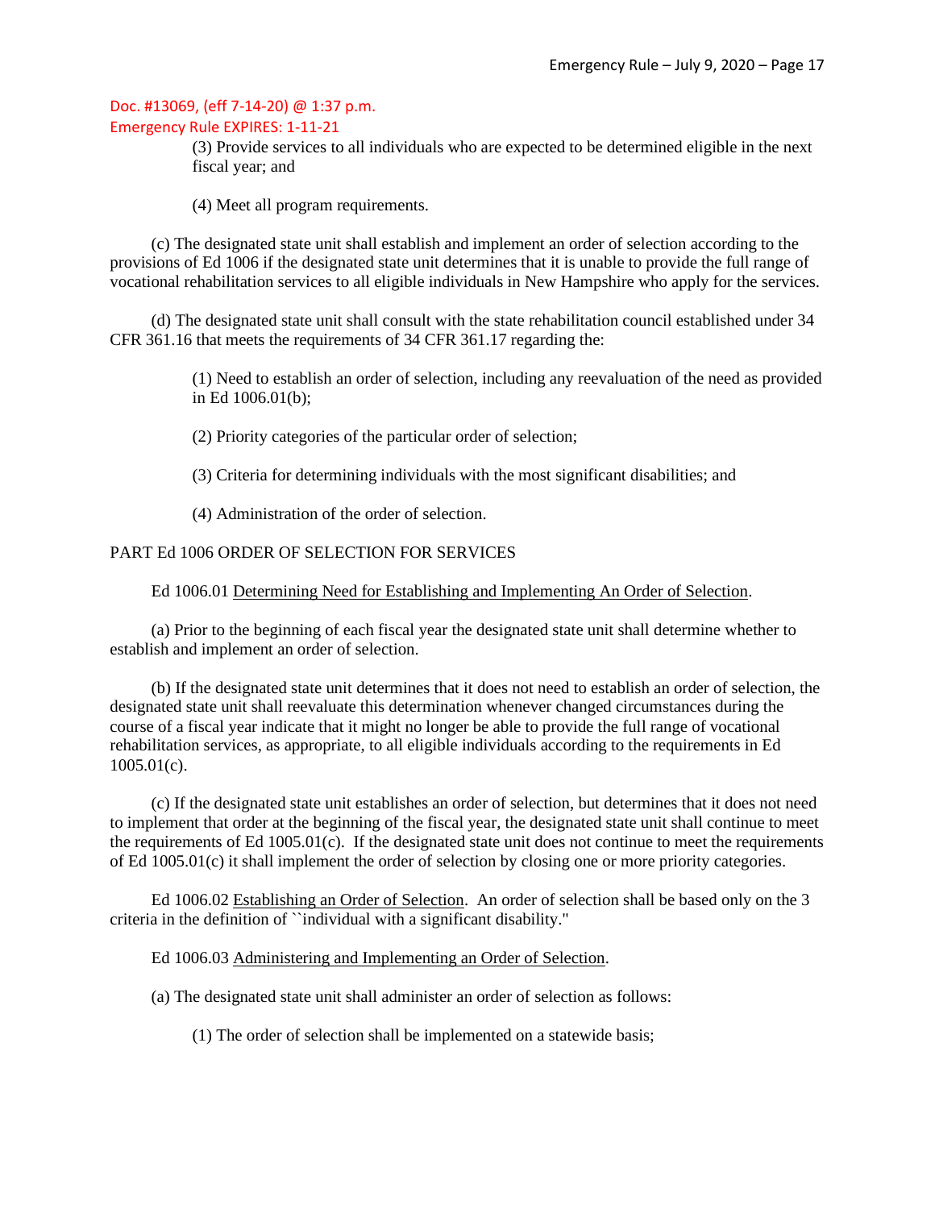(3) Provide services to all individuals who are expected to be determined eligible in the next fiscal year; and

(4) Meet all program requirements.

(c) The designated state unit shall establish and implement an order of selection according to the provisions of Ed 1006 if the designated state unit determines that it is unable to provide the full range of vocational rehabilitation services to all eligible individuals in New Hampshire who apply for the services.

(d) The designated state unit shall consult with the state rehabilitation council established under 34 CFR 361.16 that meets the requirements of 34 CFR 361.17 regarding the:

(1) Need to establish an order of selection, including any reevaluation of the need as provided in Ed 1006.01(b);

(2) Priority categories of the particular order of selection;

(3) Criteria for determining individuals with the most significant disabilities; and

(4) Administration of the order of selection.

PART Ed 1006 ORDER OF SELECTION FOR SERVICES

Ed 1006.01 Determining Need for Establishing and Implementing An Order of Selection.

(a) Prior to the beginning of each fiscal year the designated state unit shall determine whether to establish and implement an order of selection.

(b) If the designated state unit determines that it does not need to establish an order of selection, the designated state unit shall reevaluate this determination whenever changed circumstances during the course of a fiscal year indicate that it might no longer be able to provide the full range of vocational rehabilitation services, as appropriate, to all eligible individuals according to the requirements in Ed 1005.01(c).

(c) If the designated state unit establishes an order of selection, but determines that it does not need to implement that order at the beginning of the fiscal year, the designated state unit shall continue to meet the requirements of Ed 1005.01(c). If the designated state unit does not continue to meet the requirements of Ed 1005.01(c) it shall implement the order of selection by closing one or more priority categories.

Ed 1006.02 Establishing an Order of Selection. An order of selection shall be based only on the 3 criteria in the definition of ``individual with a significant disability."

Ed 1006.03 Administering and Implementing an Order of Selection.

(a) The designated state unit shall administer an order of selection as follows:

(1) The order of selection shall be implemented on a statewide basis;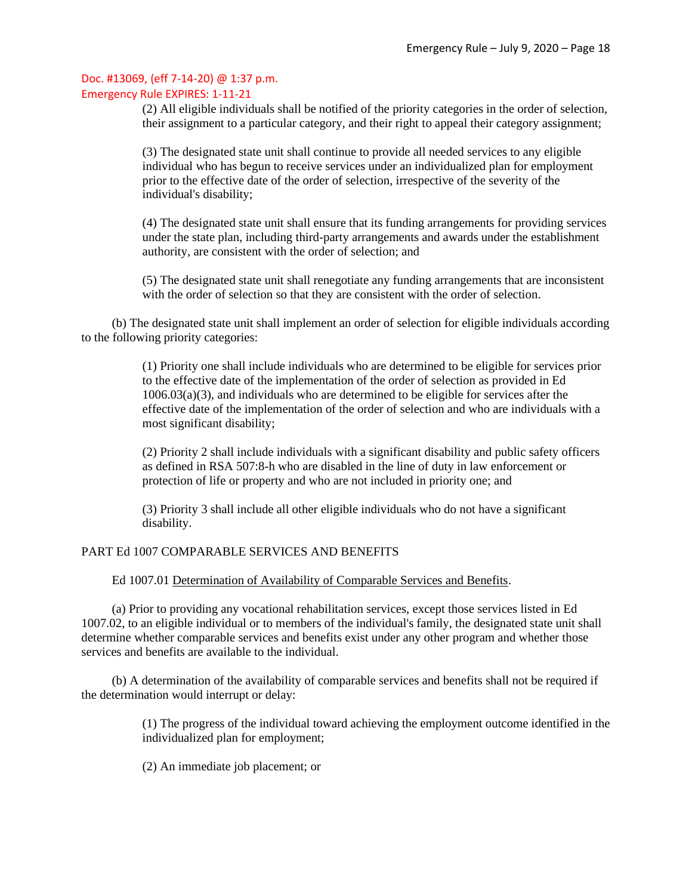(2) All eligible individuals shall be notified of the priority categories in the order of selection, their assignment to a particular category, and their right to appeal their category assignment;

(3) The designated state unit shall continue to provide all needed services to any eligible individual who has begun to receive services under an individualized plan for employment prior to the effective date of the order of selection, irrespective of the severity of the individual's disability;

(4) The designated state unit shall ensure that its funding arrangements for providing services under the state plan, including third-party arrangements and awards under the establishment authority, are consistent with the order of selection; and

(5) The designated state unit shall renegotiate any funding arrangements that are inconsistent with the order of selection so that they are consistent with the order of selection.

(b) The designated state unit shall implement an order of selection for eligible individuals according to the following priority categories:

(1) Priority one shall include individuals who are determined to be eligible for services prior to the effective date of the implementation of the order of selection as provided in Ed 1006.03(a)(3), and individuals who are determined to be eligible for services after the effective date of the implementation of the order of selection and who are individuals with a most significant disability;

(2) Priority 2 shall include individuals with a significant disability and public safety officers as defined in RSA 507:8-h who are disabled in the line of duty in law enforcement or protection of life or property and who are not included in priority one; and

(3) Priority 3 shall include all other eligible individuals who do not have a significant disability.

## PART Ed 1007 COMPARABLE SERVICES AND BENEFITS

Ed 1007.01 Determination of Availability of Comparable Services and Benefits.

(a) Prior to providing any vocational rehabilitation services, except those services listed in Ed 1007.02, to an eligible individual or to members of the individual's family, the designated state unit shall determine whether comparable services and benefits exist under any other program and whether those services and benefits are available to the individual.

(b) A determination of the availability of comparable services and benefits shall not be required if the determination would interrupt or delay:

(1) The progress of the individual toward achieving the employment outcome identified in the individualized plan for employment;

(2) An immediate job placement; or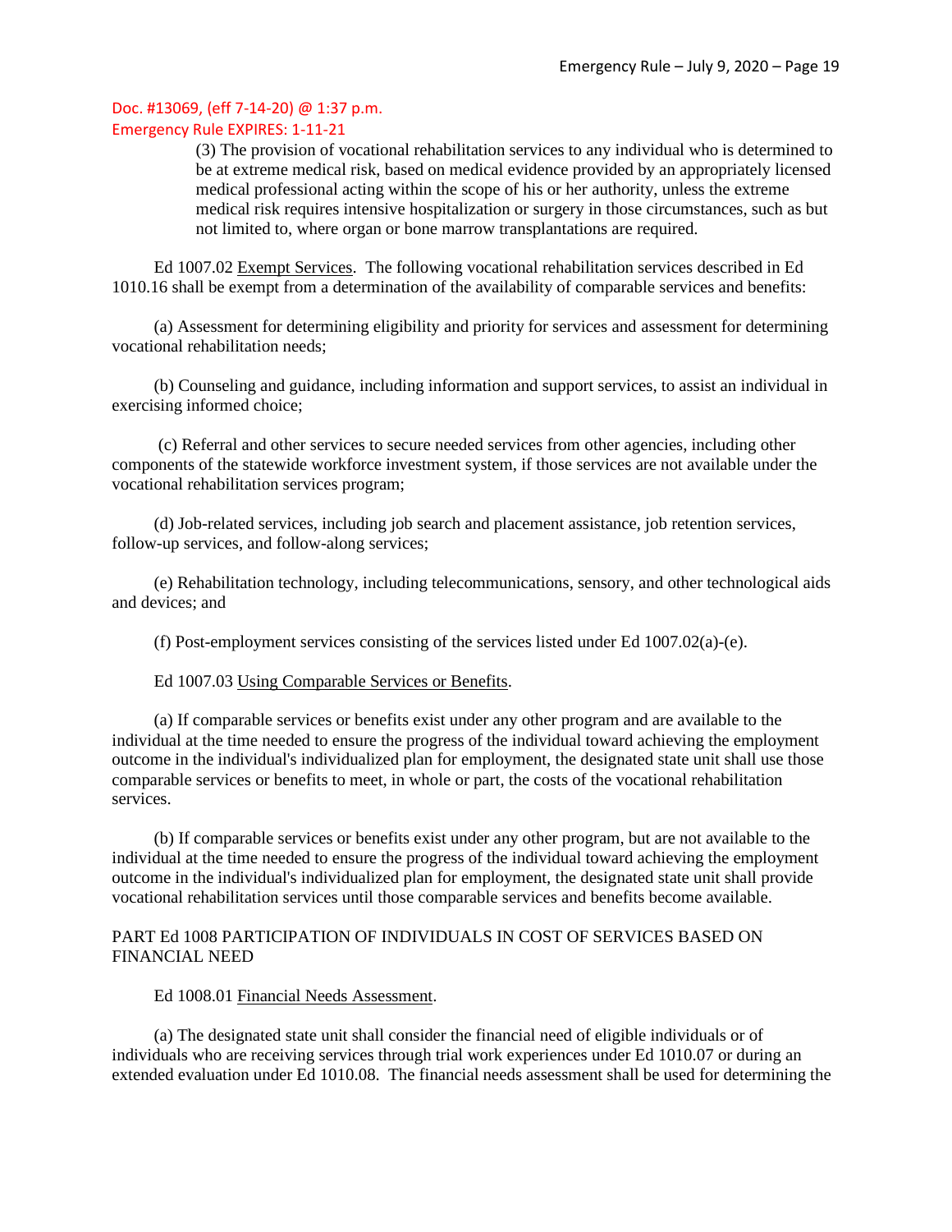(3) The provision of vocational rehabilitation services to any individual who is determined to be at extreme medical risk, based on medical evidence provided by an appropriately licensed medical professional acting within the scope of his or her authority, unless the extreme medical risk requires intensive hospitalization or surgery in those circumstances, such as but not limited to, where organ or bone marrow transplantations are required.

Ed 1007.02 Exempt Services. The following vocational rehabilitation services described in Ed 1010.16 shall be exempt from a determination of the availability of comparable services and benefits:

(a) Assessment for determining eligibility and priority for services and assessment for determining vocational rehabilitation needs;

(b) Counseling and guidance, including information and support services, to assist an individual in exercising informed choice;

(c) Referral and other services to secure needed services from other agencies, including other components of the statewide workforce investment system, if those services are not available under the vocational rehabilitation services program;

(d) Job-related services, including job search and placement assistance, job retention services, follow-up services, and follow-along services;

(e) Rehabilitation technology, including telecommunications, sensory, and other technological aids and devices; and

(f) Post-employment services consisting of the services listed under Ed 1007.02(a)-(e).

Ed 1007.03 Using Comparable Services or Benefits.

(a) If comparable services or benefits exist under any other program and are available to the individual at the time needed to ensure the progress of the individual toward achieving the employment outcome in the individual's individualized plan for employment, the designated state unit shall use those comparable services or benefits to meet, in whole or part, the costs of the vocational rehabilitation services.

(b) If comparable services or benefits exist under any other program, but are not available to the individual at the time needed to ensure the progress of the individual toward achieving the employment outcome in the individual's individualized plan for employment, the designated state unit shall provide vocational rehabilitation services until those comparable services and benefits become available.

PART Ed 1008 PARTICIPATION OF INDIVIDUALS IN COST OF SERVICES BASED ON FINANCIAL NEED

Ed 1008.01 Financial Needs Assessment.

(a) The designated state unit shall consider the financial need of eligible individuals or of individuals who are receiving services through trial work experiences under Ed 1010.07 or during an extended evaluation under Ed 1010.08. The financial needs assessment shall be used for determining the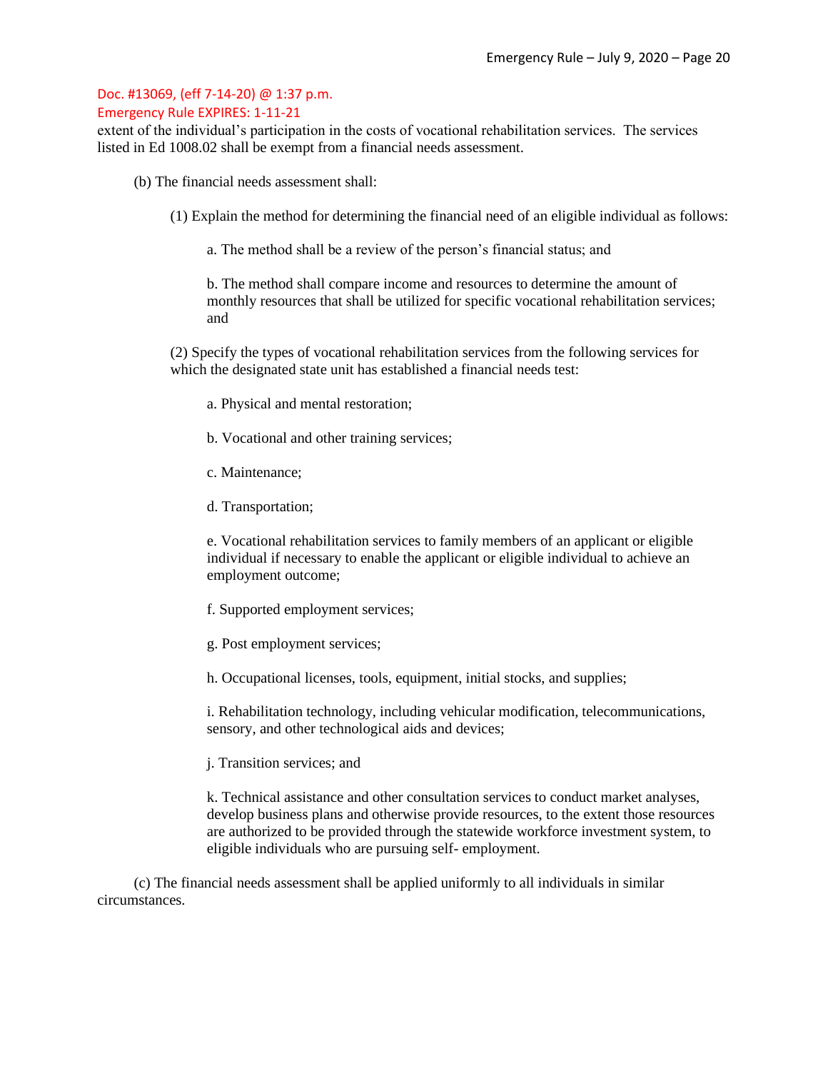extent of the individual's participation in the costs of vocational rehabilitation services. The services listed in Ed 1008.02 shall be exempt from a financial needs assessment.

(b) The financial needs assessment shall:

(1) Explain the method for determining the financial need of an eligible individual as follows:

a. The method shall be a review of the person's financial status; and

b. The method shall compare income and resources to determine the amount of monthly resources that shall be utilized for specific vocational rehabilitation services; and

(2) Specify the types of vocational rehabilitation services from the following services for which the designated state unit has established a financial needs test:

a. Physical and mental restoration;

b. Vocational and other training services;

c. Maintenance;

d. Transportation;

e. Vocational rehabilitation services to family members of an applicant or eligible individual if necessary to enable the applicant or eligible individual to achieve an employment outcome;

f. Supported employment services;

g. Post employment services;

h. Occupational licenses, tools, equipment, initial stocks, and supplies;

i. Rehabilitation technology, including vehicular modification, telecommunications, sensory, and other technological aids and devices;

j. Transition services; and

k. Technical assistance and other consultation services to conduct market analyses, develop business plans and otherwise provide resources, to the extent those resources are authorized to be provided through the statewide workforce investment system, to eligible individuals who are pursuing self- employment.

(c) The financial needs assessment shall be applied uniformly to all individuals in similar circumstances.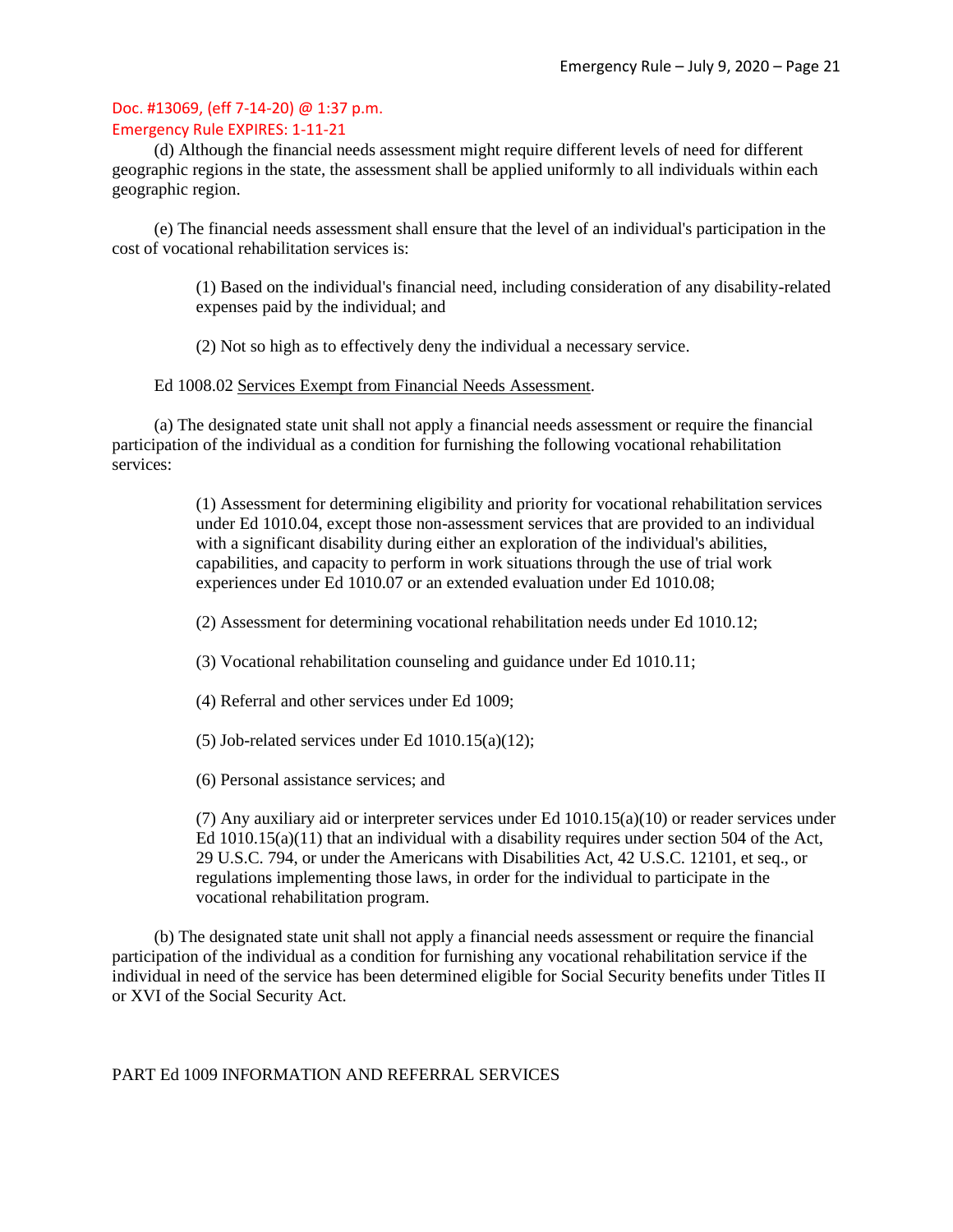Doc. #13069, (eff 7-14-20) @ 1:37 p.m.
Emergency Rule EXPIRES: 1-11-21

(d) Although the financial needs assessment might require different levels of need for different geographic regions in the state, the assessment shall be applied uniformly to all individuals within each geographic region.

(e) The financial needs assessment shall ensure that the level of an individual's participation in the cost of vocational rehabilitation services is:

(1) Based on the individual's financial need, including consideration of any disability-related expenses paid by the individual; and

(2) Not so high as to effectively deny the individual a necessary service.

Ed 1008.02 Services Exempt from Financial Needs Assessment.

(a) The designated state unit shall not apply a financial needs assessment or require the financial participation of the individual as a condition for furnishing the following vocational rehabilitation services:

(1) Assessment for determining eligibility and priority for vocational rehabilitation services under Ed 1010.04, except those non-assessment services that are provided to an individual with a significant disability during either an exploration of the individual's abilities, capabilities, and capacity to perform in work situations through the use of trial work experiences under Ed 1010.07 or an extended evaluation under Ed 1010.08;

(2) Assessment for determining vocational rehabilitation needs under Ed 1010.12;

(3) Vocational rehabilitation counseling and guidance under Ed 1010.11;

(4) Referral and other services under Ed 1009;

(5) Job-related services under Ed 1010.15(a)(12);

(6) Personal assistance services; and

(7) Any auxiliary aid or interpreter services under Ed 1010.15(a)(10) or reader services under Ed 1010.15(a)(11) that an individual with a disability requires under section 504 of the Act, 29 U.S.C. 794, or under the Americans with Disabilities Act, 42 U.S.C. 12101, et seq., or regulations implementing those laws, in order for the individual to participate in the vocational rehabilitation program.

(b) The designated state unit shall not apply a financial needs assessment or require the financial participation of the individual as a condition for furnishing any vocational rehabilitation service if the individual in need of the service has been determined eligible for Social Security benefits under Titles II or XVI of the Social Security Act.

PART Ed 1009 INFORMATION AND REFERRAL SERVICES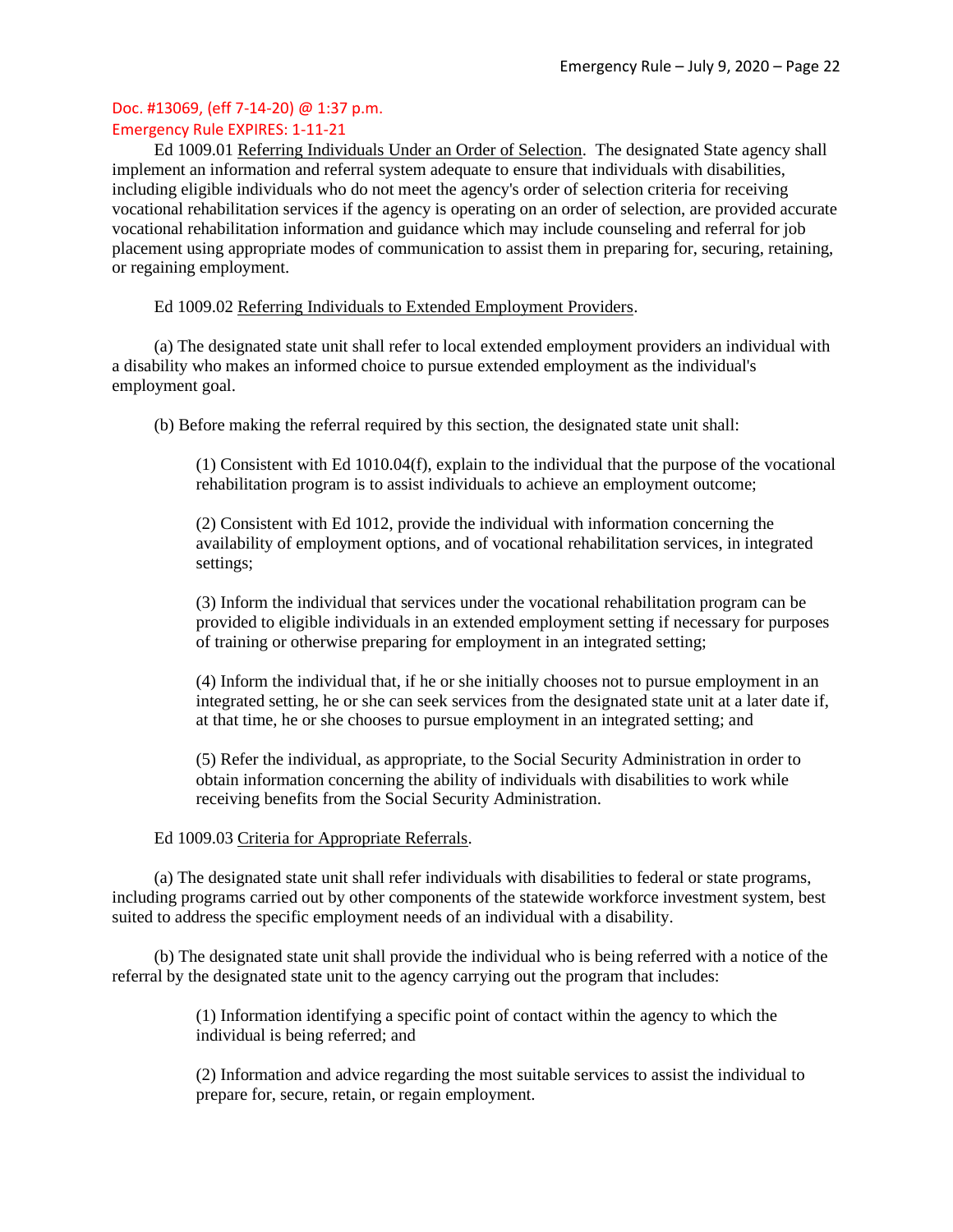Doc. #13069, (eff 7-14-20) @ 1:37 p.m.
Emergency Rule EXPIRES: 1-11-21

Ed 1009.01 Referring Individuals Under an Order of Selection. The designated State agency shall implement an information and referral system adequate to ensure that individuals with disabilities, including eligible individuals who do not meet the agency's order of selection criteria for receiving vocational rehabilitation services if the agency is operating on an order of selection, are provided accurate vocational rehabilitation information and guidance which may include counseling and referral for job placement using appropriate modes of communication to assist them in preparing for, securing, retaining, or regaining employment.

Ed 1009.02 Referring Individuals to Extended Employment Providers.

(a) The designated state unit shall refer to local extended employment providers an individual with a disability who makes an informed choice to pursue extended employment as the individual's employment goal.

(b) Before making the referral required by this section, the designated state unit shall:

(1) Consistent with Ed 1010.04(f), explain to the individual that the purpose of the vocational rehabilitation program is to assist individuals to achieve an employment outcome;

(2) Consistent with Ed 1012, provide the individual with information concerning the availability of employment options, and of vocational rehabilitation services, in integrated settings;

(3) Inform the individual that services under the vocational rehabilitation program can be provided to eligible individuals in an extended employment setting if necessary for purposes of training or otherwise preparing for employment in an integrated setting;

(4) Inform the individual that, if he or she initially chooses not to pursue employment in an integrated setting, he or she can seek services from the designated state unit at a later date if, at that time, he or she chooses to pursue employment in an integrated setting; and

(5) Refer the individual, as appropriate, to the Social Security Administration in order to obtain information concerning the ability of individuals with disabilities to work while receiving benefits from the Social Security Administration.

Ed 1009.03 Criteria for Appropriate Referrals.

(a) The designated state unit shall refer individuals with disabilities to federal or state programs, including programs carried out by other components of the statewide workforce investment system, best suited to address the specific employment needs of an individual with a disability.

(b) The designated state unit shall provide the individual who is being referred with a notice of the referral by the designated state unit to the agency carrying out the program that includes:

(1) Information identifying a specific point of contact within the agency to which the individual is being referred; and

(2) Information and advice regarding the most suitable services to assist the individual to prepare for, secure, retain, or regain employment.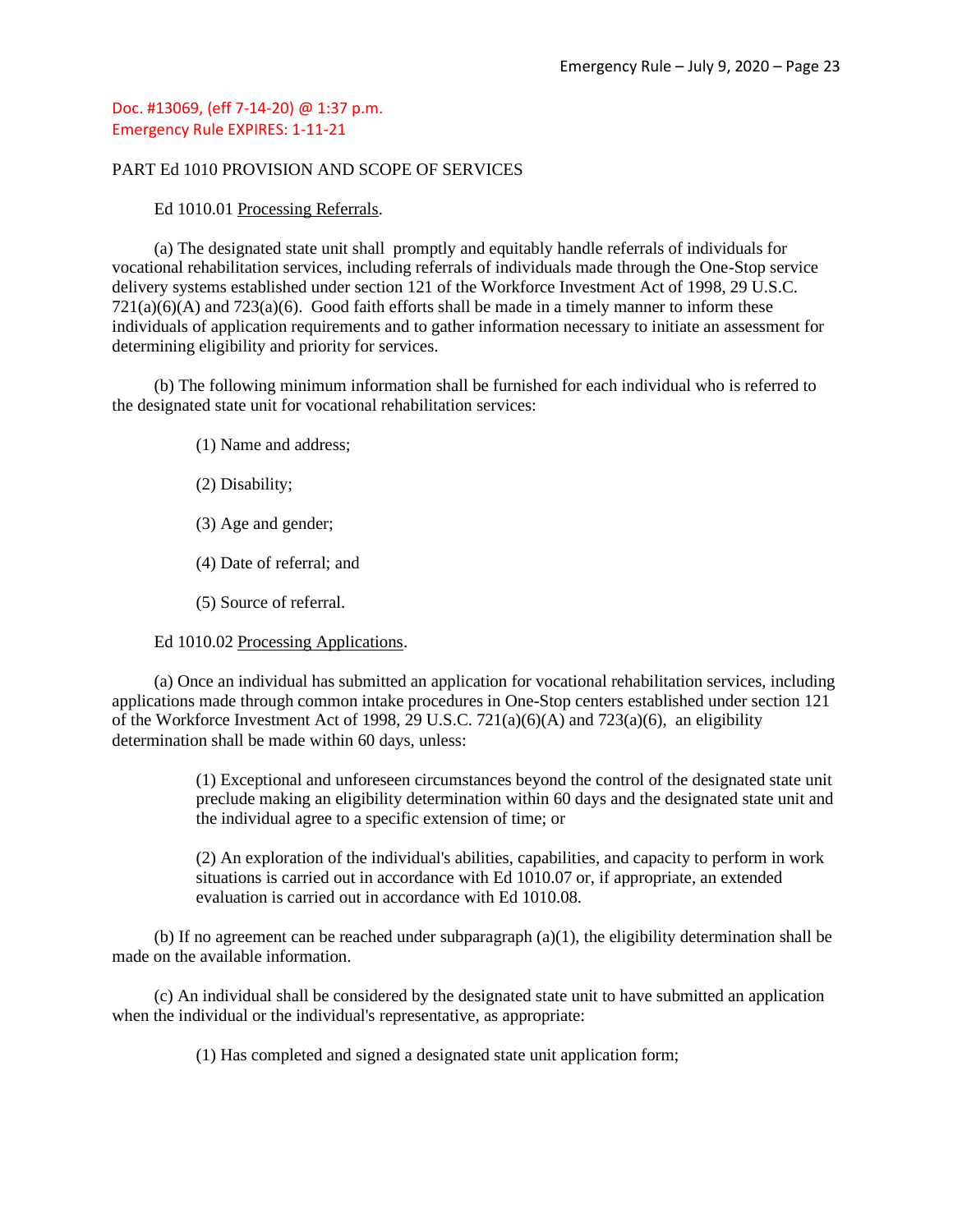Doc. #13069, (eff 7-14-20) @ 1:37 p.m.
Emergency Rule EXPIRES: 1-11-21

PART Ed 1010 PROVISION AND SCOPE OF SERVICES

Ed 1010.01 Processing Referrals.

(a) The designated state unit shall promptly and equitably handle referrals of individuals for vocational rehabilitation services, including referrals of individuals made through the One-Stop service delivery systems established under section 121 of the Workforce Investment Act of 1998, 29 U.S.C. 721(a)(6)(A) and 723(a)(6). Good faith efforts shall be made in a timely manner to inform these individuals of application requirements and to gather information necessary to initiate an assessment for determining eligibility and priority for services.

(b) The following minimum information shall be furnished for each individual who is referred to the designated state unit for vocational rehabilitation services:

(1) Name and address;

(2) Disability;

(3) Age and gender;

(4) Date of referral; and

(5) Source of referral.

Ed 1010.02 Processing Applications.

(a) Once an individual has submitted an application for vocational rehabilitation services, including applications made through common intake procedures in One-Stop centers established under section 121 of the Workforce Investment Act of 1998, 29 U.S.C. 721(a)(6)(A) and 723(a)(6), an eligibility determination shall be made within 60 days, unless:

(1) Exceptional and unforeseen circumstances beyond the control of the designated state unit preclude making an eligibility determination within 60 days and the designated state unit and the individual agree to a specific extension of time; or

(2) An exploration of the individual's abilities, capabilities, and capacity to perform in work situations is carried out in accordance with Ed 1010.07 or, if appropriate, an extended evaluation is carried out in accordance with Ed 1010.08.

(b) If no agreement can be reached under subparagraph (a)(1), the eligibility determination shall be made on the available information.

(c) An individual shall be considered by the designated state unit to have submitted an application when the individual or the individual's representative, as appropriate:

(1) Has completed and signed a designated state unit application form;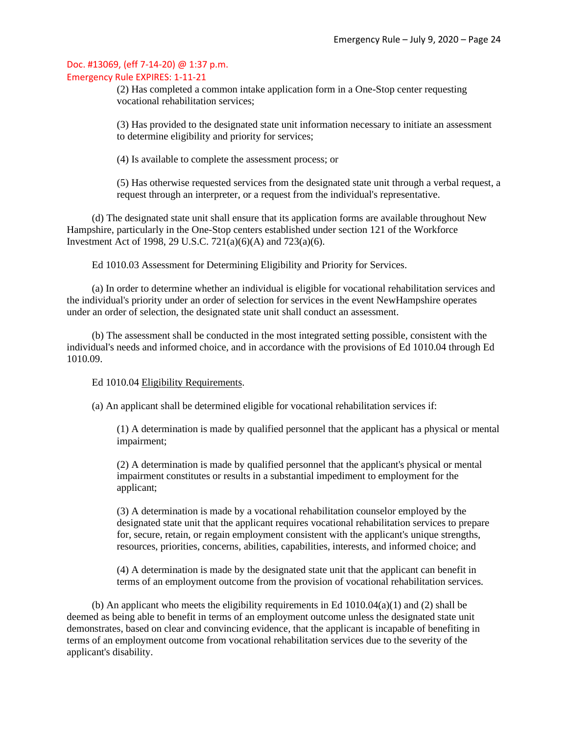(2) Has completed a common intake application form in a One-Stop center requesting vocational rehabilitation services;

(3) Has provided to the designated state unit information necessary to initiate an assessment to determine eligibility and priority for services;

(4) Is available to complete the assessment process; or

(5) Has otherwise requested services from the designated state unit through a verbal request, a request through an interpreter, or a request from the individual's representative.

(d) The designated state unit shall ensure that its application forms are available throughout New Hampshire, particularly in the One-Stop centers established under section 121 of the Workforce Investment Act of 1998, 29 U.S.C. 721(a)(6)(A) and 723(a)(6).

Ed 1010.03 Assessment for Determining Eligibility and Priority for Services.

(a) In order to determine whether an individual is eligible for vocational rehabilitation services and the individual's priority under an order of selection for services in the event NewHampshire operates under an order of selection, the designated state unit shall conduct an assessment.

(b) The assessment shall be conducted in the most integrated setting possible, consistent with the individual's needs and informed choice, and in accordance with the provisions of Ed 1010.04 through Ed 1010.09.

Ed 1010.04 Eligibility Requirements.

(a) An applicant shall be determined eligible for vocational rehabilitation services if:

(1) A determination is made by qualified personnel that the applicant has a physical or mental impairment;

(2) A determination is made by qualified personnel that the applicant's physical or mental impairment constitutes or results in a substantial impediment to employment for the applicant;

(3) A determination is made by a vocational rehabilitation counselor employed by the designated state unit that the applicant requires vocational rehabilitation services to prepare for, secure, retain, or regain employment consistent with the applicant's unique strengths, resources, priorities, concerns, abilities, capabilities, interests, and informed choice; and

(4) A determination is made by the designated state unit that the applicant can benefit in terms of an employment outcome from the provision of vocational rehabilitation services.

(b) An applicant who meets the eligibility requirements in Ed 1010.04(a)(1) and (2) shall be deemed as being able to benefit in terms of an employment outcome unless the designated state unit demonstrates, based on clear and convincing evidence, that the applicant is incapable of benefiting in terms of an employment outcome from vocational rehabilitation services due to the severity of the applicant's disability.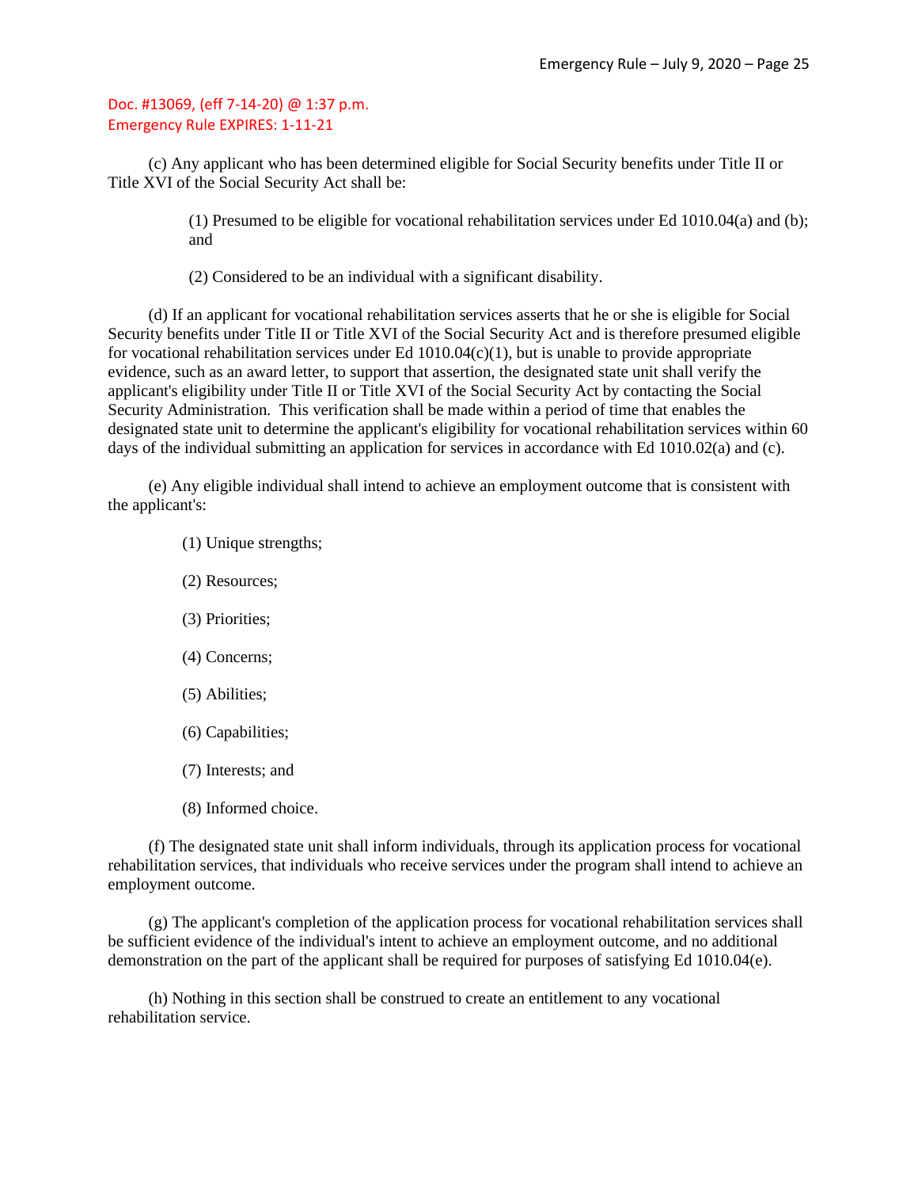Doc. #13069, (eff 7-14-20) @ 1:37 p.m.
Emergency Rule EXPIRES: 1-11-21

(c) Any applicant who has been determined eligible for Social Security benefits under Title II or Title XVI of the Social Security Act shall be:

> (1) Presumed to be eligible for vocational rehabilitation services under Ed 1010.04(a) and (b); and
>
> (2) Considered to be an individual with a significant disability.

(d) If an applicant for vocational rehabilitation services asserts that he or she is eligible for Social Security benefits under Title II or Title XVI of the Social Security Act and is therefore presumed eligible for vocational rehabilitation services under Ed 1010.04(c)(1), but is unable to provide appropriate evidence, such as an award letter, to support that assertion, the designated state unit shall verify the applicant's eligibility under Title II or Title XVI of the Social Security Act by contacting the Social Security Administration. This verification shall be made within a period of time that enables the designated state unit to determine the applicant's eligibility for vocational rehabilitation services within 60 days of the individual submitting an application for services in accordance with Ed 1010.02(a) and (c).

(e) Any eligible individual shall intend to achieve an employment outcome that is consistent with the applicant's:

> (1) Unique strengths;
>
> (2) Resources;
>
> (3) Priorities;
>
> (4) Concerns;
>
> (5) Abilities;
>
> (6) Capabilities;
>
> (7) Interests; and
>
> (8) Informed choice.

(f) The designated state unit shall inform individuals, through its application process for vocational rehabilitation services, that individuals who receive services under the program shall intend to achieve an employment outcome.

(g) The applicant's completion of the application process for vocational rehabilitation services shall be sufficient evidence of the individual's intent to achieve an employment outcome, and no additional demonstration on the part of the applicant shall be required for purposes of satisfying Ed 1010.04(e).

(h) Nothing in this section shall be construed to create an entitlement to any vocational rehabilitation service.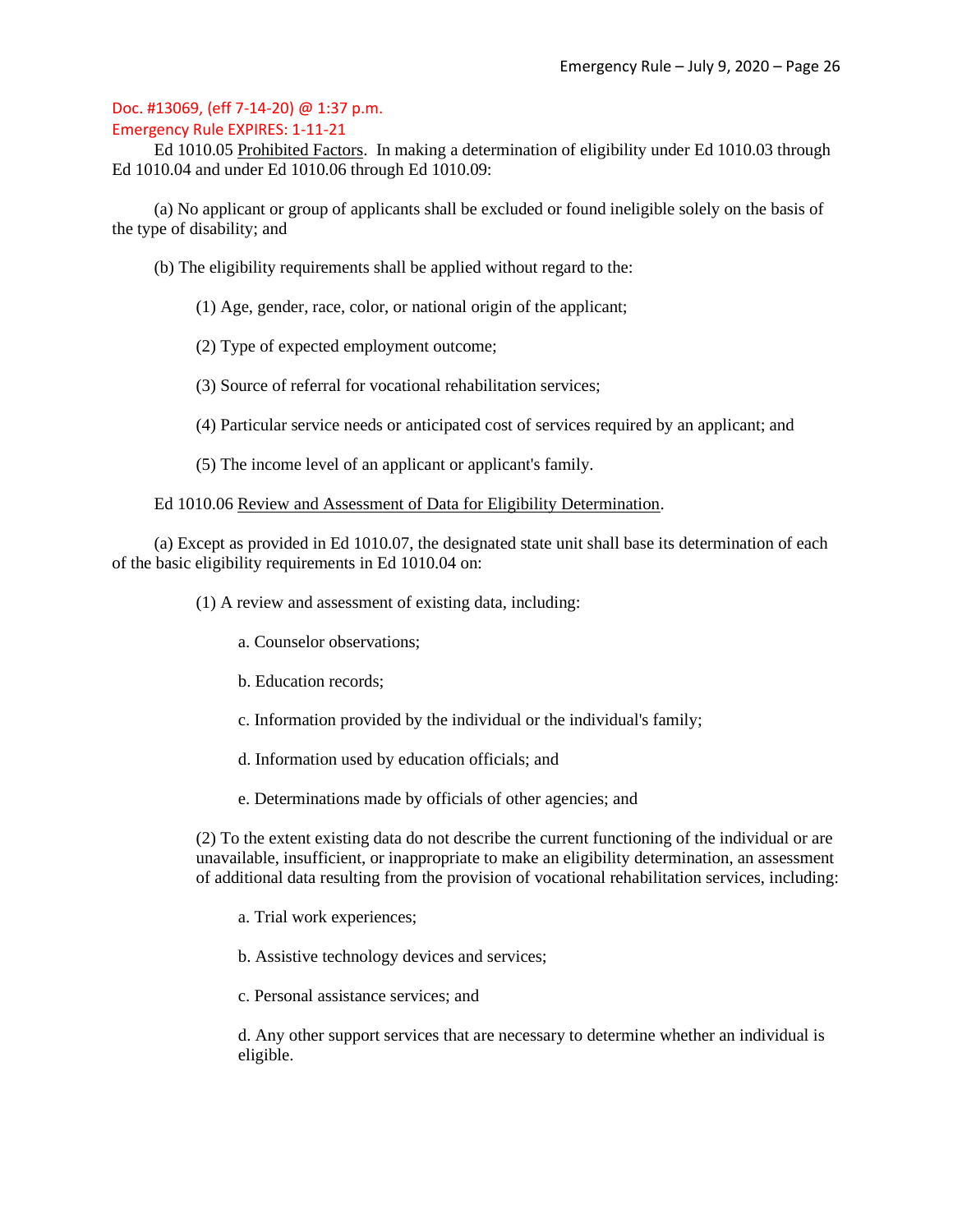Doc. #13069, (eff 7-14-20) @ 1:37 p.m.
Emergency Rule EXPIRES: 1-11-21

Ed 1010.05 Prohibited Factors. In making a determination of eligibility under Ed 1010.03 through Ed 1010.04 and under Ed 1010.06 through Ed 1010.09:

(a) No applicant or group of applicants shall be excluded or found ineligible solely on the basis of the type of disability; and

(b) The eligibility requirements shall be applied without regard to the:

(1) Age, gender, race, color, or national origin of the applicant;

(2) Type of expected employment outcome;

(3) Source of referral for vocational rehabilitation services;

(4) Particular service needs or anticipated cost of services required by an applicant; and

(5) The income level of an applicant or applicant's family.

Ed 1010.06 Review and Assessment of Data for Eligibility Determination.

(a) Except as provided in Ed 1010.07, the designated state unit shall base its determination of each of the basic eligibility requirements in Ed 1010.04 on:

(1) A review and assessment of existing data, including:

a. Counselor observations;

b. Education records;

c. Information provided by the individual or the individual's family;

d. Information used by education officials; and

e. Determinations made by officials of other agencies; and

(2) To the extent existing data do not describe the current functioning of the individual or are unavailable, insufficient, or inappropriate to make an eligibility determination, an assessment of additional data resulting from the provision of vocational rehabilitation services, including:

a. Trial work experiences;

b. Assistive technology devices and services;

c. Personal assistance services; and

d. Any other support services that are necessary to determine whether an individual is eligible.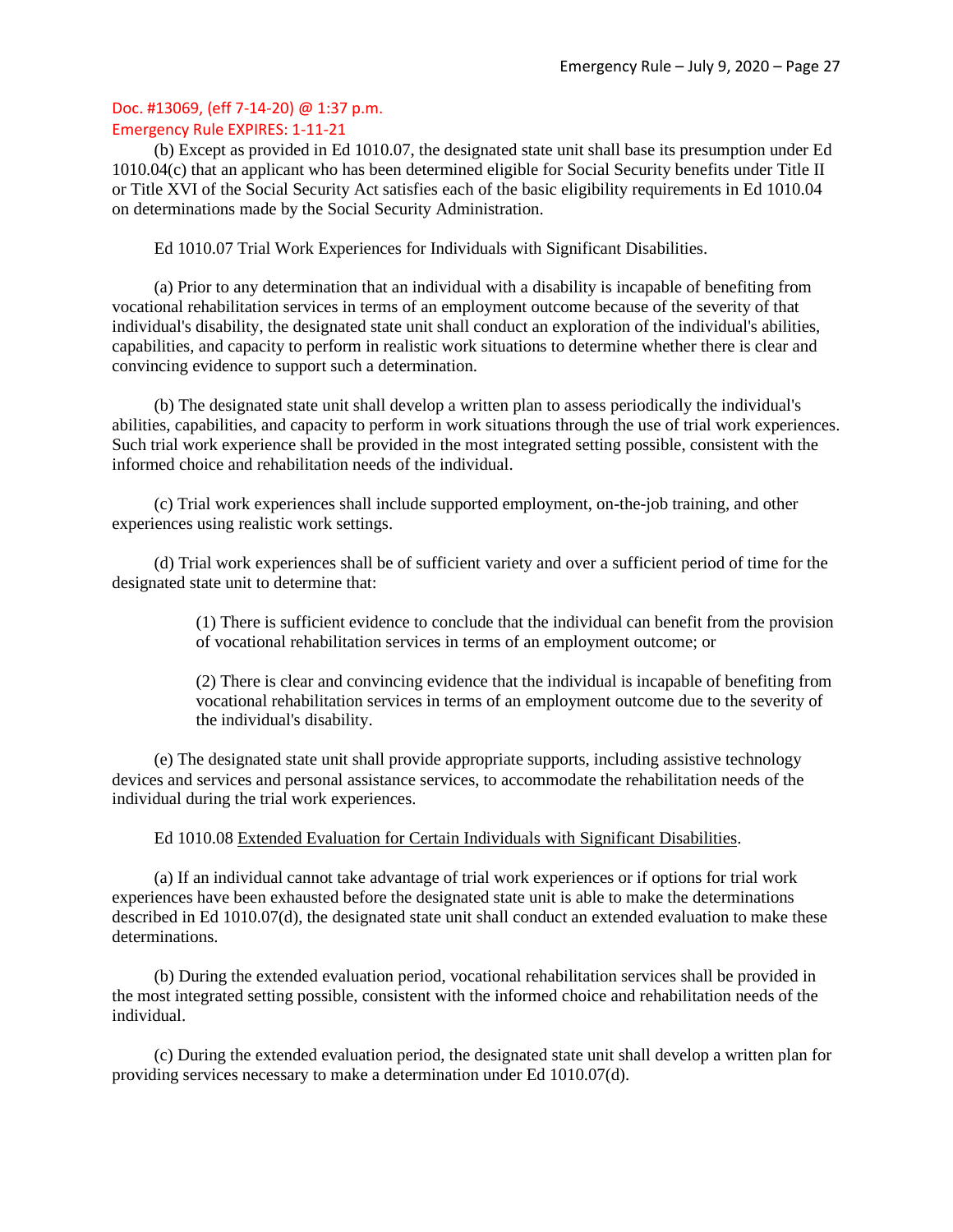(b) Except as provided in Ed 1010.07, the designated state unit shall base its presumption under Ed 1010.04(c) that an applicant who has been determined eligible for Social Security benefits under Title II or Title XVI of the Social Security Act satisfies each of the basic eligibility requirements in Ed 1010.04 on determinations made by the Social Security Administration.

Ed 1010.07 Trial Work Experiences for Individuals with Significant Disabilities.

(a) Prior to any determination that an individual with a disability is incapable of benefiting from vocational rehabilitation services in terms of an employment outcome because of the severity of that individual's disability, the designated state unit shall conduct an exploration of the individual's abilities, capabilities, and capacity to perform in realistic work situations to determine whether there is clear and convincing evidence to support such a determination.

(b) The designated state unit shall develop a written plan to assess periodically the individual's abilities, capabilities, and capacity to perform in work situations through the use of trial work experiences. Such trial work experience shall be provided in the most integrated setting possible, consistent with the informed choice and rehabilitation needs of the individual.

(c) Trial work experiences shall include supported employment, on-the-job training, and other experiences using realistic work settings.

(d) Trial work experiences shall be of sufficient variety and over a sufficient period of time for the designated state unit to determine that:

(1) There is sufficient evidence to conclude that the individual can benefit from the provision of vocational rehabilitation services in terms of an employment outcome; or

(2) There is clear and convincing evidence that the individual is incapable of benefiting from vocational rehabilitation services in terms of an employment outcome due to the severity of the individual's disability.

(e) The designated state unit shall provide appropriate supports, including assistive technology devices and services and personal assistance services, to accommodate the rehabilitation needs of the individual during the trial work experiences.

Ed 1010.08 Extended Evaluation for Certain Individuals with Significant Disabilities.

(a) If an individual cannot take advantage of trial work experiences or if options for trial work experiences have been exhausted before the designated state unit is able to make the determinations described in Ed 1010.07(d), the designated state unit shall conduct an extended evaluation to make these determinations.

(b) During the extended evaluation period, vocational rehabilitation services shall be provided in the most integrated setting possible, consistent with the informed choice and rehabilitation needs of the individual.

(c) During the extended evaluation period, the designated state unit shall develop a written plan for providing services necessary to make a determination under Ed 1010.07(d).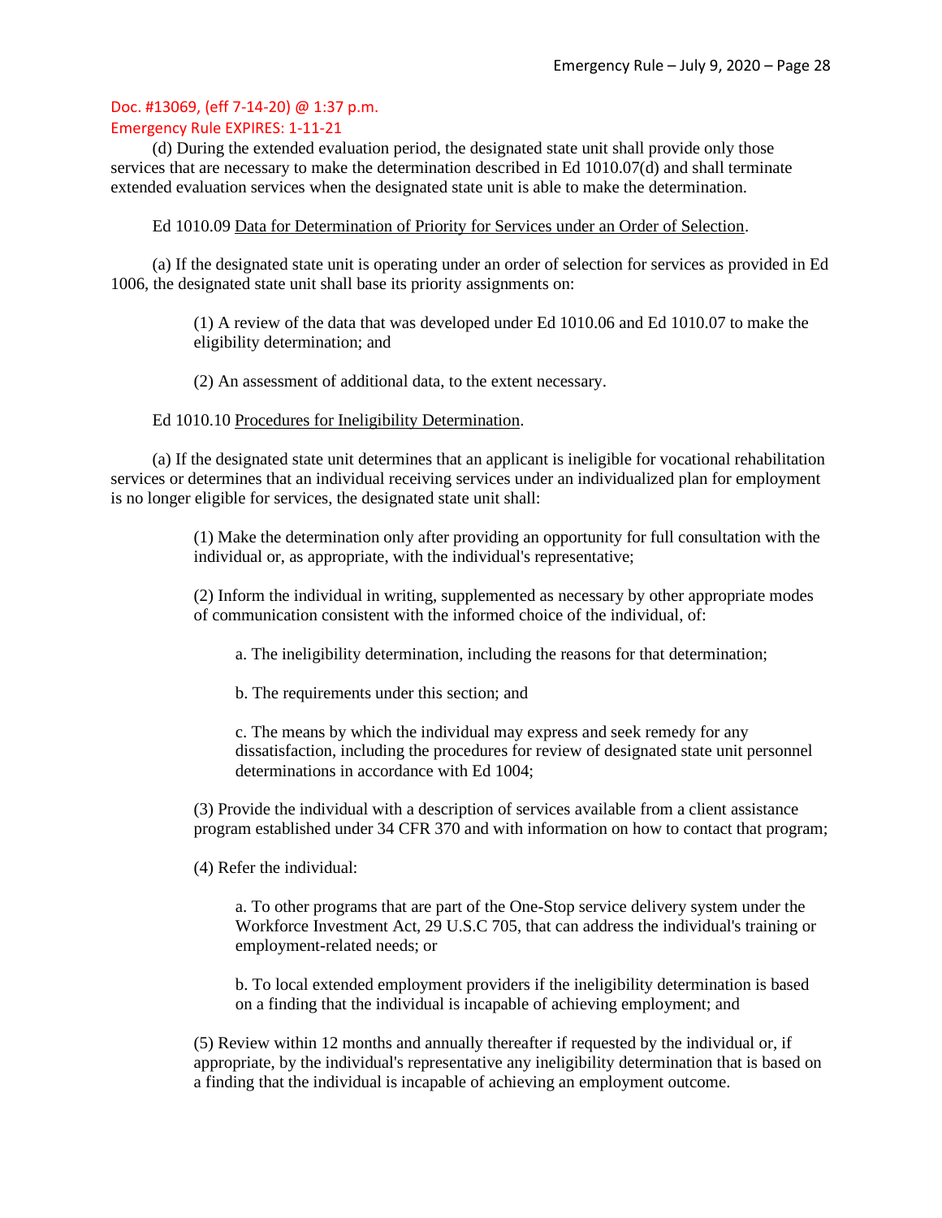Doc. #13069, (eff 7-14-20) @ 1:37 p.m.
Emergency Rule EXPIRES: 1-11-21

(d) During the extended evaluation period, the designated state unit shall provide only those services that are necessary to make the determination described in Ed 1010.07(d) and shall terminate extended evaluation services when the designated state unit is able to make the determination.

Ed 1010.09 Data for Determination of Priority for Services under an Order of Selection.

(a) If the designated state unit is operating under an order of selection for services as provided in Ed 1006, the designated state unit shall base its priority assignments on:

(1) A review of the data that was developed under Ed 1010.06 and Ed 1010.07 to make the eligibility determination; and

(2) An assessment of additional data, to the extent necessary.

Ed 1010.10 Procedures for Ineligibility Determination.

(a) If the designated state unit determines that an applicant is ineligible for vocational rehabilitation services or determines that an individual receiving services under an individualized plan for employment is no longer eligible for services, the designated state unit shall:

(1) Make the determination only after providing an opportunity for full consultation with the individual or, as appropriate, with the individual's representative;

(2) Inform the individual in writing, supplemented as necessary by other appropriate modes of communication consistent with the informed choice of the individual, of:

a. The ineligibility determination, including the reasons for that determination;

b. The requirements under this section; and

c. The means by which the individual may express and seek remedy for any dissatisfaction, including the procedures for review of designated state unit personnel determinations in accordance with Ed 1004;

(3) Provide the individual with a description of services available from a client assistance program established under 34 CFR 370 and with information on how to contact that program;

(4) Refer the individual:

a. To other programs that are part of the One-Stop service delivery system under the Workforce Investment Act, 29 U.S.C 705, that can address the individual's training or employment-related needs; or

b. To local extended employment providers if the ineligibility determination is based on a finding that the individual is incapable of achieving employment; and

(5) Review within 12 months and annually thereafter if requested by the individual or, if appropriate, by the individual's representative any ineligibility determination that is based on a finding that the individual is incapable of achieving an employment outcome.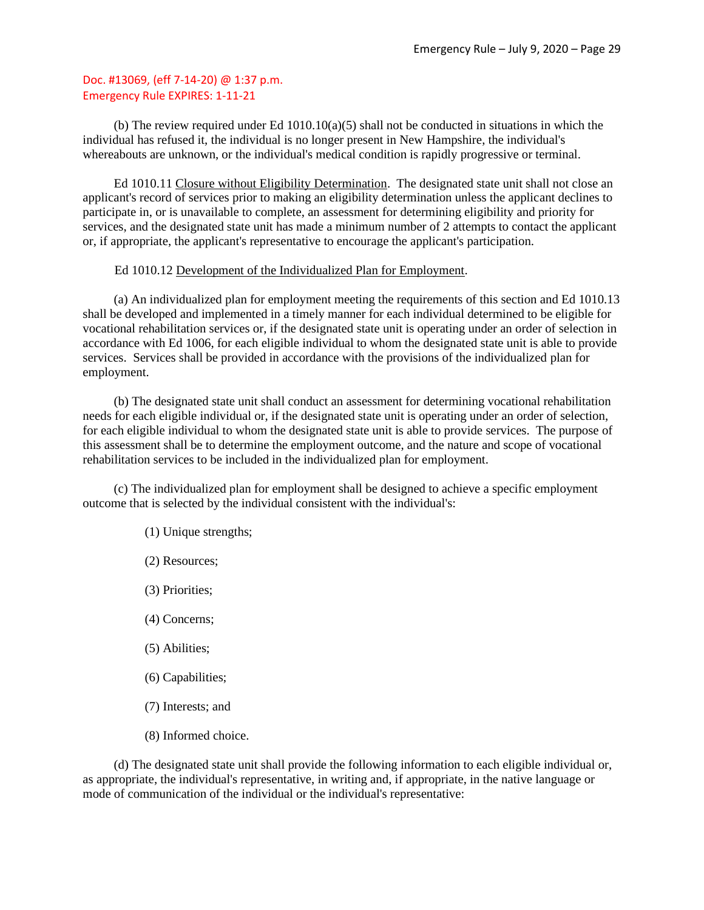Doc. #13069, (eff 7-14-20) @ 1:37 p.m.
Emergency Rule EXPIRES: 1-11-21

(b) The review required under Ed 1010.10(a)(5) shall not be conducted in situations in which the individual has refused it, the individual is no longer present in New Hampshire, the individual's whereabouts are unknown, or the individual's medical condition is rapidly progressive or terminal.

Ed 1010.11 Closure without Eligibility Determination. The designated state unit shall not close an applicant's record of services prior to making an eligibility determination unless the applicant declines to participate in, or is unavailable to complete, an assessment for determining eligibility and priority for services, and the designated state unit has made a minimum number of 2 attempts to contact the applicant or, if appropriate, the applicant's representative to encourage the applicant's participation.

Ed 1010.12 Development of the Individualized Plan for Employment.

(a) An individualized plan for employment meeting the requirements of this section and Ed 1010.13 shall be developed and implemented in a timely manner for each individual determined to be eligible for vocational rehabilitation services or, if the designated state unit is operating under an order of selection in accordance with Ed 1006, for each eligible individual to whom the designated state unit is able to provide services. Services shall be provided in accordance with the provisions of the individualized plan for employment.

(b) The designated state unit shall conduct an assessment for determining vocational rehabilitation needs for each eligible individual or, if the designated state unit is operating under an order of selection, for each eligible individual to whom the designated state unit is able to provide services. The purpose of this assessment shall be to determine the employment outcome, and the nature and scope of vocational rehabilitation services to be included in the individualized plan for employment.

(c) The individualized plan for employment shall be designed to achieve a specific employment outcome that is selected by the individual consistent with the individual's:

(1) Unique strengths;

(2) Resources;

(3) Priorities;

(4) Concerns;

(5) Abilities;

(6) Capabilities;

(7) Interests; and

(8) Informed choice.

(d) The designated state unit shall provide the following information to each eligible individual or, as appropriate, the individual's representative, in writing and, if appropriate, in the native language or mode of communication of the individual or the individual's representative: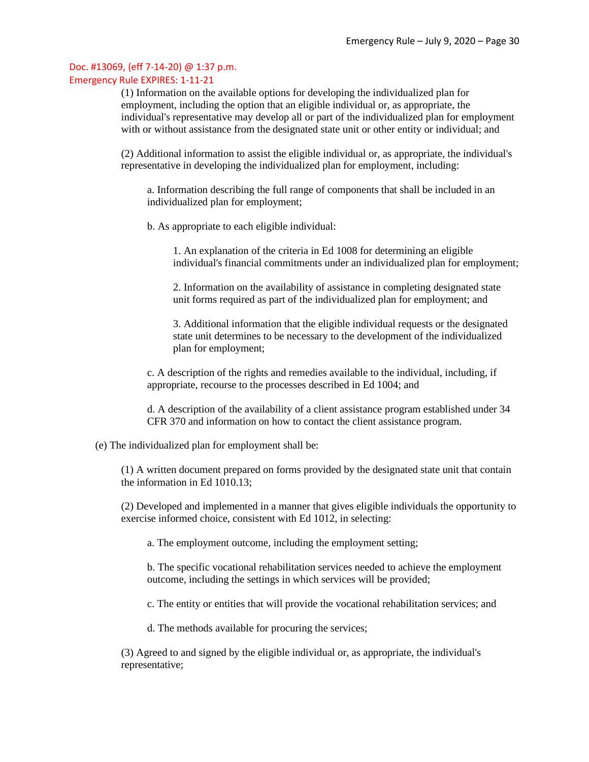Doc. #13069, (eff 7-14-20) @ 1:37 p.m.
Emergency Rule EXPIRES: 1-11-21

(1) Information on the available options for developing the individualized plan for employment, including the option that an eligible individual or, as appropriate, the individual's representative may develop all or part of the individualized plan for employment with or without assistance from the designated state unit or other entity or individual; and

(2) Additional information to assist the eligible individual or, as appropriate, the individual's representative in developing the individualized plan for employment, including:

a. Information describing the full range of components that shall be included in an individualized plan for employment;

b. As appropriate to each eligible individual:

1. An explanation of the criteria in Ed 1008 for determining an eligible individual's financial commitments under an individualized plan for employment;

2. Information on the availability of assistance in completing designated state unit forms required as part of the individualized plan for employment; and

3. Additional information that the eligible individual requests or the designated state unit determines to be necessary to the development of the individualized plan for employment;

c. A description of the rights and remedies available to the individual, including, if appropriate, recourse to the processes described in Ed 1004; and

d. A description of the availability of a client assistance program established under 34 CFR 370 and information on how to contact the client assistance program.

(e) The individualized plan for employment shall be:

(1) A written document prepared on forms provided by the designated state unit that contain the information in Ed 1010.13;

(2) Developed and implemented in a manner that gives eligible individuals the opportunity to exercise informed choice, consistent with Ed 1012, in selecting:

a. The employment outcome, including the employment setting;

b. The specific vocational rehabilitation services needed to achieve the employment outcome, including the settings in which services will be provided;

c. The entity or entities that will provide the vocational rehabilitation services; and

d. The methods available for procuring the services;

(3) Agreed to and signed by the eligible individual or, as appropriate, the individual's representative;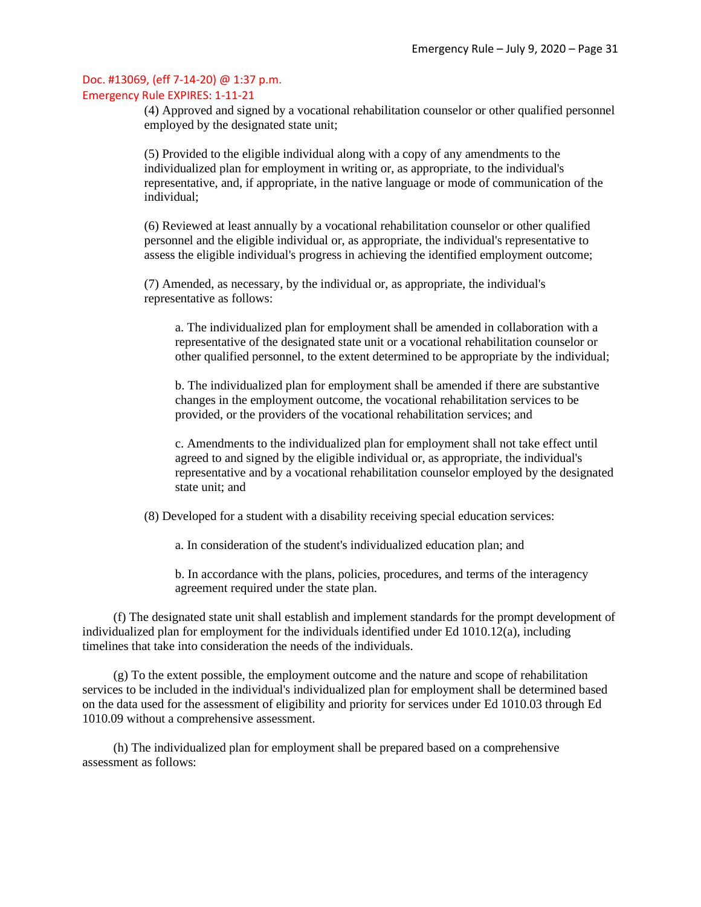Doc. #13069, (eff 7-14-20) @ 1:37 p.m.
Emergency Rule EXPIRES: 1-11-21

(4) Approved and signed by a vocational rehabilitation counselor or other qualified personnel employed by the designated state unit;

(5) Provided to the eligible individual along with a copy of any amendments to the individualized plan for employment in writing or, as appropriate, to the individual's representative, and, if appropriate, in the native language or mode of communication of the individual;

(6) Reviewed at least annually by a vocational rehabilitation counselor or other qualified personnel and the eligible individual or, as appropriate, the individual's representative to assess the eligible individual's progress in achieving the identified employment outcome;

(7) Amended, as necessary, by the individual or, as appropriate, the individual's representative as follows:

a. The individualized plan for employment shall be amended in collaboration with a representative of the designated state unit or a vocational rehabilitation counselor or other qualified personnel, to the extent determined to be appropriate by the individual;

b. The individualized plan for employment shall be amended if there are substantive changes in the employment outcome, the vocational rehabilitation services to be provided, or the providers of the vocational rehabilitation services; and

c. Amendments to the individualized plan for employment shall not take effect until agreed to and signed by the eligible individual or, as appropriate, the individual's representative and by a vocational rehabilitation counselor employed by the designated state unit; and

(8) Developed for a student with a disability receiving special education services:

a. In consideration of the student's individualized education plan; and

b. In accordance with the plans, policies, procedures, and terms of the interagency agreement required under the state plan.

(f) The designated state unit shall establish and implement standards for the prompt development of individualized plan for employment for the individuals identified under Ed 1010.12(a), including timelines that take into consideration the needs of the individuals.

(g) To the extent possible, the employment outcome and the nature and scope of rehabilitation services to be included in the individual's individualized plan for employment shall be determined based on the data used for the assessment of eligibility and priority for services under Ed 1010.03 through Ed 1010.09 without a comprehensive assessment.

(h) The individualized plan for employment shall be prepared based on a comprehensive assessment as follows: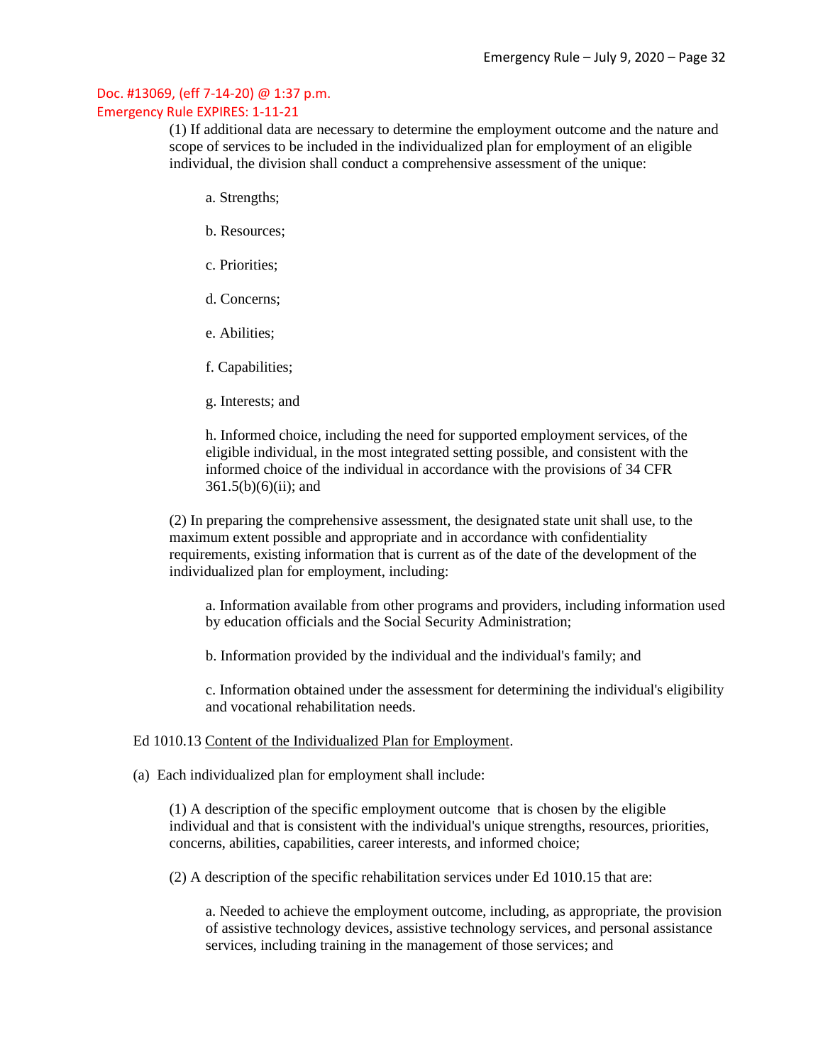Doc. #13069, (eff 7-14-20) @ 1:37 p.m.
Emergency Rule EXPIRES: 1-11-21

(1) If additional data are necessary to determine the employment outcome and the nature and scope of services to be included in the individualized plan for employment of an eligible individual, the division shall conduct a comprehensive assessment of the unique:

a. Strengths;

b. Resources;

c. Priorities;

d. Concerns;

e. Abilities;

f. Capabilities;

g. Interests; and

h. Informed choice, including the need for supported employment services, of the eligible individual, in the most integrated setting possible, and consistent with the informed choice of the individual in accordance with the provisions of 34 CFR 361.5(b)(6)(ii); and

(2) In preparing the comprehensive assessment, the designated state unit shall use, to the maximum extent possible and appropriate and in accordance with confidentiality requirements, existing information that is current as of the date of the development of the individualized plan for employment, including:

a. Information available from other programs and providers, including information used by education officials and the Social Security Administration;

b. Information provided by the individual and the individual's family; and

c. Information obtained under the assessment for determining the individual's eligibility and vocational rehabilitation needs.

Ed 1010.13 Content of the Individualized Plan for Employment.

(a) Each individualized plan for employment shall include:

(1) A description of the specific employment outcome that is chosen by the eligible individual and that is consistent with the individual's unique strengths, resources, priorities, concerns, abilities, capabilities, career interests, and informed choice;

(2) A description of the specific rehabilitation services under Ed 1010.15 that are:

a. Needed to achieve the employment outcome, including, as appropriate, the provision of assistive technology devices, assistive technology services, and personal assistance services, including training in the management of those services; and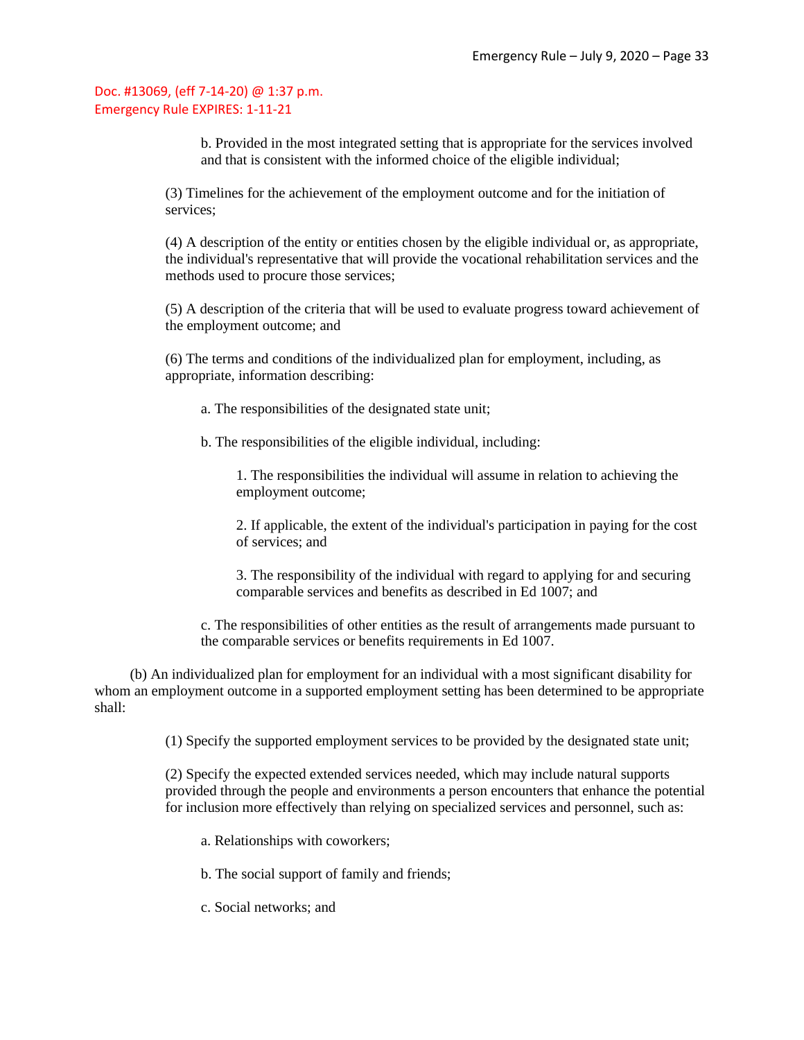b. Provided in the most integrated setting that is appropriate for the services involved and that is consistent with the informed choice of the eligible individual;

(3) Timelines for the achievement of the employment outcome and for the initiation of services;

(4) A description of the entity or entities chosen by the eligible individual or, as appropriate, the individual's representative that will provide the vocational rehabilitation services and the methods used to procure those services;

(5) A description of the criteria that will be used to evaluate progress toward achievement of the employment outcome; and

(6) The terms and conditions of the individualized plan for employment, including, as appropriate, information describing:

a. The responsibilities of the designated state unit;

b. The responsibilities of the eligible individual, including:

1. The responsibilities the individual will assume in relation to achieving the employment outcome;

2. If applicable, the extent of the individual's participation in paying for the cost of services; and

3. The responsibility of the individual with regard to applying for and securing comparable services and benefits as described in Ed 1007; and

c. The responsibilities of other entities as the result of arrangements made pursuant to the comparable services or benefits requirements in Ed 1007.

(b) An individualized plan for employment for an individual with a most significant disability for whom an employment outcome in a supported employment setting has been determined to be appropriate shall:

(1) Specify the supported employment services to be provided by the designated state unit;

(2) Specify the expected extended services needed, which may include natural supports provided through the people and environments a person encounters that enhance the potential for inclusion more effectively than relying on specialized services and personnel, such as:

a. Relationships with coworkers;

b. The social support of family and friends;

c. Social networks; and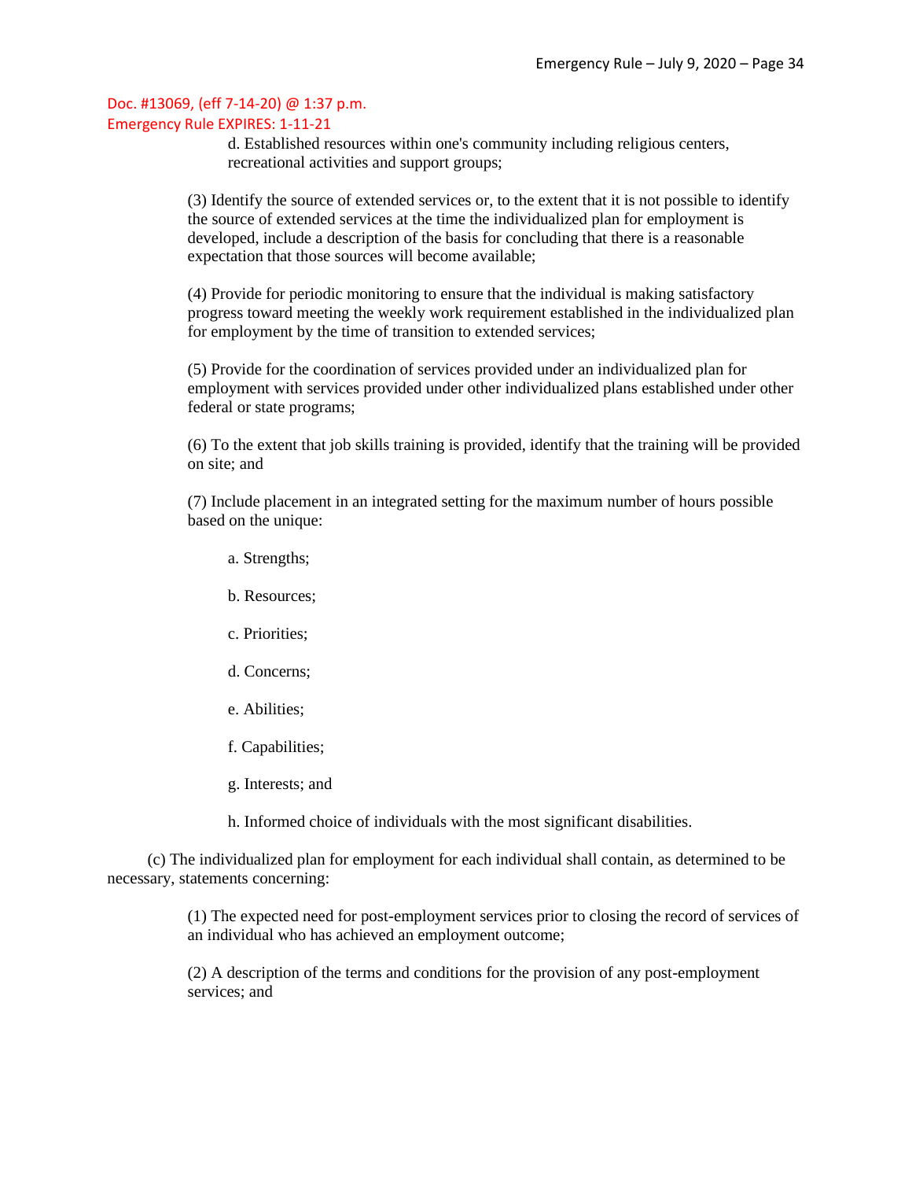d. Established resources within one's community including religious centers, recreational activities and support groups;

(3) Identify the source of extended services or, to the extent that it is not possible to identify the source of extended services at the time the individualized plan for employment is developed, include a description of the basis for concluding that there is a reasonable expectation that those sources will become available;

(4) Provide for periodic monitoring to ensure that the individual is making satisfactory progress toward meeting the weekly work requirement established in the individualized plan for employment by the time of transition to extended services;

(5) Provide for the coordination of services provided under an individualized plan for employment with services provided under other individualized plans established under other federal or state programs;

(6) To the extent that job skills training is provided, identify that the training will be provided on site; and

(7) Include placement in an integrated setting for the maximum number of hours possible based on the unique:

a. Strengths;

b. Resources;

c. Priorities;

d. Concerns;

e. Abilities;

f. Capabilities;

g. Interests; and

h. Informed choice of individuals with the most significant disabilities.

(c) The individualized plan for employment for each individual shall contain, as determined to be necessary, statements concerning:

(1) The expected need for post-employment services prior to closing the record of services of an individual who has achieved an employment outcome;

(2) A description of the terms and conditions for the provision of any post-employment services; and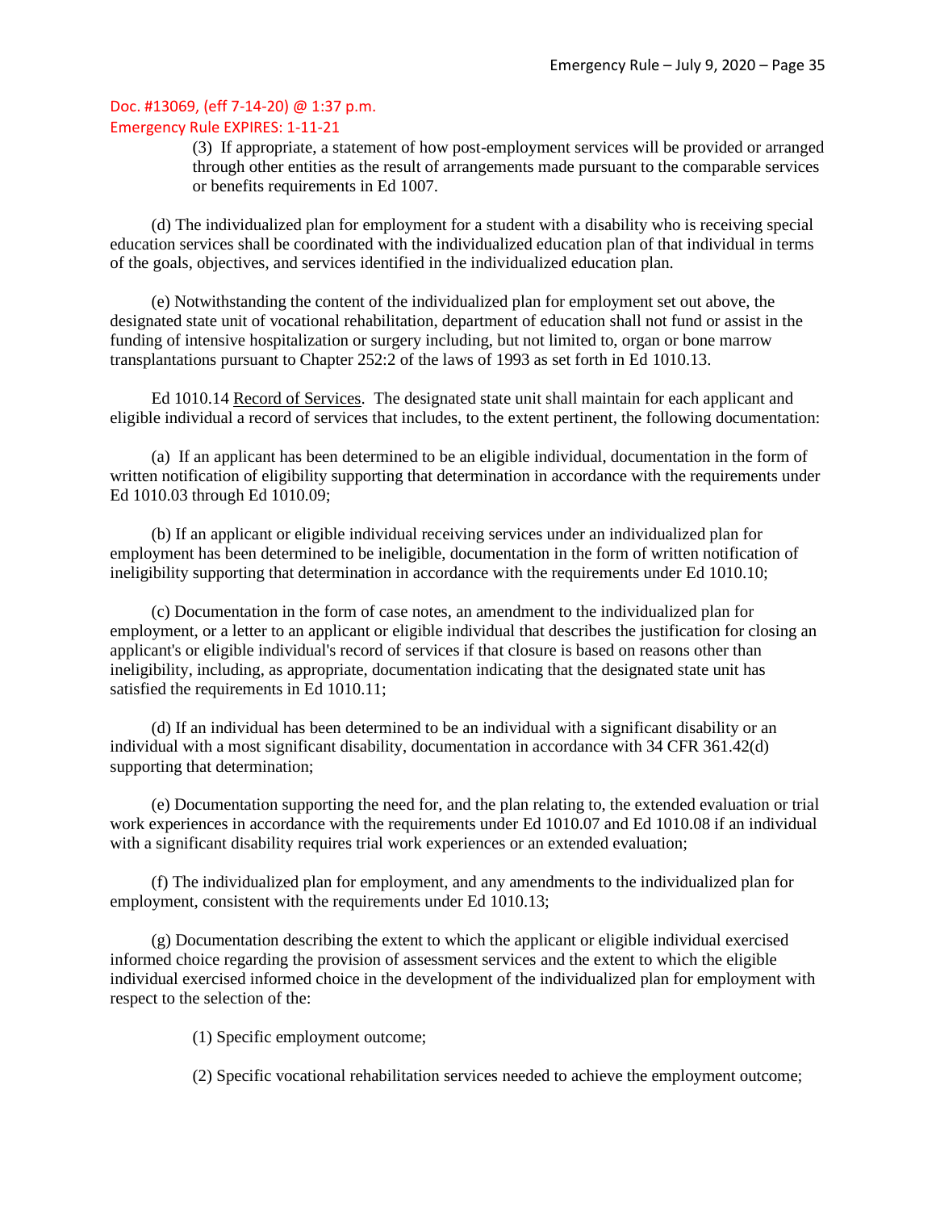(3) If appropriate, a statement of how post-employment services will be provided or arranged through other entities as the result of arrangements made pursuant to the comparable services or benefits requirements in Ed 1007.

(d) The individualized plan for employment for a student with a disability who is receiving special education services shall be coordinated with the individualized education plan of that individual in terms of the goals, objectives, and services identified in the individualized education plan.

(e) Notwithstanding the content of the individualized plan for employment set out above, the designated state unit of vocational rehabilitation, department of education shall not fund or assist in the funding of intensive hospitalization or surgery including, but not limited to, organ or bone marrow transplantations pursuant to Chapter 252:2 of the laws of 1993 as set forth in Ed 1010.13.

Ed 1010.14 Record of Services. The designated state unit shall maintain for each applicant and eligible individual a record of services that includes, to the extent pertinent, the following documentation:

(a) If an applicant has been determined to be an eligible individual, documentation in the form of written notification of eligibility supporting that determination in accordance with the requirements under Ed 1010.03 through Ed 1010.09;

(b) If an applicant or eligible individual receiving services under an individualized plan for employment has been determined to be ineligible, documentation in the form of written notification of ineligibility supporting that determination in accordance with the requirements under Ed 1010.10;

(c) Documentation in the form of case notes, an amendment to the individualized plan for employment, or a letter to an applicant or eligible individual that describes the justification for closing an applicant's or eligible individual's record of services if that closure is based on reasons other than ineligibility, including, as appropriate, documentation indicating that the designated state unit has satisfied the requirements in Ed 1010.11;

(d) If an individual has been determined to be an individual with a significant disability or an individual with a most significant disability, documentation in accordance with 34 CFR 361.42(d) supporting that determination;

(e) Documentation supporting the need for, and the plan relating to, the extended evaluation or trial work experiences in accordance with the requirements under Ed 1010.07 and Ed 1010.08 if an individual with a significant disability requires trial work experiences or an extended evaluation;

(f) The individualized plan for employment, and any amendments to the individualized plan for employment, consistent with the requirements under Ed 1010.13;

(g) Documentation describing the extent to which the applicant or eligible individual exercised informed choice regarding the provision of assessment services and the extent to which the eligible individual exercised informed choice in the development of the individualized plan for employment with respect to the selection of the:

(1) Specific employment outcome;

(2) Specific vocational rehabilitation services needed to achieve the employment outcome;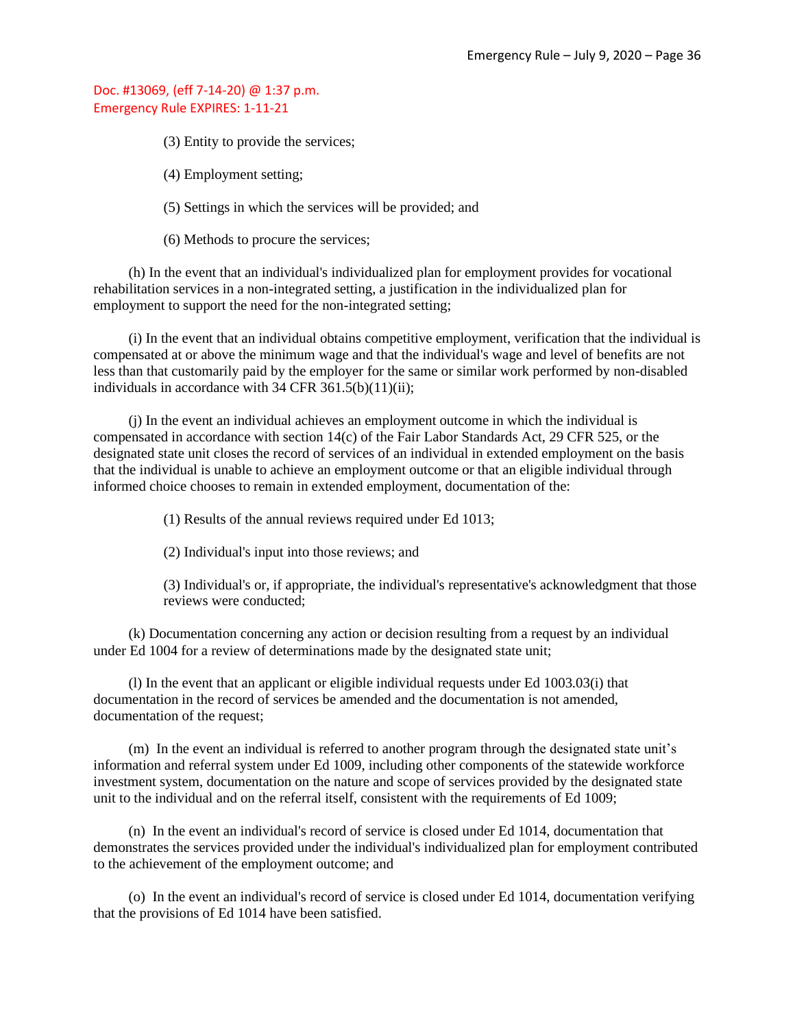Doc. #13069, (eff 7-14-20) @ 1:37 p.m.
Emergency Rule EXPIRES: 1-11-21

(3) Entity to provide the services;

(4) Employment setting;

(5) Settings in which the services will be provided; and

(6) Methods to procure the services;

(h) In the event that an individual's individualized plan for employment provides for vocational rehabilitation services in a non-integrated setting, a justification in the individualized plan for employment to support the need for the non-integrated setting;

(i) In the event that an individual obtains competitive employment, verification that the individual is compensated at or above the minimum wage and that the individual's wage and level of benefits are not less than that customarily paid by the employer for the same or similar work performed by non-disabled individuals in accordance with 34 CFR 361.5(b)(11)(ii);

(j) In the event an individual achieves an employment outcome in which the individual is compensated in accordance with section 14(c) of the Fair Labor Standards Act, 29 CFR 525, or the designated state unit closes the record of services of an individual in extended employment on the basis that the individual is unable to achieve an employment outcome or that an eligible individual through informed choice chooses to remain in extended employment, documentation of the:

(1) Results of the annual reviews required under Ed 1013;

(2) Individual's input into those reviews; and

(3) Individual's or, if appropriate, the individual's representative's acknowledgment that those reviews were conducted;

(k) Documentation concerning any action or decision resulting from a request by an individual under Ed 1004 for a review of determinations made by the designated state unit;

(l) In the event that an applicant or eligible individual requests under Ed 1003.03(i) that documentation in the record of services be amended and the documentation is not amended, documentation of the request;

(m) In the event an individual is referred to another program through the designated state unit's information and referral system under Ed 1009, including other components of the statewide workforce investment system, documentation on the nature and scope of services provided by the designated state unit to the individual and on the referral itself, consistent with the requirements of Ed 1009;

(n) In the event an individual's record of service is closed under Ed 1014, documentation that demonstrates the services provided under the individual's individualized plan for employment contributed to the achievement of the employment outcome; and

(o) In the event an individual's record of service is closed under Ed 1014, documentation verifying that the provisions of Ed 1014 have been satisfied.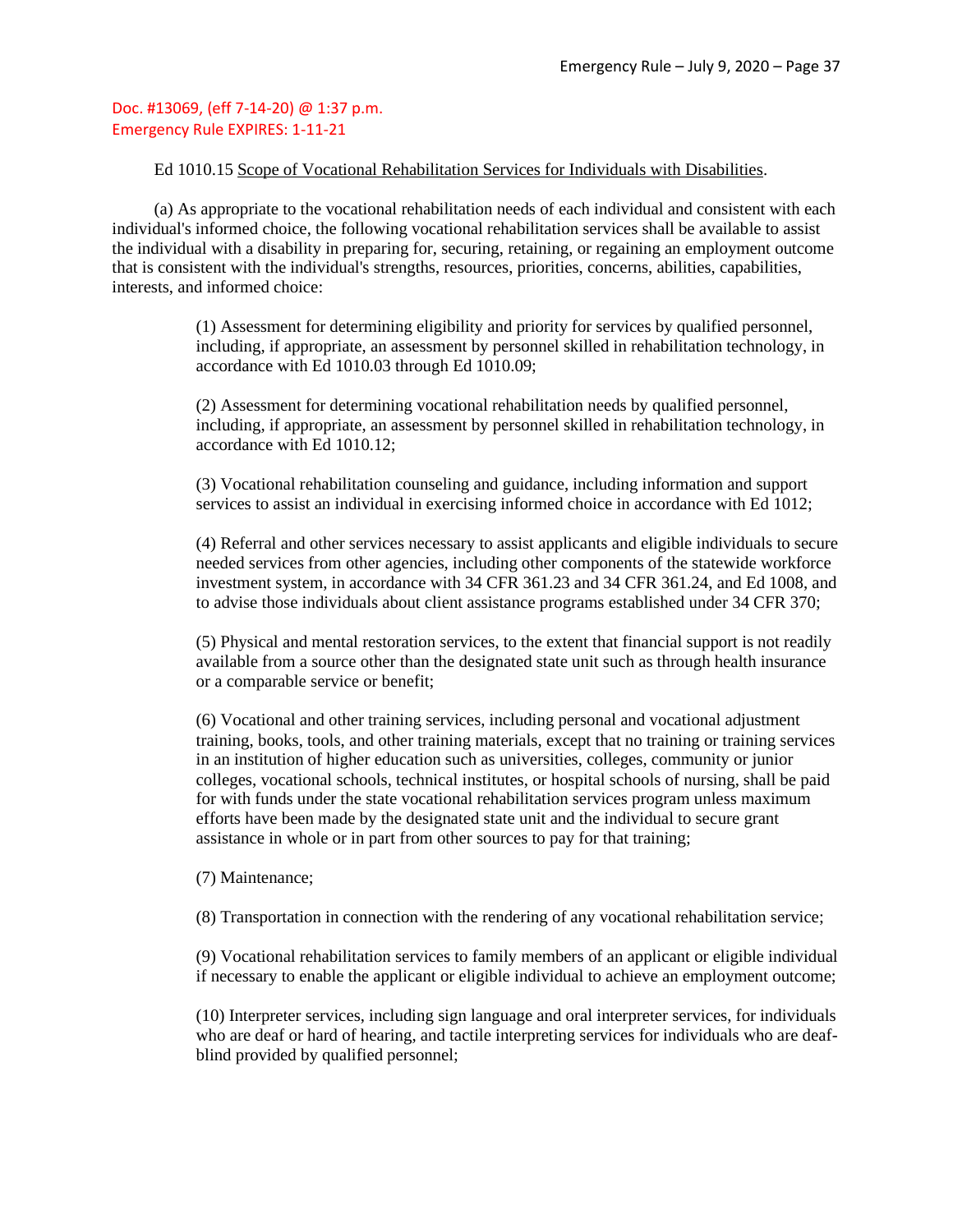Doc. #13069, (eff 7-14-20) @ 1:37 p.m.
Emergency Rule EXPIRES: 1-11-21

Ed 1010.15 Scope of Vocational Rehabilitation Services for Individuals with Disabilities.

(a) As appropriate to the vocational rehabilitation needs of each individual and consistent with each individual's informed choice, the following vocational rehabilitation services shall be available to assist the individual with a disability in preparing for, securing, retaining, or regaining an employment outcome that is consistent with the individual's strengths, resources, priorities, concerns, abilities, capabilities, interests, and informed choice:

(1) Assessment for determining eligibility and priority for services by qualified personnel, including, if appropriate, an assessment by personnel skilled in rehabilitation technology, in accordance with Ed 1010.03 through Ed 1010.09;

(2) Assessment for determining vocational rehabilitation needs by qualified personnel, including, if appropriate, an assessment by personnel skilled in rehabilitation technology, in accordance with Ed 1010.12;

(3) Vocational rehabilitation counseling and guidance, including information and support services to assist an individual in exercising informed choice in accordance with Ed 1012;

(4) Referral and other services necessary to assist applicants and eligible individuals to secure needed services from other agencies, including other components of the statewide workforce investment system, in accordance with 34 CFR 361.23 and 34 CFR 361.24, and Ed 1008, and to advise those individuals about client assistance programs established under 34 CFR 370;

(5) Physical and mental restoration services, to the extent that financial support is not readily available from a source other than the designated state unit such as through health insurance or a comparable service or benefit;

(6) Vocational and other training services, including personal and vocational adjustment training, books, tools, and other training materials, except that no training or training services in an institution of higher education such as universities, colleges, community or junior colleges, vocational schools, technical institutes, or hospital schools of nursing, shall be paid for with funds under the state vocational rehabilitation services program unless maximum efforts have been made by the designated state unit and the individual to secure grant assistance in whole or in part from other sources to pay for that training;

(7) Maintenance;

(8) Transportation in connection with the rendering of any vocational rehabilitation service;

(9) Vocational rehabilitation services to family members of an applicant or eligible individual if necessary to enable the applicant or eligible individual to achieve an employment outcome;

(10) Interpreter services, including sign language and oral interpreter services, for individuals who are deaf or hard of hearing, and tactile interpreting services for individuals who are deaf-blind provided by qualified personnel;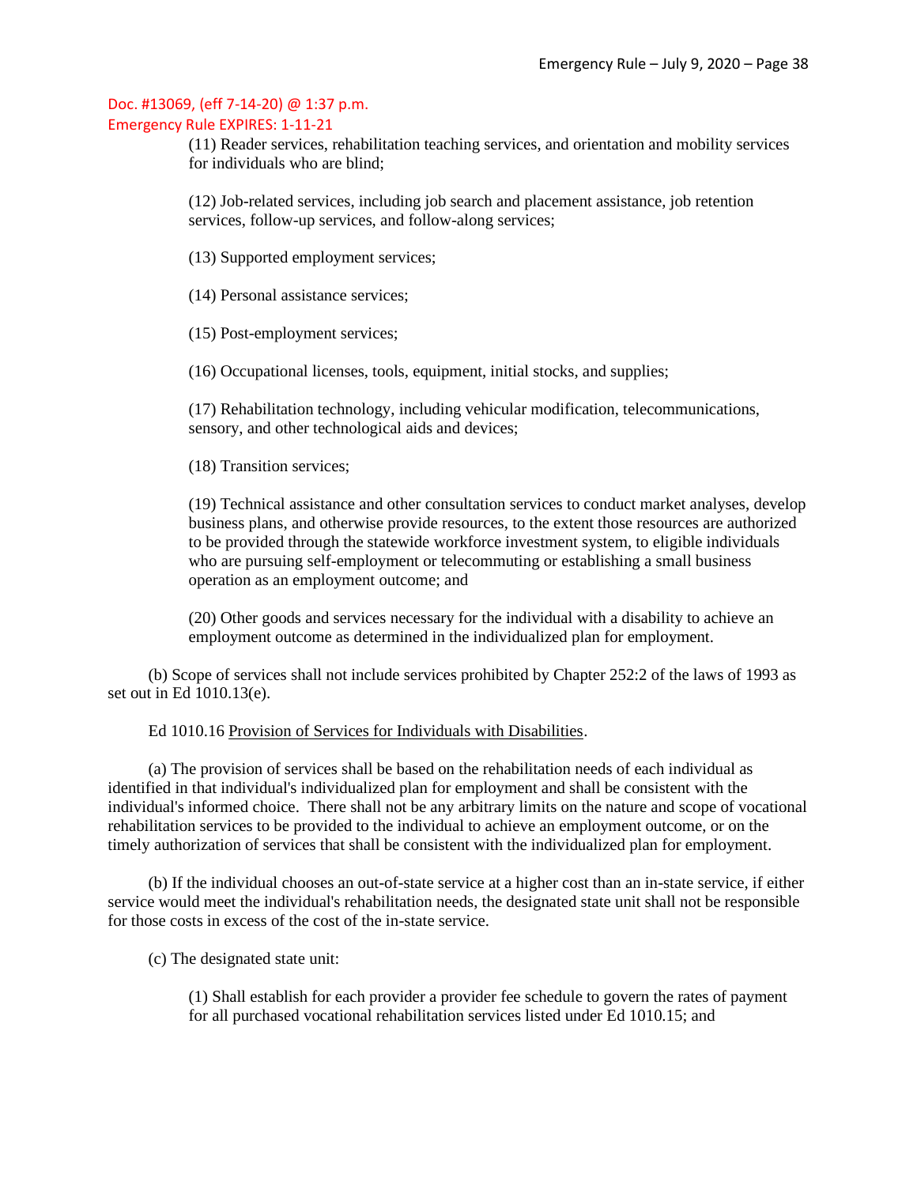(11) Reader services, rehabilitation teaching services, and orientation and mobility services for individuals who are blind;

(12) Job-related services, including job search and placement assistance, job retention services, follow-up services, and follow-along services;

(13) Supported employment services;

(14) Personal assistance services;

(15) Post-employment services;

(16) Occupational licenses, tools, equipment, initial stocks, and supplies;

(17) Rehabilitation technology, including vehicular modification, telecommunications, sensory, and other technological aids and devices;

(18) Transition services;

(19) Technical assistance and other consultation services to conduct market analyses, develop business plans, and otherwise provide resources, to the extent those resources are authorized to be provided through the statewide workforce investment system, to eligible individuals who are pursuing self-employment or telecommuting or establishing a small business operation as an employment outcome; and

(20) Other goods and services necessary for the individual with a disability to achieve an employment outcome as determined in the individualized plan for employment.

(b) Scope of services shall not include services prohibited by Chapter 252:2 of the laws of 1993 as set out in Ed 1010.13(e).

Ed 1010.16 Provision of Services for Individuals with Disabilities.

(a) The provision of services shall be based on the rehabilitation needs of each individual as identified in that individual's individualized plan for employment and shall be consistent with the individual's informed choice. There shall not be any arbitrary limits on the nature and scope of vocational rehabilitation services to be provided to the individual to achieve an employment outcome, or on the timely authorization of services that shall be consistent with the individualized plan for employment.

(b) If the individual chooses an out-of-state service at a higher cost than an in-state service, if either service would meet the individual's rehabilitation needs, the designated state unit shall not be responsible for those costs in excess of the cost of the in-state service.

(c) The designated state unit:

(1) Shall establish for each provider a provider fee schedule to govern the rates of payment for all purchased vocational rehabilitation services listed under Ed 1010.15; and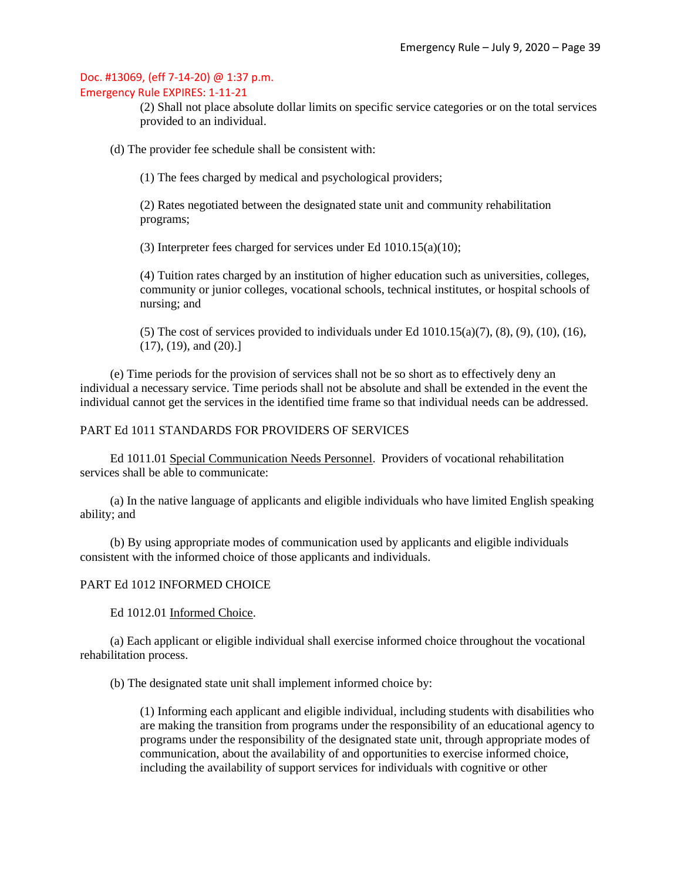(2) Shall not place absolute dollar limits on specific service categories or on the total services provided to an individual.

(d) The provider fee schedule shall be consistent with:

(1) The fees charged by medical and psychological providers;

(2) Rates negotiated between the designated state unit and community rehabilitation programs;

(3) Interpreter fees charged for services under Ed 1010.15(a)(10);

(4) Tuition rates charged by an institution of higher education such as universities, colleges, community or junior colleges, vocational schools, technical institutes, or hospital schools of nursing; and

(5) The cost of services provided to individuals under Ed 1010.15(a)(7), (8), (9), (10), (16), (17), (19), and (20).]

(e) Time periods for the provision of services shall not be so short as to effectively deny an individual a necessary service. Time periods shall not be absolute and shall be extended in the event the individual cannot get the services in the identified time frame so that individual needs can be addressed.

PART Ed 1011 STANDARDS FOR PROVIDERS OF SERVICES

Ed 1011.01 Special Communication Needs Personnel. Providers of vocational rehabilitation services shall be able to communicate:

(a) In the native language of applicants and eligible individuals who have limited English speaking ability; and

(b) By using appropriate modes of communication used by applicants and eligible individuals consistent with the informed choice of those applicants and individuals.

PART Ed 1012 INFORMED CHOICE

Ed 1012.01 Informed Choice.

(a) Each applicant or eligible individual shall exercise informed choice throughout the vocational rehabilitation process.

(b) The designated state unit shall implement informed choice by:

(1) Informing each applicant and eligible individual, including students with disabilities who are making the transition from programs under the responsibility of an educational agency to programs under the responsibility of the designated state unit, through appropriate modes of communication, about the availability of and opportunities to exercise informed choice, including the availability of support services for individuals with cognitive or other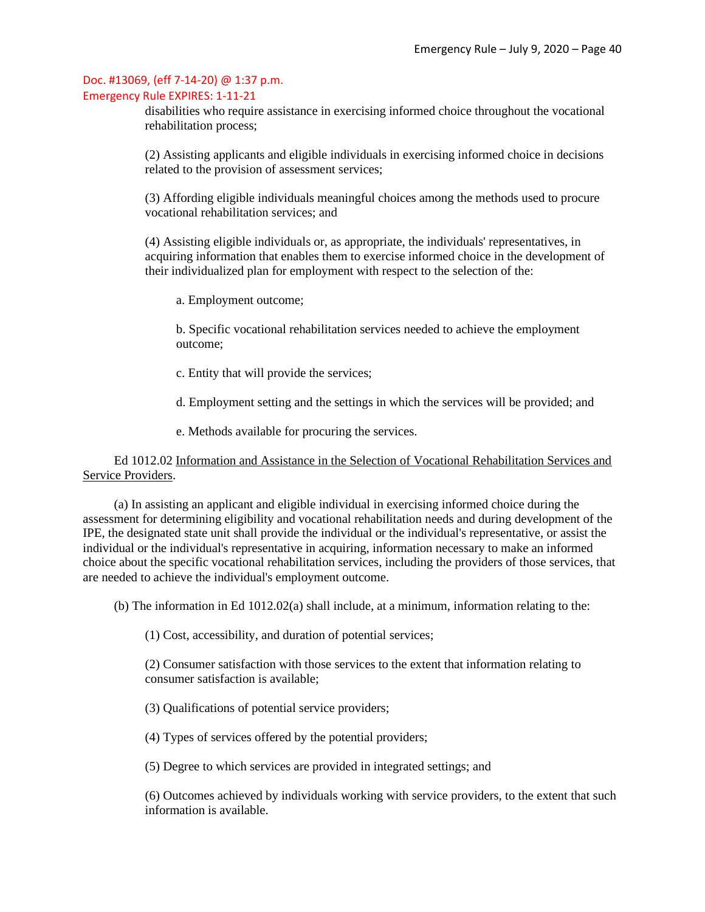disabilities who require assistance in exercising informed choice throughout the vocational rehabilitation process;

(2) Assisting applicants and eligible individuals in exercising informed choice in decisions related to the provision of assessment services;

(3) Affording eligible individuals meaningful choices among the methods used to procure vocational rehabilitation services; and

(4) Assisting eligible individuals or, as appropriate, the individuals' representatives, in acquiring information that enables them to exercise informed choice in the development of their individualized plan for employment with respect to the selection of the:

a. Employment outcome;

b. Specific vocational rehabilitation services needed to achieve the employment outcome;

c. Entity that will provide the services;

d. Employment setting and the settings in which the services will be provided; and

e. Methods available for procuring the services.

Ed 1012.02 Information and Assistance in the Selection of Vocational Rehabilitation Services and Service Providers.

(a) In assisting an applicant and eligible individual in exercising informed choice during the assessment for determining eligibility and vocational rehabilitation needs and during development of the IPE, the designated state unit shall provide the individual or the individual's representative, or assist the individual or the individual's representative in acquiring, information necessary to make an informed choice about the specific vocational rehabilitation services, including the providers of those services, that are needed to achieve the individual's employment outcome.

(b) The information in Ed 1012.02(a) shall include, at a minimum, information relating to the:

(1) Cost, accessibility, and duration of potential services;

(2) Consumer satisfaction with those services to the extent that information relating to consumer satisfaction is available;

(3) Qualifications of potential service providers;

(4) Types of services offered by the potential providers;

(5) Degree to which services are provided in integrated settings; and

(6) Outcomes achieved by individuals working with service providers, to the extent that such information is available.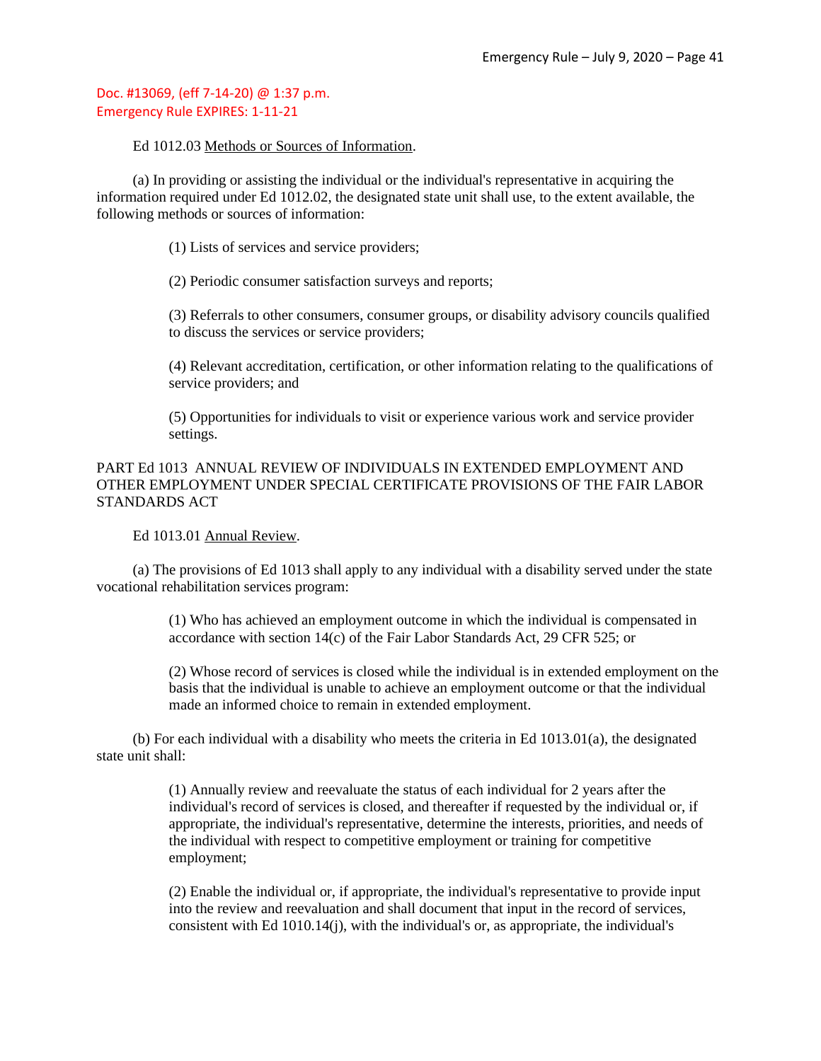Doc. #13069, (eff 7-14-20) @ 1:37 p.m.
Emergency Rule EXPIRES: 1-11-21

Ed 1012.03 Methods or Sources of Information.

(a) In providing or assisting the individual or the individual's representative in acquiring the information required under Ed 1012.02, the designated state unit shall use, to the extent available, the following methods or sources of information:

(1) Lists of services and service providers;

(2) Periodic consumer satisfaction surveys and reports;

(3) Referrals to other consumers, consumer groups, or disability advisory councils qualified to discuss the services or service providers;

(4) Relevant accreditation, certification, or other information relating to the qualifications of service providers; and

(5) Opportunities for individuals to visit or experience various work and service provider settings.

PART Ed 1013 ANNUAL REVIEW OF INDIVIDUALS IN EXTENDED EMPLOYMENT AND OTHER EMPLOYMENT UNDER SPECIAL CERTIFICATE PROVISIONS OF THE FAIR LABOR STANDARDS ACT

Ed 1013.01 Annual Review.

(a) The provisions of Ed 1013 shall apply to any individual with a disability served under the state vocational rehabilitation services program:

(1) Who has achieved an employment outcome in which the individual is compensated in accordance with section 14(c) of the Fair Labor Standards Act, 29 CFR 525; or

(2) Whose record of services is closed while the individual is in extended employment on the basis that the individual is unable to achieve an employment outcome or that the individual made an informed choice to remain in extended employment.

(b) For each individual with a disability who meets the criteria in Ed 1013.01(a), the designated state unit shall:

(1) Annually review and reevaluate the status of each individual for 2 years after the individual's record of services is closed, and thereafter if requested by the individual or, if appropriate, the individual's representative, determine the interests, priorities, and needs of the individual with respect to competitive employment or training for competitive employment;

(2) Enable the individual or, if appropriate, the individual's representative to provide input into the review and reevaluation and shall document that input in the record of services, consistent with Ed 1010.14(j), with the individual's or, as appropriate, the individual's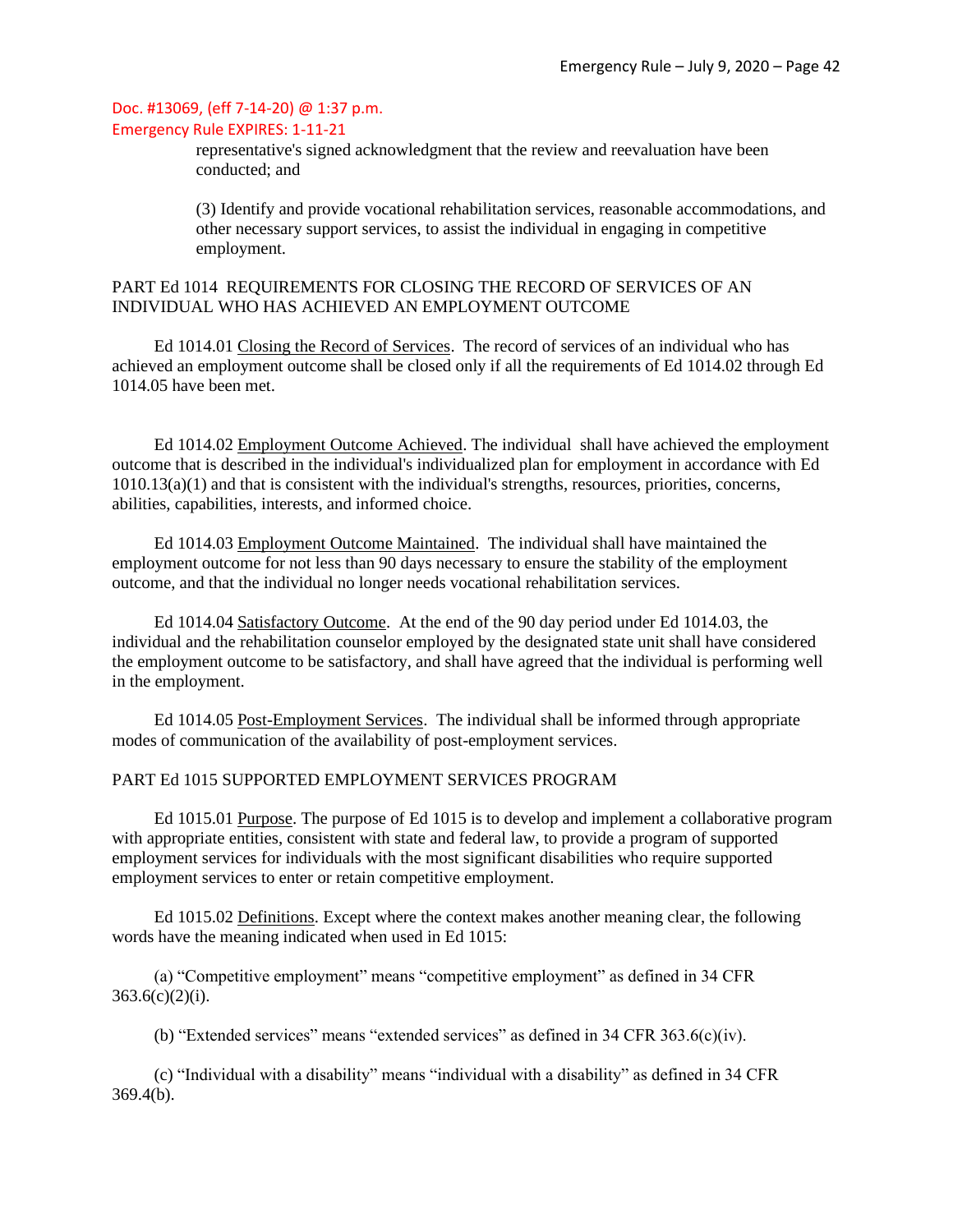representative's signed acknowledgment that the review and reevaluation have been conducted; and

(3) Identify and provide vocational rehabilitation services, reasonable accommodations, and other necessary support services, to assist the individual in engaging in competitive employment.

PART Ed 1014 REQUIREMENTS FOR CLOSING THE RECORD OF SERVICES OF AN INDIVIDUAL WHO HAS ACHIEVED AN EMPLOYMENT OUTCOME

Ed 1014.01 Closing the Record of Services. The record of services of an individual who has achieved an employment outcome shall be closed only if all the requirements of Ed 1014.02 through Ed 1014.05 have been met.

Ed 1014.02 Employment Outcome Achieved. The individual shall have achieved the employment outcome that is described in the individual's individualized plan for employment in accordance with Ed 1010.13(a)(1) and that is consistent with the individual's strengths, resources, priorities, concerns, abilities, capabilities, interests, and informed choice.

Ed 1014.03 Employment Outcome Maintained. The individual shall have maintained the employment outcome for not less than 90 days necessary to ensure the stability of the employment outcome, and that the individual no longer needs vocational rehabilitation services.

Ed 1014.04 Satisfactory Outcome. At the end of the 90 day period under Ed 1014.03, the individual and the rehabilitation counselor employed by the designated state unit shall have considered the employment outcome to be satisfactory, and shall have agreed that the individual is performing well in the employment.

Ed 1014.05 Post-Employment Services. The individual shall be informed through appropriate modes of communication of the availability of post-employment services.

PART Ed 1015 SUPPORTED EMPLOYMENT SERVICES PROGRAM

Ed 1015.01 Purpose. The purpose of Ed 1015 is to develop and implement a collaborative program with appropriate entities, consistent with state and federal law, to provide a program of supported employment services for individuals with the most significant disabilities who require supported employment services to enter or retain competitive employment.

Ed 1015.02 Definitions. Except where the context makes another meaning clear, the following words have the meaning indicated when used in Ed 1015:

(a) "Competitive employment" means "competitive employment" as defined in 34 CFR 363.6(c)(2)(i).

(b) "Extended services" means "extended services" as defined in 34 CFR 363.6(c)(iv).

(c) "Individual with a disability" means "individual with a disability" as defined in 34 CFR 369.4(b).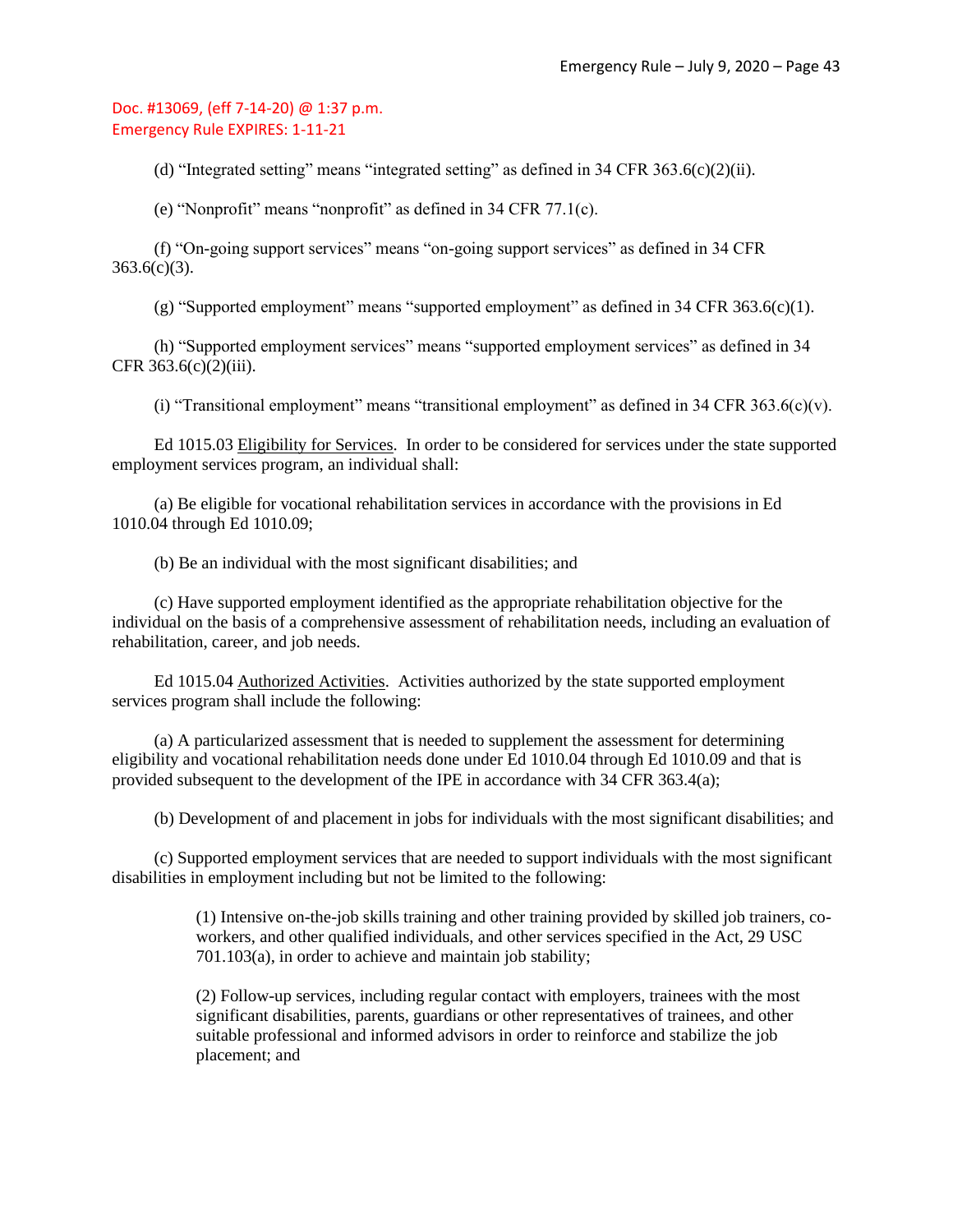Doc. #13069, (eff 7-14-20) @ 1:37 p.m.
Emergency Rule EXPIRES: 1-11-21

(d) "Integrated setting" means "integrated setting" as defined in 34 CFR 363.6(c)(2)(ii).

(e) "Nonprofit" means "nonprofit" as defined in 34 CFR 77.1(c).

(f) "On-going support services" means "on-going support services" as defined in 34 CFR 363.6(c)(3).

(g) "Supported employment" means "supported employment" as defined in 34 CFR 363.6(c)(1).

(h) "Supported employment services" means "supported employment services" as defined in 34 CFR 363.6(c)(2)(iii).

(i) "Transitional employment" means "transitional employment" as defined in 34 CFR 363.6(c)(v).

Ed 1015.03 Eligibility for Services. In order to be considered for services under the state supported employment services program, an individual shall:

(a) Be eligible for vocational rehabilitation services in accordance with the provisions in Ed 1010.04 through Ed 1010.09;

(b) Be an individual with the most significant disabilities; and

(c) Have supported employment identified as the appropriate rehabilitation objective for the individual on the basis of a comprehensive assessment of rehabilitation needs, including an evaluation of rehabilitation, career, and job needs.

Ed 1015.04 Authorized Activities. Activities authorized by the state supported employment services program shall include the following:

(a) A particularized assessment that is needed to supplement the assessment for determining eligibility and vocational rehabilitation needs done under Ed 1010.04 through Ed 1010.09 and that is provided subsequent to the development of the IPE in accordance with 34 CFR 363.4(a);

(b) Development of and placement in jobs for individuals with the most significant disabilities; and

(c) Supported employment services that are needed to support individuals with the most significant disabilities in employment including but not be limited to the following:

(1) Intensive on-the-job skills training and other training provided by skilled job trainers, co-workers, and other qualified individuals, and other services specified in the Act, 29 USC 701.103(a), in order to achieve and maintain job stability;

(2) Follow-up services, including regular contact with employers, trainees with the most significant disabilities, parents, guardians or other representatives of trainees, and other suitable professional and informed advisors in order to reinforce and stabilize the job placement; and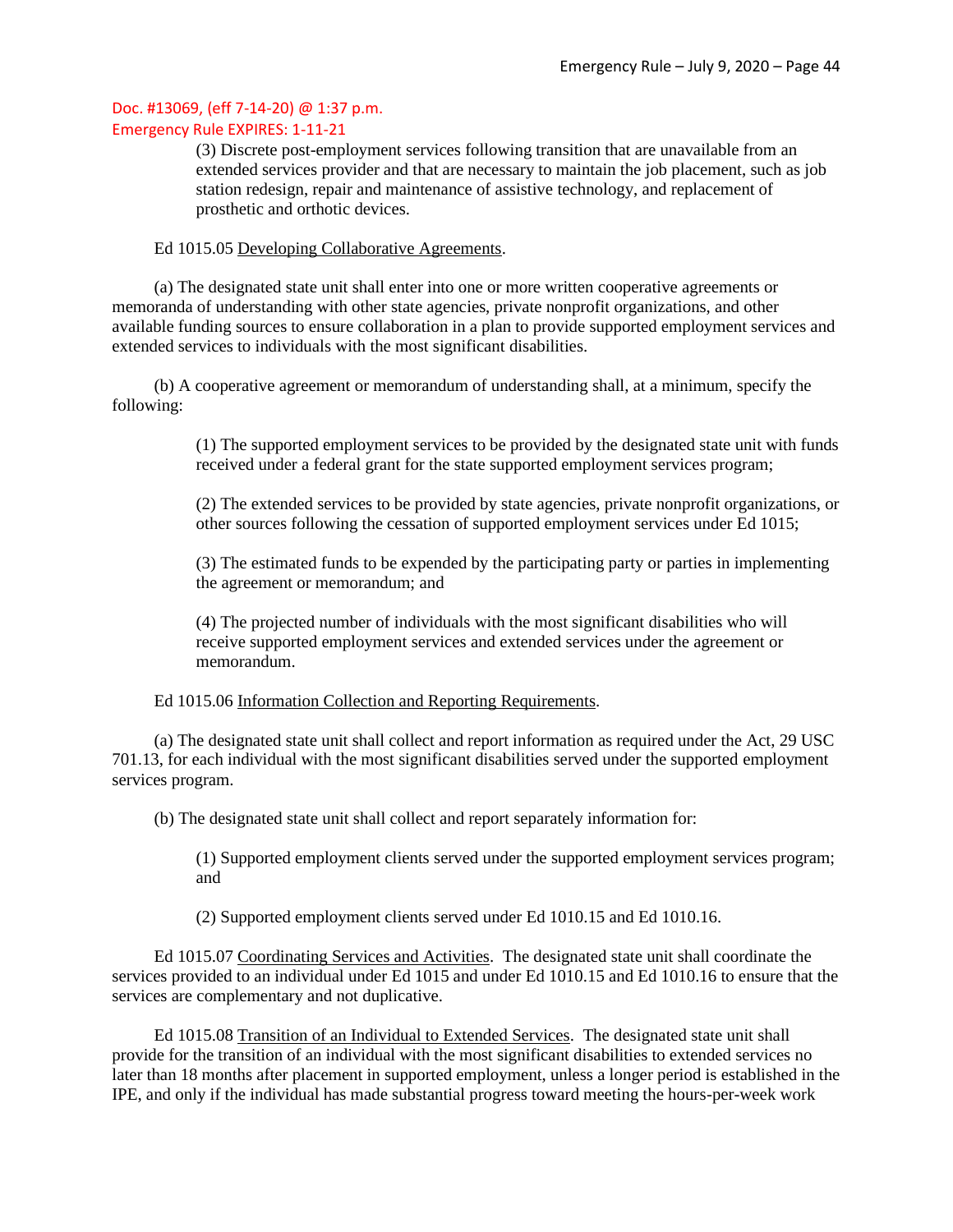Doc. #13069, (eff 7-14-20) @ 1:37 p.m.
Emergency Rule EXPIRES: 1-11-21

(3) Discrete post-employment services following transition that are unavailable from an extended services provider and that are necessary to maintain the job placement, such as job station redesign, repair and maintenance of assistive technology, and replacement of prosthetic and orthotic devices.

Ed 1015.05 Developing Collaborative Agreements.

(a) The designated state unit shall enter into one or more written cooperative agreements or memoranda of understanding with other state agencies, private nonprofit organizations, and other available funding sources to ensure collaboration in a plan to provide supported employment services and extended services to individuals with the most significant disabilities.

(b) A cooperative agreement or memorandum of understanding shall, at a minimum, specify the following:

(1) The supported employment services to be provided by the designated state unit with funds received under a federal grant for the state supported employment services program;

(2) The extended services to be provided by state agencies, private nonprofit organizations, or other sources following the cessation of supported employment services under Ed 1015;

(3) The estimated funds to be expended by the participating party or parties in implementing the agreement or memorandum; and

(4) The projected number of individuals with the most significant disabilities who will receive supported employment services and extended services under the agreement or memorandum.

Ed 1015.06 Information Collection and Reporting Requirements.

(a) The designated state unit shall collect and report information as required under the Act, 29 USC 701.13, for each individual with the most significant disabilities served under the supported employment services program.

(b) The designated state unit shall collect and report separately information for:

(1) Supported employment clients served under the supported employment services program; and

(2) Supported employment clients served under Ed 1010.15 and Ed 1010.16.

Ed 1015.07 Coordinating Services and Activities. The designated state unit shall coordinate the services provided to an individual under Ed 1015 and under Ed 1010.15 and Ed 1010.16 to ensure that the services are complementary and not duplicative.

Ed 1015.08 Transition of an Individual to Extended Services. The designated state unit shall provide for the transition of an individual with the most significant disabilities to extended services no later than 18 months after placement in supported employment, unless a longer period is established in the IPE, and only if the individual has made substantial progress toward meeting the hours-per-week work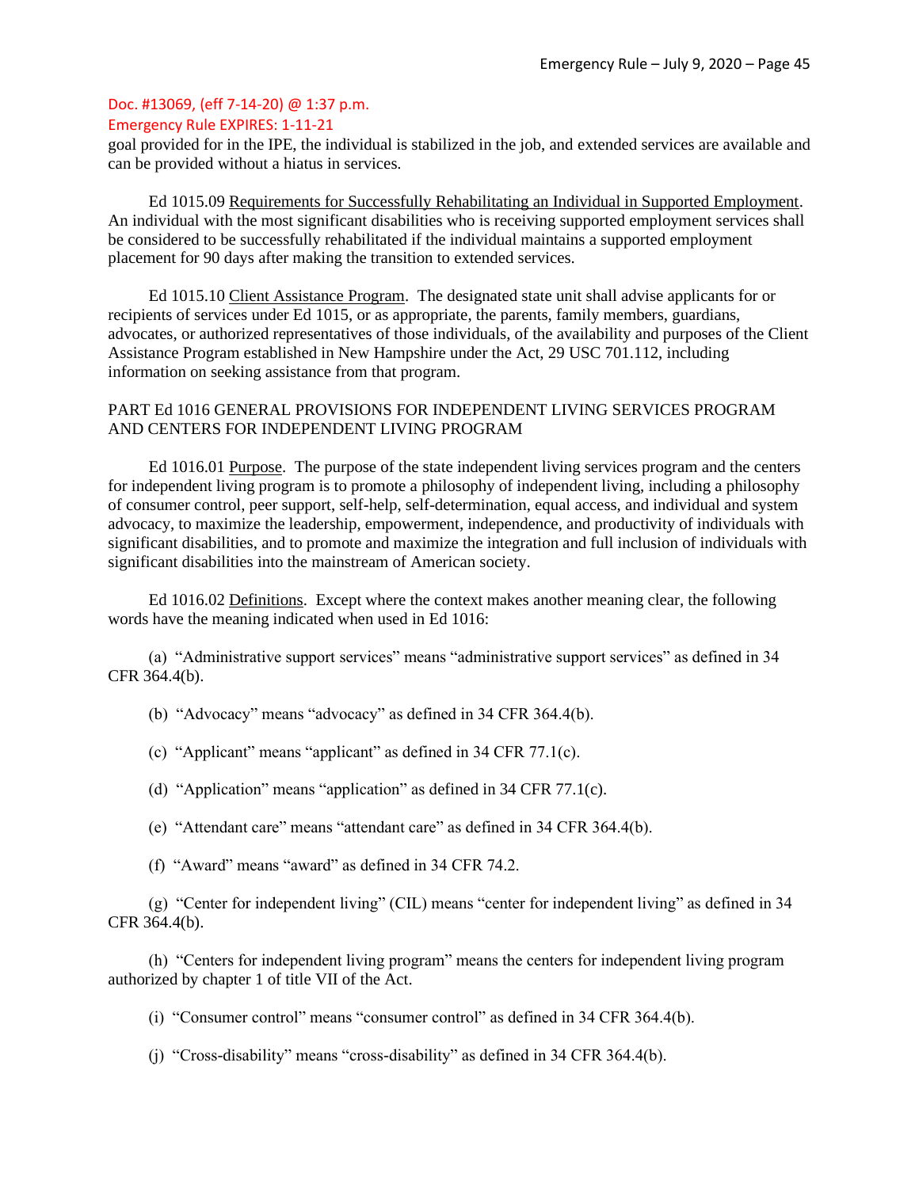goal provided for in the IPE, the individual is stabilized in the job, and extended services are available and can be provided without a hiatus in services.

Ed 1015.09 Requirements for Successfully Rehabilitating an Individual in Supported Employment. An individual with the most significant disabilities who is receiving supported employment services shall be considered to be successfully rehabilitated if the individual maintains a supported employment placement for 90 days after making the transition to extended services.

Ed 1015.10 Client Assistance Program. The designated state unit shall advise applicants for or recipients of services under Ed 1015, or as appropriate, the parents, family members, guardians, advocates, or authorized representatives of those individuals, of the availability and purposes of the Client Assistance Program established in New Hampshire under the Act, 29 USC 701.112, including information on seeking assistance from that program.

PART Ed 1016 GENERAL PROVISIONS FOR INDEPENDENT LIVING SERVICES PROGRAM AND CENTERS FOR INDEPENDENT LIVING PROGRAM

Ed 1016.01 Purpose. The purpose of the state independent living services program and the centers for independent living program is to promote a philosophy of independent living, including a philosophy of consumer control, peer support, self-help, self-determination, equal access, and individual and system advocacy, to maximize the leadership, empowerment, independence, and productivity of individuals with significant disabilities, and to promote and maximize the integration and full inclusion of individuals with significant disabilities into the mainstream of American society.

Ed 1016.02 Definitions. Except where the context makes another meaning clear, the following words have the meaning indicated when used in Ed 1016:

(a) "Administrative support services" means "administrative support services" as defined in 34 CFR 364.4(b).

(b) "Advocacy" means "advocacy" as defined in 34 CFR 364.4(b).

(c) "Applicant" means "applicant" as defined in 34 CFR 77.1(c).

(d) "Application" means "application" as defined in 34 CFR 77.1(c).

(e) "Attendant care" means "attendant care" as defined in 34 CFR 364.4(b).

(f) "Award" means "award" as defined in 34 CFR 74.2.

(g) "Center for independent living" (CIL) means "center for independent living" as defined in 34 CFR 364.4(b).

(h) "Centers for independent living program" means the centers for independent living program authorized by chapter 1 of title VII of the Act.

(i) "Consumer control" means "consumer control" as defined in 34 CFR 364.4(b).

(j) "Cross-disability" means "cross-disability" as defined in 34 CFR 364.4(b).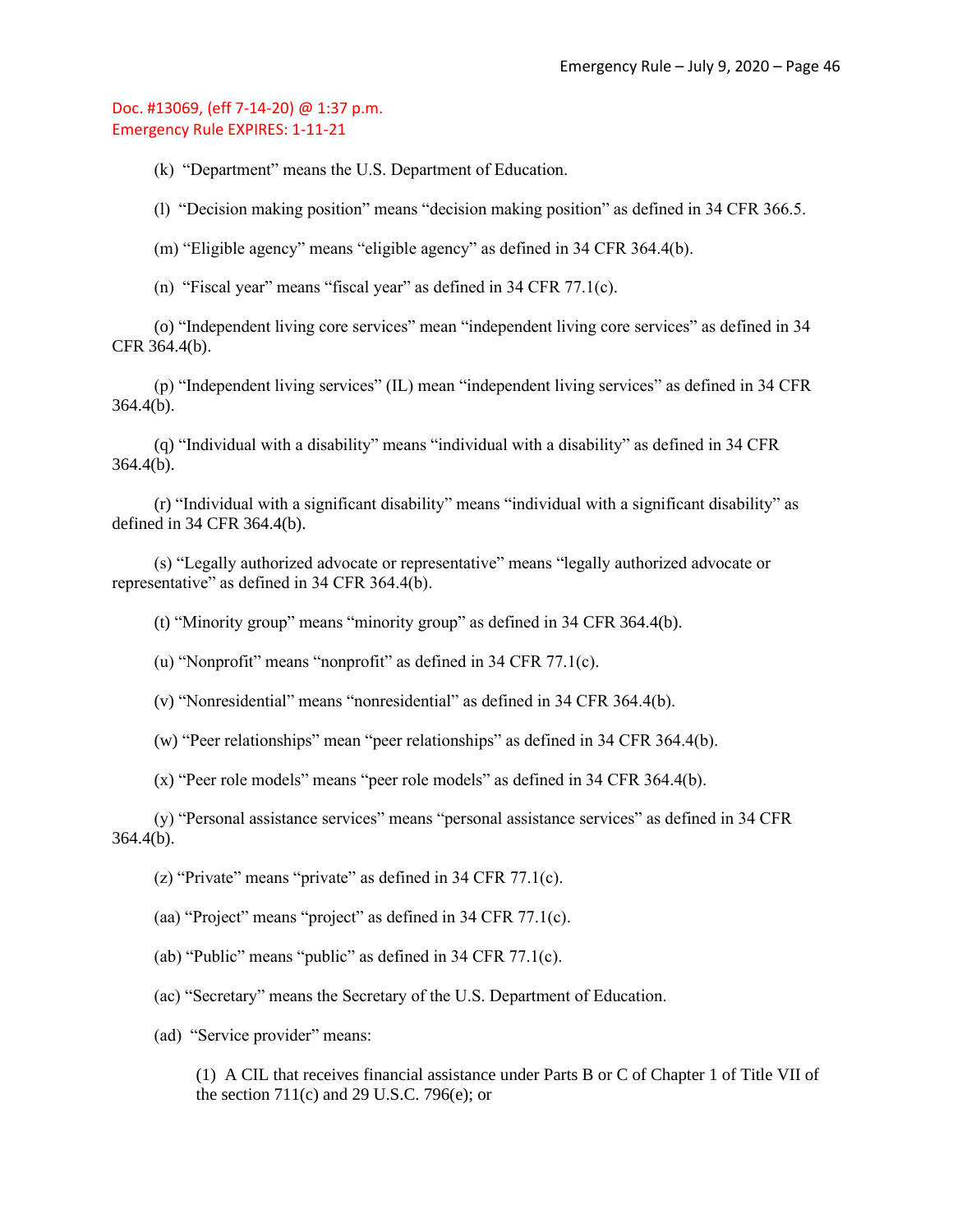Doc. #13069, (eff 7-14-20) @ 1:37 p.m.
Emergency Rule EXPIRES: 1-11-21

(k) "Department" means the U.S. Department of Education.

(l) "Decision making position" means "decision making position" as defined in 34 CFR 366.5.

(m) "Eligible agency" means "eligible agency" as defined in 34 CFR 364.4(b).

(n) "Fiscal year" means "fiscal year" as defined in 34 CFR 77.1(c).

(o) "Independent living core services" mean "independent living core services" as defined in 34 CFR 364.4(b).

(p) "Independent living services" (IL) mean "independent living services" as defined in 34 CFR 364.4(b).

(q) "Individual with a disability" means "individual with a disability" as defined in 34 CFR 364.4(b).

(r) "Individual with a significant disability" means "individual with a significant disability" as defined in 34 CFR 364.4(b).

(s) "Legally authorized advocate or representative" means "legally authorized advocate or representative" as defined in 34 CFR 364.4(b).

(t) "Minority group" means "minority group" as defined in 34 CFR 364.4(b).

(u) "Nonprofit" means "nonprofit" as defined in 34 CFR 77.1(c).

(v) "Nonresidential" means "nonresidential" as defined in 34 CFR 364.4(b).

(w) "Peer relationships" mean "peer relationships" as defined in 34 CFR 364.4(b).

(x) "Peer role models" means "peer role models" as defined in 34 CFR 364.4(b).

(y) "Personal assistance services" means "personal assistance services" as defined in 34 CFR 364.4(b).

(z) "Private" means "private" as defined in 34 CFR 77.1(c).

(aa) "Project" means "project" as defined in 34 CFR 77.1(c).

(ab) "Public" means "public" as defined in 34 CFR 77.1(c).

(ac) "Secretary" means the Secretary of the U.S. Department of Education.

(ad) "Service provider" means:

(1) A CIL that receives financial assistance under Parts B or C of Chapter 1 of Title VII of the section 711(c) and 29 U.S.C. 796(e); or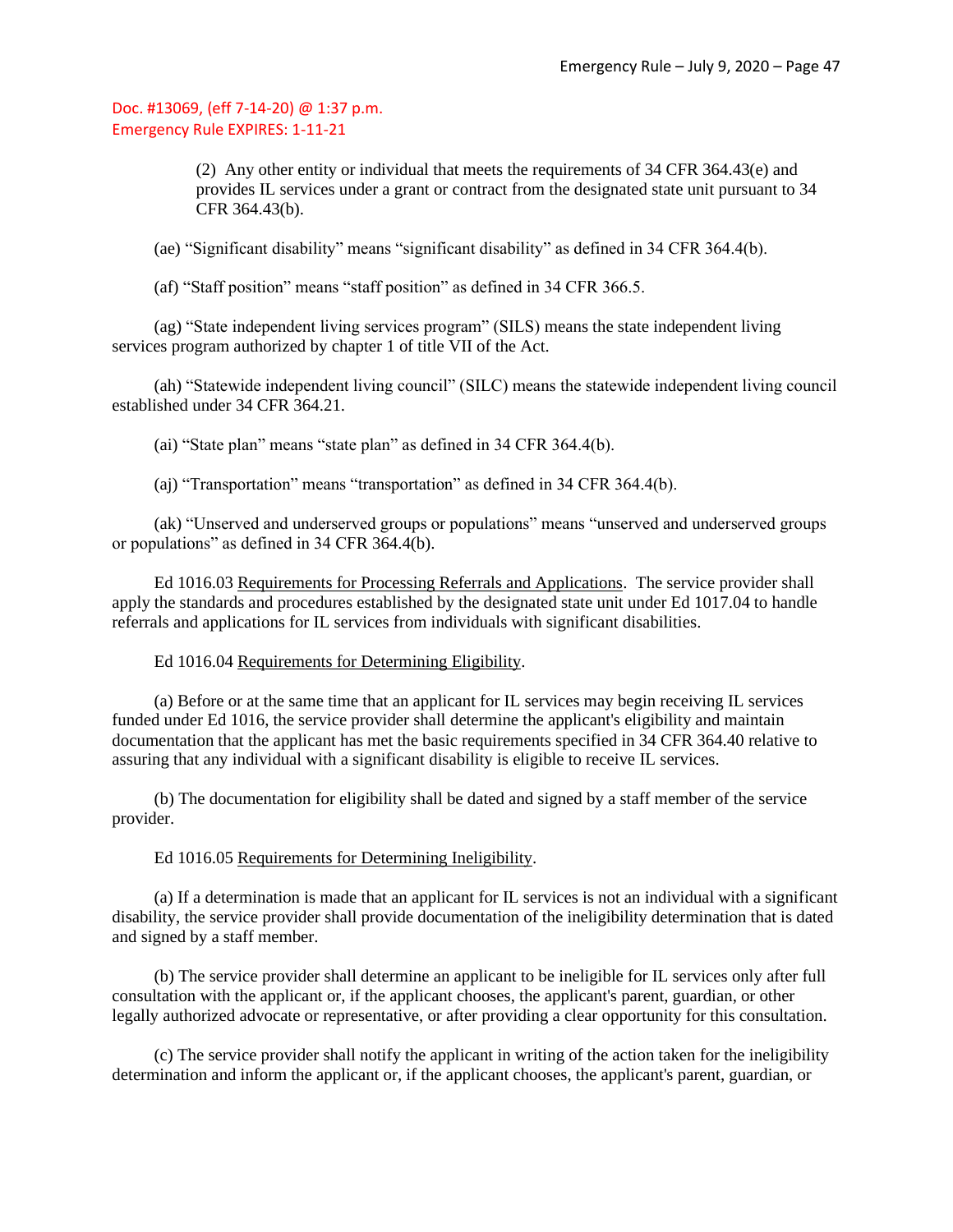(2) Any other entity or individual that meets the requirements of 34 CFR 364.43(e) and provides IL services under a grant or contract from the designated state unit pursuant to 34 CFR 364.43(b).

(ae) "Significant disability" means "significant disability" as defined in 34 CFR 364.4(b).

(af) "Staff position" means "staff position" as defined in 34 CFR 366.5.

(ag) "State independent living services program" (SILS) means the state independent living services program authorized by chapter 1 of title VII of the Act.

(ah) "Statewide independent living council" (SILC) means the statewide independent living council established under 34 CFR 364.21.

(ai) "State plan" means "state plan" as defined in 34 CFR 364.4(b).

(aj) "Transportation" means "transportation" as defined in 34 CFR 364.4(b).

(ak) "Unserved and underserved groups or populations" means "unserved and underserved groups or populations" as defined in 34 CFR 364.4(b).

Ed 1016.03 Requirements for Processing Referrals and Applications. The service provider shall apply the standards and procedures established by the designated state unit under Ed 1017.04 to handle referrals and applications for IL services from individuals with significant disabilities.

Ed 1016.04 Requirements for Determining Eligibility.

(a) Before or at the same time that an applicant for IL services may begin receiving IL services funded under Ed 1016, the service provider shall determine the applicant's eligibility and maintain documentation that the applicant has met the basic requirements specified in 34 CFR 364.40 relative to assuring that any individual with a significant disability is eligible to receive IL services.

(b) The documentation for eligibility shall be dated and signed by a staff member of the service provider.

Ed 1016.05 Requirements for Determining Ineligibility.

(a) If a determination is made that an applicant for IL services is not an individual with a significant disability, the service provider shall provide documentation of the ineligibility determination that is dated and signed by a staff member.

(b) The service provider shall determine an applicant to be ineligible for IL services only after full consultation with the applicant or, if the applicant chooses, the applicant's parent, guardian, or other legally authorized advocate or representative, or after providing a clear opportunity for this consultation.

(c) The service provider shall notify the applicant in writing of the action taken for the ineligibility determination and inform the applicant or, if the applicant chooses, the applicant's parent, guardian, or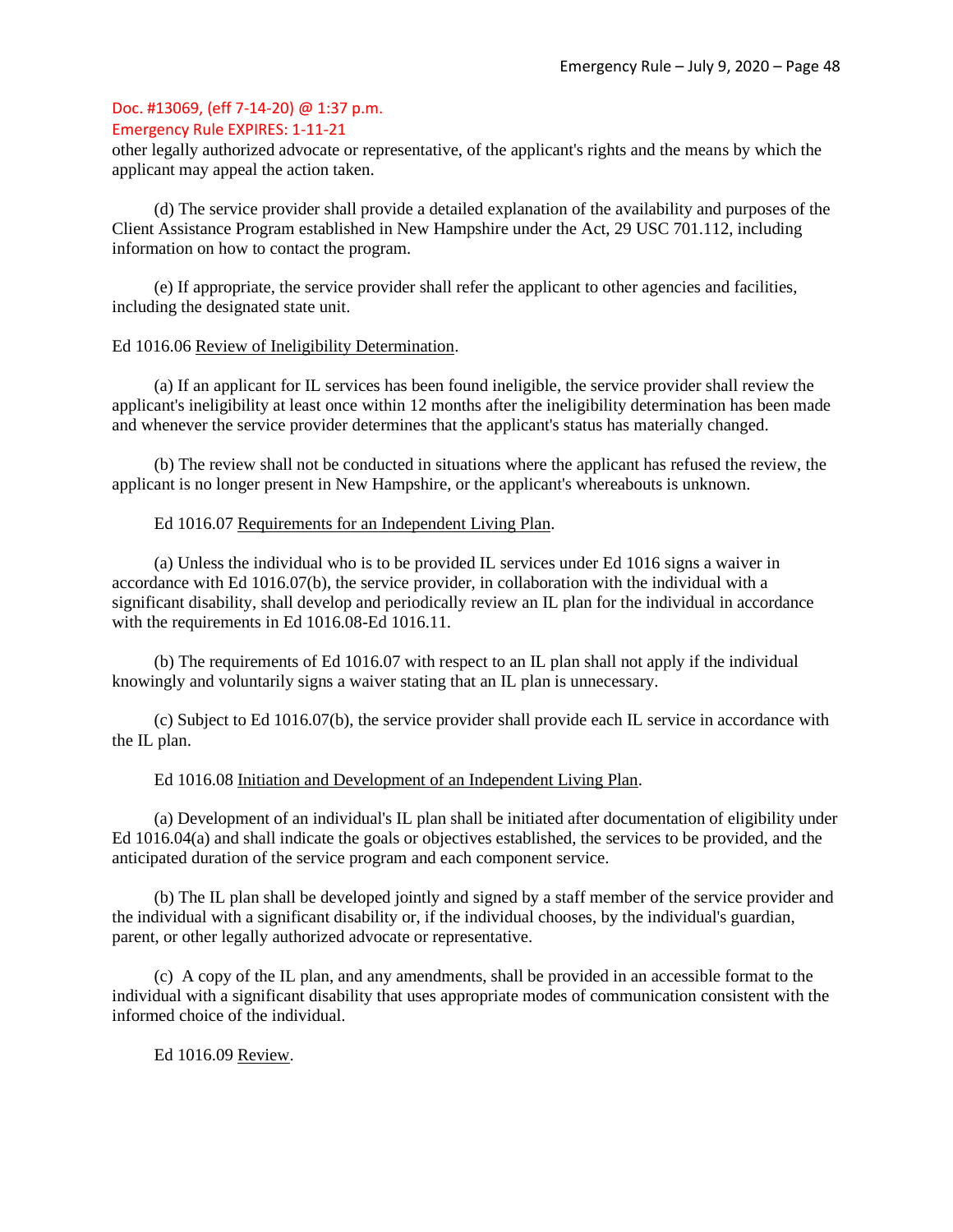other legally authorized advocate or representative, of the applicant's rights and the means by which the applicant may appeal the action taken.

(d) The service provider shall provide a detailed explanation of the availability and purposes of the Client Assistance Program established in New Hampshire under the Act, 29 USC 701.112, including information on how to contact the program.

(e) If appropriate, the service provider shall refer the applicant to other agencies and facilities, including the designated state unit.

Ed 1016.06 Review of Ineligibility Determination.

(a) If an applicant for IL services has been found ineligible, the service provider shall review the applicant's ineligibility at least once within 12 months after the ineligibility determination has been made and whenever the service provider determines that the applicant's status has materially changed.

(b) The review shall not be conducted in situations where the applicant has refused the review, the applicant is no longer present in New Hampshire, or the applicant's whereabouts is unknown.

Ed 1016.07 Requirements for an Independent Living Plan.

(a) Unless the individual who is to be provided IL services under Ed 1016 signs a waiver in accordance with Ed 1016.07(b), the service provider, in collaboration with the individual with a significant disability, shall develop and periodically review an IL plan for the individual in accordance with the requirements in Ed 1016.08-Ed 1016.11.

(b) The requirements of Ed 1016.07 with respect to an IL plan shall not apply if the individual knowingly and voluntarily signs a waiver stating that an IL plan is unnecessary.

(c) Subject to Ed 1016.07(b), the service provider shall provide each IL service in accordance with the IL plan.

Ed 1016.08 Initiation and Development of an Independent Living Plan.

(a) Development of an individual's IL plan shall be initiated after documentation of eligibility under Ed 1016.04(a) and shall indicate the goals or objectives established, the services to be provided, and the anticipated duration of the service program and each component service.

(b) The IL plan shall be developed jointly and signed by a staff member of the service provider and the individual with a significant disability or, if the individual chooses, by the individual's guardian, parent, or other legally authorized advocate or representative.

(c) A copy of the IL plan, and any amendments, shall be provided in an accessible format to the individual with a significant disability that uses appropriate modes of communication consistent with the informed choice of the individual.

Ed 1016.09 Review.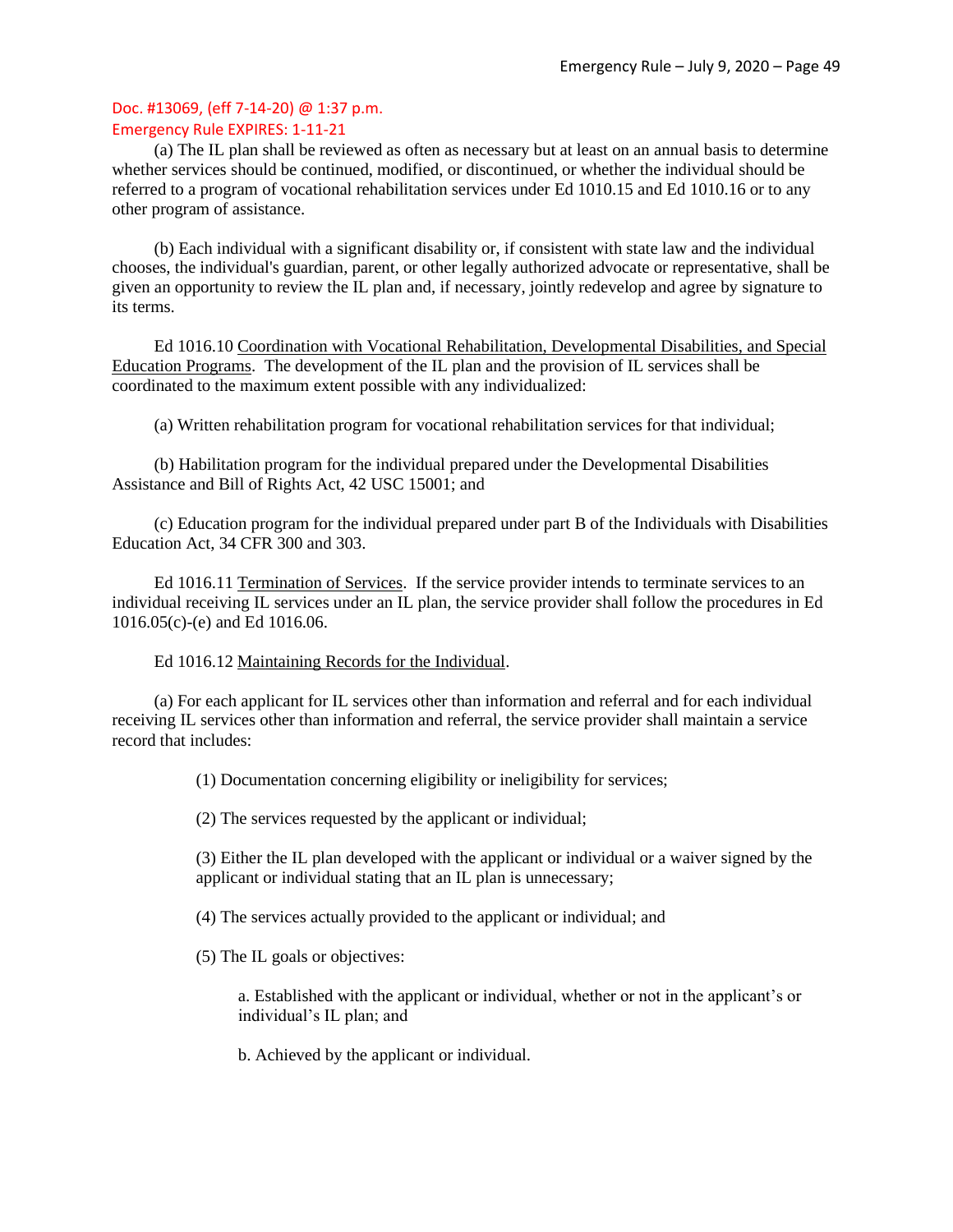Doc. #13069, (eff 7-14-20) @ 1:37 p.m.
Emergency Rule EXPIRES: 1-11-21

(a) The IL plan shall be reviewed as often as necessary but at least on an annual basis to determine whether services should be continued, modified, or discontinued, or whether the individual should be referred to a program of vocational rehabilitation services under Ed 1010.15 and Ed 1010.16 or to any other program of assistance.

(b) Each individual with a significant disability or, if consistent with state law and the individual chooses, the individual's guardian, parent, or other legally authorized advocate or representative, shall be given an opportunity to review the IL plan and, if necessary, jointly redevelop and agree by signature to its terms.

Ed 1016.10 Coordination with Vocational Rehabilitation, Developmental Disabilities, and Special Education Programs. The development of the IL plan and the provision of IL services shall be coordinated to the maximum extent possible with any individualized:

(a) Written rehabilitation program for vocational rehabilitation services for that individual;

(b) Habilitation program for the individual prepared under the Developmental Disabilities Assistance and Bill of Rights Act, 42 USC 15001; and

(c) Education program for the individual prepared under part B of the Individuals with Disabilities Education Act, 34 CFR 300 and 303.

Ed 1016.11 Termination of Services. If the service provider intends to terminate services to an individual receiving IL services under an IL plan, the service provider shall follow the procedures in Ed 1016.05(c)-(e) and Ed 1016.06.

Ed 1016.12 Maintaining Records for the Individual.

(a) For each applicant for IL services other than information and referral and for each individual receiving IL services other than information and referral, the service provider shall maintain a service record that includes:

(1) Documentation concerning eligibility or ineligibility for services;

(2) The services requested by the applicant or individual;

(3) Either the IL plan developed with the applicant or individual or a waiver signed by the applicant or individual stating that an IL plan is unnecessary;

(4) The services actually provided to the applicant or individual; and

(5) The IL goals or objectives:

a. Established with the applicant or individual, whether or not in the applicant's or individual's IL plan; and

b. Achieved by the applicant or individual.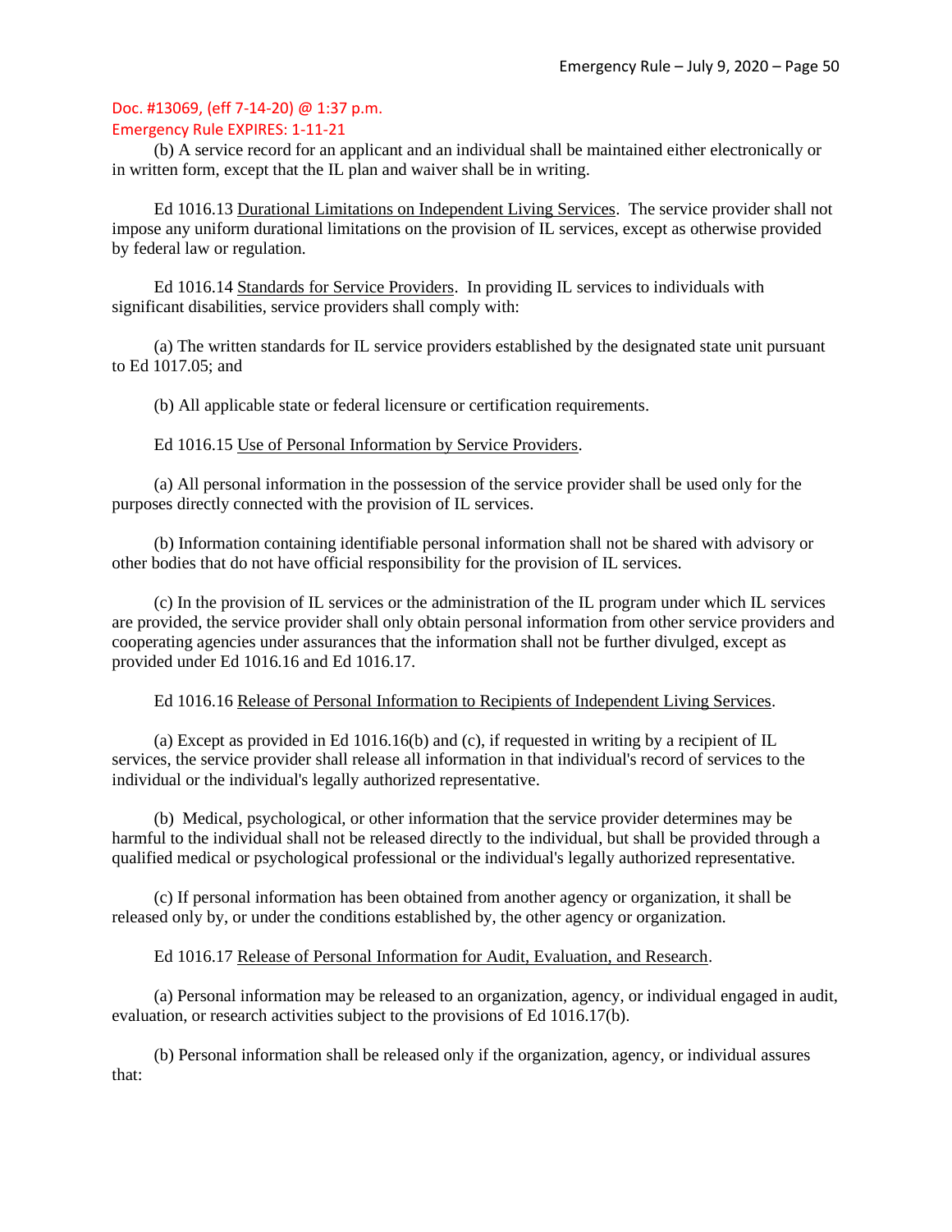Doc. #13069, (eff 7-14-20) @ 1:37 p.m.
Emergency Rule EXPIRES: 1-11-21

(b) A service record for an applicant and an individual shall be maintained either electronically or in written form, except that the IL plan and waiver shall be in writing.

Ed 1016.13 Durational Limitations on Independent Living Services. The service provider shall not impose any uniform durational limitations on the provision of IL services, except as otherwise provided by federal law or regulation.

Ed 1016.14 Standards for Service Providers. In providing IL services to individuals with significant disabilities, service providers shall comply with:

(a) The written standards for IL service providers established by the designated state unit pursuant to Ed 1017.05; and

(b) All applicable state or federal licensure or certification requirements.

Ed 1016.15 Use of Personal Information by Service Providers.

(a) All personal information in the possession of the service provider shall be used only for the purposes directly connected with the provision of IL services.

(b) Information containing identifiable personal information shall not be shared with advisory or other bodies that do not have official responsibility for the provision of IL services.

(c) In the provision of IL services or the administration of the IL program under which IL services are provided, the service provider shall only obtain personal information from other service providers and cooperating agencies under assurances that the information shall not be further divulged, except as provided under Ed 1016.16 and Ed 1016.17.

Ed 1016.16 Release of Personal Information to Recipients of Independent Living Services.

(a) Except as provided in Ed 1016.16(b) and (c), if requested in writing by a recipient of IL services, the service provider shall release all information in that individual's record of services to the individual or the individual's legally authorized representative.

(b) Medical, psychological, or other information that the service provider determines may be harmful to the individual shall not be released directly to the individual, but shall be provided through a qualified medical or psychological professional or the individual's legally authorized representative.

(c) If personal information has been obtained from another agency or organization, it shall be released only by, or under the conditions established by, the other agency or organization.

Ed 1016.17 Release of Personal Information for Audit, Evaluation, and Research.

(a) Personal information may be released to an organization, agency, or individual engaged in audit, evaluation, or research activities subject to the provisions of Ed 1016.17(b).

(b) Personal information shall be released only if the organization, agency, or individual assures that: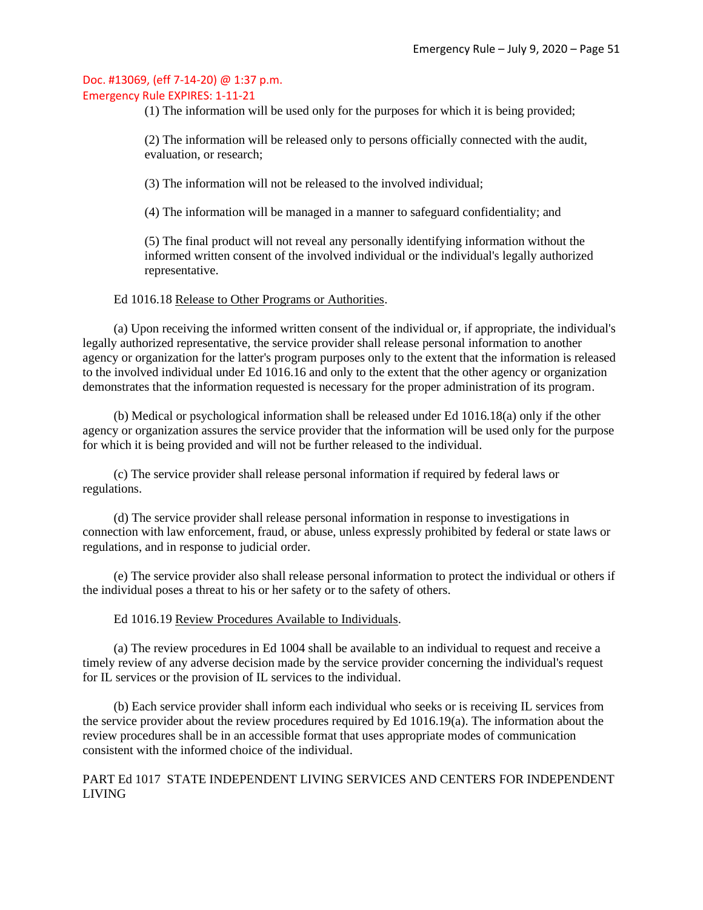(1) The information will be used only for the purposes for which it is being provided;

(2) The information will be released only to persons officially connected with the audit, evaluation, or research;

(3) The information will not be released to the involved individual;

(4) The information will be managed in a manner to safeguard confidentiality; and

(5) The final product will not reveal any personally identifying information without the informed written consent of the involved individual or the individual's legally authorized representative.

Ed 1016.18 Release to Other Programs or Authorities.

(a) Upon receiving the informed written consent of the individual or, if appropriate, the individual's legally authorized representative, the service provider shall release personal information to another agency or organization for the latter's program purposes only to the extent that the information is released to the involved individual under Ed 1016.16 and only to the extent that the other agency or organization demonstrates that the information requested is necessary for the proper administration of its program.

(b) Medical or psychological information shall be released under Ed 1016.18(a) only if the other agency or organization assures the service provider that the information will be used only for the purpose for which it is being provided and will not be further released to the individual.

(c) The service provider shall release personal information if required by federal laws or regulations.

(d) The service provider shall release personal information in response to investigations in connection with law enforcement, fraud, or abuse, unless expressly prohibited by federal or state laws or regulations, and in response to judicial order.

(e) The service provider also shall release personal information to protect the individual or others if the individual poses a threat to his or her safety or to the safety of others.

Ed 1016.19 Review Procedures Available to Individuals.

(a) The review procedures in Ed 1004 shall be available to an individual to request and receive a timely review of any adverse decision made by the service provider concerning the individual's request for IL services or the provision of IL services to the individual.

(b) Each service provider shall inform each individual who seeks or is receiving IL services from the service provider about the review procedures required by Ed 1016.19(a). The information about the review procedures shall be in an accessible format that uses appropriate modes of communication consistent with the informed choice of the individual.

PART Ed 1017 STATE INDEPENDENT LIVING SERVICES AND CENTERS FOR INDEPENDENT LIVING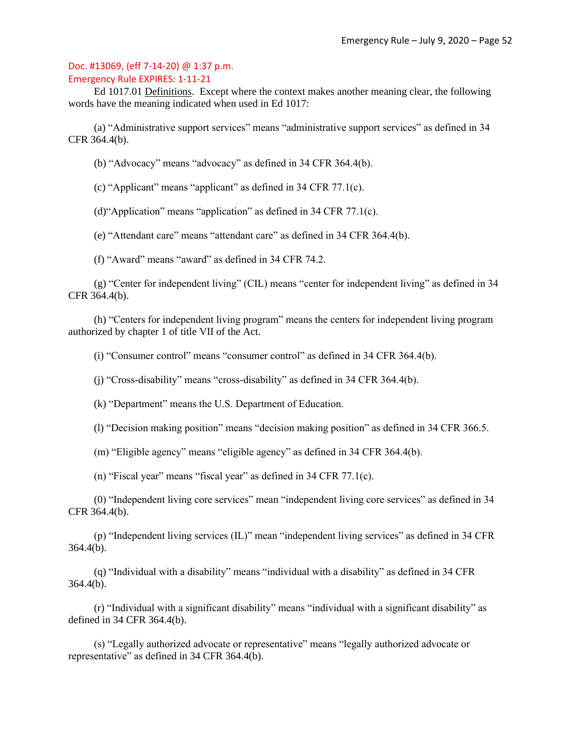Doc. #13069, (eff 7-14-20) @ 1:37 p.m.
Emergency Rule EXPIRES: 1-11-21

Ed 1017.01 Definitions. Except where the context makes another meaning clear, the following words have the meaning indicated when used in Ed 1017:

(a) "Administrative support services" means "administrative support services" as defined in 34 CFR 364.4(b).

(b) "Advocacy" means "advocacy" as defined in 34 CFR 364.4(b).

(c) "Applicant" means "applicant" as defined in 34 CFR 77.1(c).

(d)"Application" means "application" as defined in 34 CFR 77.1(c).

(e) "Attendant care" means "attendant care" as defined in 34 CFR 364.4(b).

(f) "Award" means "award" as defined in 34 CFR 74.2.

(g) "Center for independent living" (CIL) means "center for independent living" as defined in 34 CFR 364.4(b).

(h) "Centers for independent living program" means the centers for independent living program authorized by chapter 1 of title VII of the Act.

(i) "Consumer control" means "consumer control" as defined in 34 CFR 364.4(b).

(j) "Cross-disability" means "cross-disability" as defined in 34 CFR 364.4(b).

(k) "Department" means the U.S. Department of Education.

(l) "Decision making position" means "decision making position" as defined in 34 CFR 366.5.

(m) "Eligible agency" means "eligible agency" as defined in 34 CFR 364.4(b).

(n) "Fiscal year" means "fiscal year" as defined in 34 CFR 77.1(c).

(0) "Independent living core services" mean "independent living core services" as defined in 34 CFR 364.4(b).

(p) "Independent living services (IL)" mean "independent living services" as defined in 34 CFR 364.4(b).

(q) "Individual with a disability" means "individual with a disability" as defined in 34 CFR 364.4(b).

(r) "Individual with a significant disability" means "individual with a significant disability" as defined in 34 CFR 364.4(b).

(s) "Legally authorized advocate or representative" means "legally authorized advocate or representative" as defined in 34 CFR 364.4(b).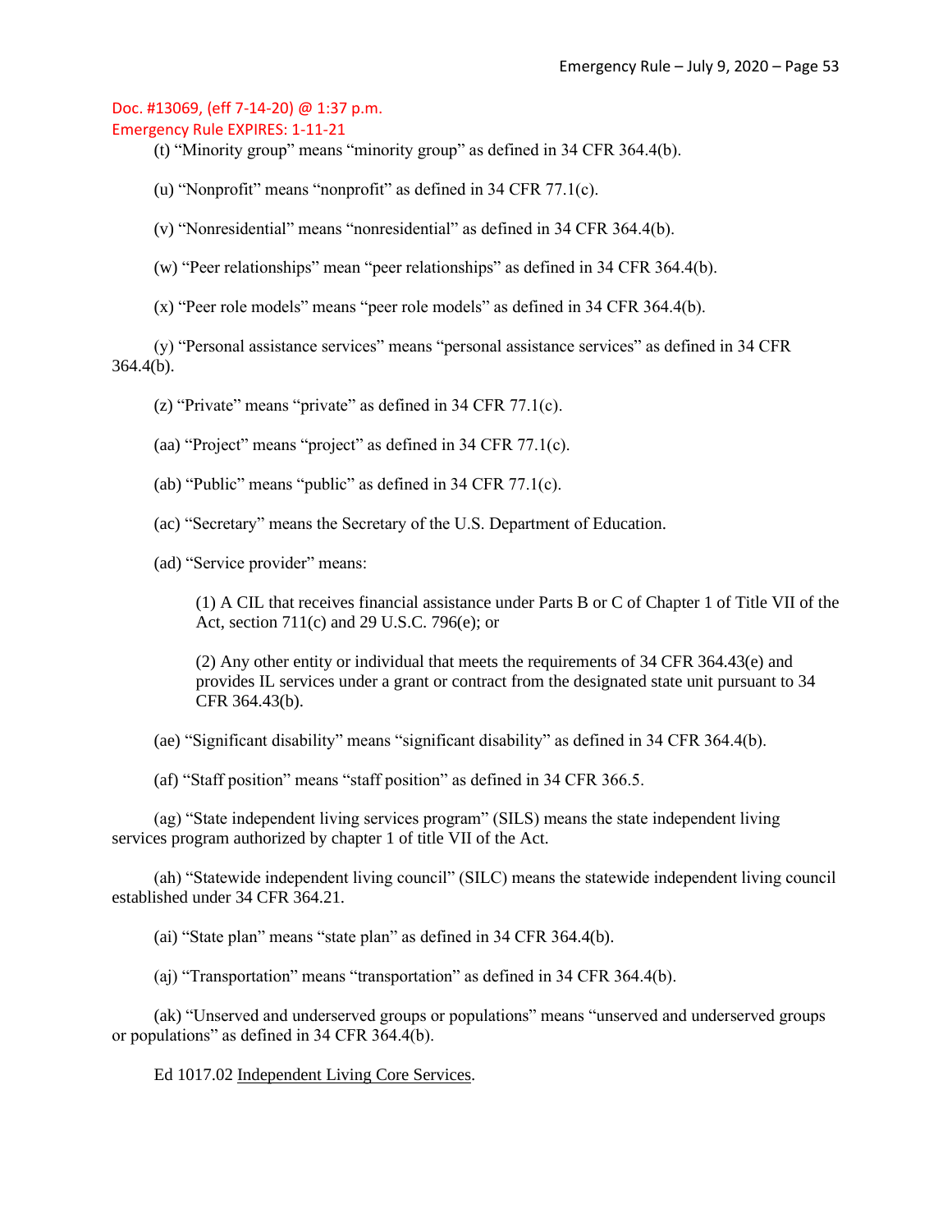Doc. #13069, (eff 7-14-20) @ 1:37 p.m.
Emergency Rule EXPIRES: 1-11-21

(t) "Minority group" means "minority group" as defined in 34 CFR 364.4(b).

(u) "Nonprofit" means "nonprofit" as defined in 34 CFR 77.1(c).

(v) "Nonresidential" means "nonresidential" as defined in 34 CFR 364.4(b).

(w) "Peer relationships" mean "peer relationships" as defined in 34 CFR 364.4(b).

(x) "Peer role models" means "peer role models" as defined in 34 CFR 364.4(b).

(y) "Personal assistance services" means "personal assistance services" as defined in 34 CFR 364.4(b).

(z) "Private" means "private" as defined in 34 CFR 77.1(c).

(aa) "Project" means "project" as defined in 34 CFR 77.1(c).

(ab) "Public" means "public" as defined in 34 CFR 77.1(c).

(ac) "Secretary" means the Secretary of the U.S. Department of Education.

(ad) "Service provider" means:

(1) A CIL that receives financial assistance under Parts B or C of Chapter 1 of Title VII of the Act, section 711(c) and 29 U.S.C. 796(e); or

(2) Any other entity or individual that meets the requirements of 34 CFR 364.43(e) and provides IL services under a grant or contract from the designated state unit pursuant to 34 CFR 364.43(b).

(ae) "Significant disability" means "significant disability" as defined in 34 CFR 364.4(b).

(af) "Staff position" means "staff position" as defined in 34 CFR 366.5.

(ag) "State independent living services program" (SILS) means the state independent living services program authorized by chapter 1 of title VII of the Act.

(ah) "Statewide independent living council" (SILC) means the statewide independent living council established under 34 CFR 364.21.

(ai) "State plan" means "state plan" as defined in 34 CFR 364.4(b).

(aj) "Transportation" means "transportation" as defined in 34 CFR 364.4(b).

(ak) "Unserved and underserved groups or populations" means "unserved and underserved groups or populations" as defined in 34 CFR 364.4(b).

Ed 1017.02 Independent Living Core Services.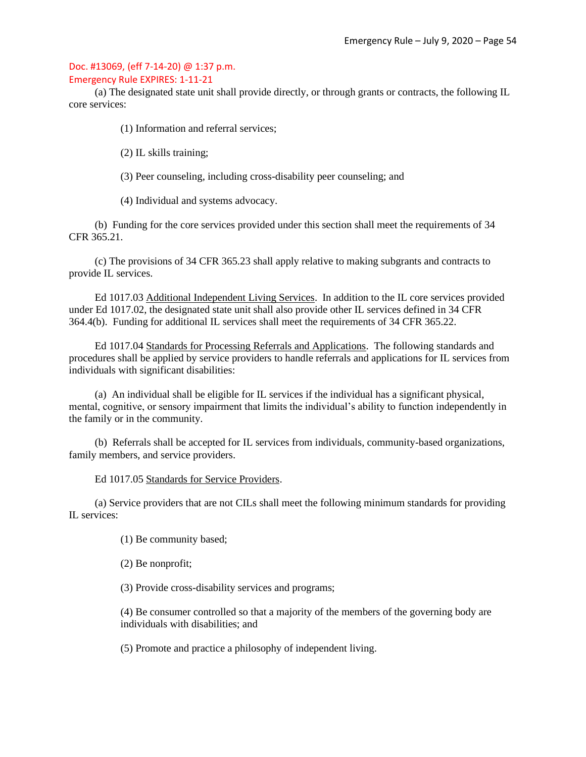Doc. #13069, (eff 7-14-20) @ 1:37 p.m.
Emergency Rule EXPIRES: 1-11-21

(a) The designated state unit shall provide directly, or through grants or contracts, the following IL core services:

(1) Information and referral services;

(2) IL skills training;

(3) Peer counseling, including cross-disability peer counseling; and

(4) Individual and systems advocacy.

(b) Funding for the core services provided under this section shall meet the requirements of 34 CFR 365.21.

(c) The provisions of 34 CFR 365.23 shall apply relative to making subgrants and contracts to provide IL services.

Ed 1017.03 Additional Independent Living Services. In addition to the IL core services provided under Ed 1017.02, the designated state unit shall also provide other IL services defined in 34 CFR 364.4(b). Funding for additional IL services shall meet the requirements of 34 CFR 365.22.

Ed 1017.04 Standards for Processing Referrals and Applications. The following standards and procedures shall be applied by service providers to handle referrals and applications for IL services from individuals with significant disabilities:

(a) An individual shall be eligible for IL services if the individual has a significant physical, mental, cognitive, or sensory impairment that limits the individual's ability to function independently in the family or in the community.

(b) Referrals shall be accepted for IL services from individuals, community-based organizations, family members, and service providers.

Ed 1017.05 Standards for Service Providers.

(a) Service providers that are not CILs shall meet the following minimum standards for providing IL services:

(1) Be community based;

(2) Be nonprofit;

(3) Provide cross-disability services and programs;

(4) Be consumer controlled so that a majority of the members of the governing body are individuals with disabilities; and

(5) Promote and practice a philosophy of independent living.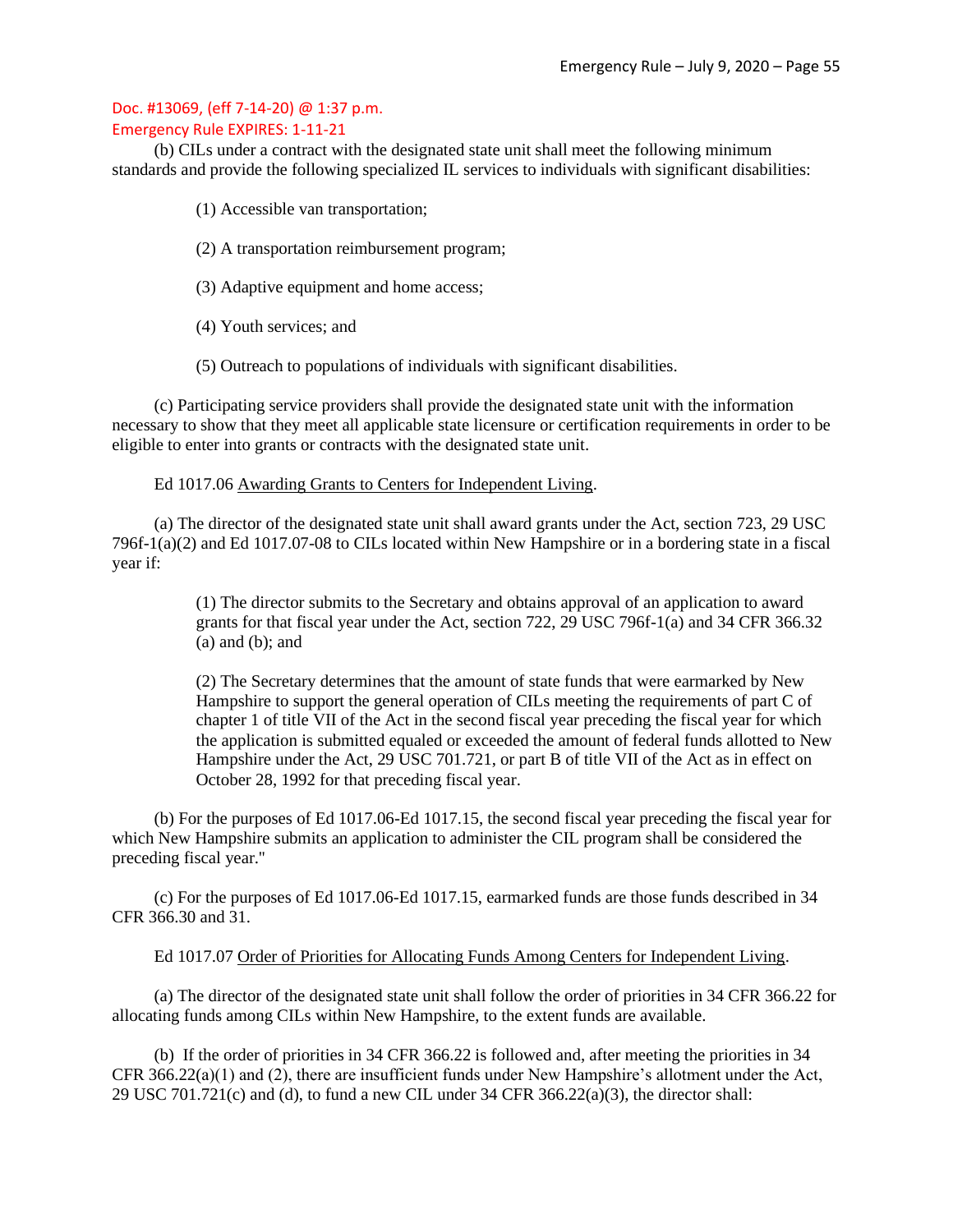Doc. #13069, (eff 7-14-20) @ 1:37 p.m.
Emergency Rule EXPIRES: 1-11-21

(b) CILs under a contract with the designated state unit shall meet the following minimum standards and provide the following specialized IL services to individuals with significant disabilities:

(1) Accessible van transportation;

(2) A transportation reimbursement program;

(3) Adaptive equipment and home access;

(4) Youth services; and

(5) Outreach to populations of individuals with significant disabilities.

(c) Participating service providers shall provide the designated state unit with the information necessary to show that they meet all applicable state licensure or certification requirements in order to be eligible to enter into grants or contracts with the designated state unit.

Ed 1017.06 Awarding Grants to Centers for Independent Living.

(a) The director of the designated state unit shall award grants under the Act, section 723, 29 USC 796f-1(a)(2) and Ed 1017.07-08 to CILs located within New Hampshire or in a bordering state in a fiscal year if:

(1) The director submits to the Secretary and obtains approval of an application to award grants for that fiscal year under the Act, section 722, 29 USC 796f-1(a) and 34 CFR 366.32 (a) and (b); and

(2) The Secretary determines that the amount of state funds that were earmarked by New Hampshire to support the general operation of CILs meeting the requirements of part C of chapter 1 of title VII of the Act in the second fiscal year preceding the fiscal year for which the application is submitted equaled or exceeded the amount of federal funds allotted to New Hampshire under the Act, 29 USC 701.721, or part B of title VII of the Act as in effect on October 28, 1992 for that preceding fiscal year.

(b) For the purposes of Ed 1017.06-Ed 1017.15, the second fiscal year preceding the fiscal year for which New Hampshire submits an application to administer the CIL program shall be considered the preceding fiscal year."

(c) For the purposes of Ed 1017.06-Ed 1017.15, earmarked funds are those funds described in 34 CFR 366.30 and 31.

Ed 1017.07 Order of Priorities for Allocating Funds Among Centers for Independent Living.

(a) The director of the designated state unit shall follow the order of priorities in 34 CFR 366.22 for allocating funds among CILs within New Hampshire, to the extent funds are available.

(b) If the order of priorities in 34 CFR 366.22 is followed and, after meeting the priorities in 34 CFR 366.22(a)(1) and (2), there are insufficient funds under New Hampshire's allotment under the Act, 29 USC 701.721(c) and (d), to fund a new CIL under 34 CFR 366.22(a)(3), the director shall: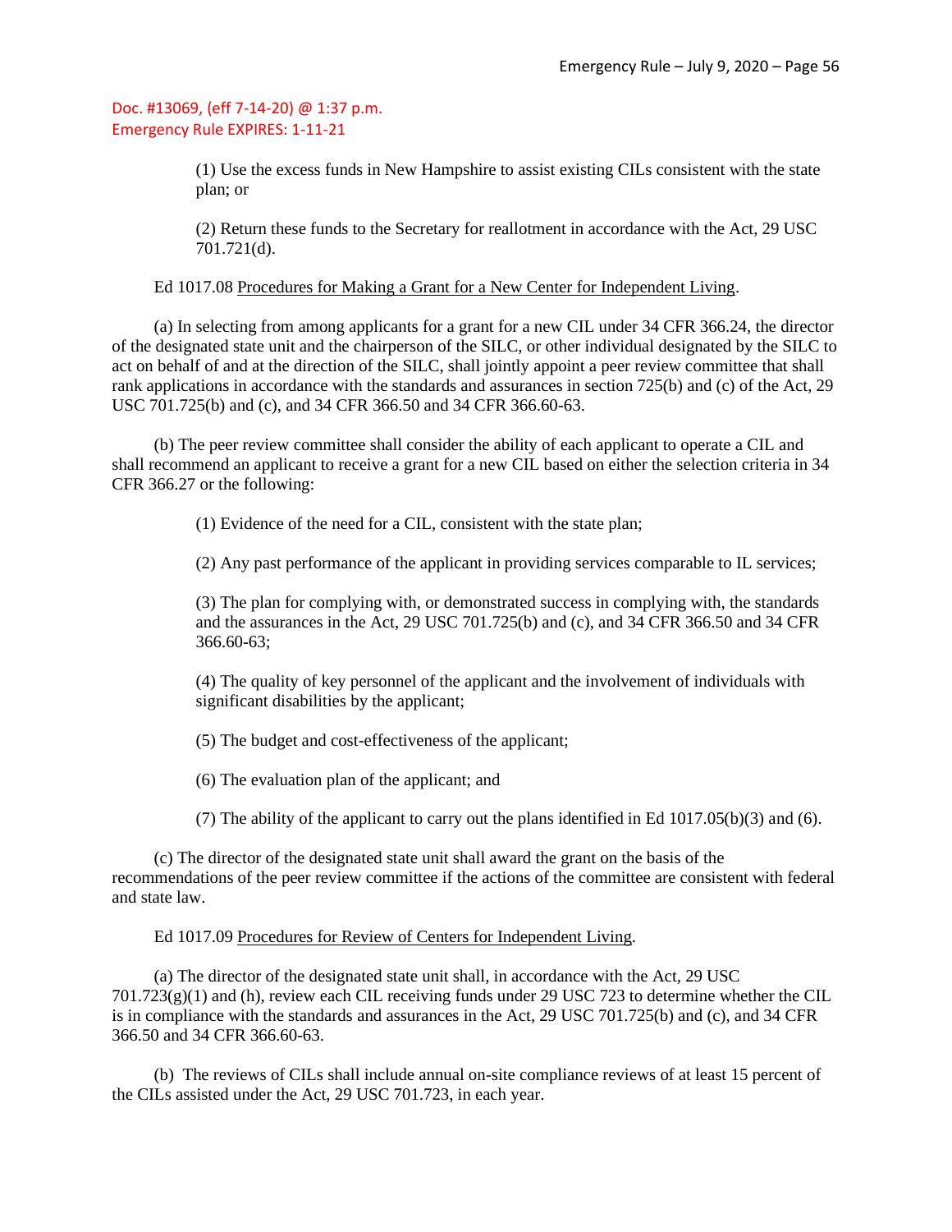Doc. #13069, (eff 7-14-20) @ 1:37 p.m.
Emergency Rule EXPIRES: 1-11-21

(1) Use the excess funds in New Hampshire to assist existing CILs consistent with the state plan; or

(2) Return these funds to the Secretary for reallotment in accordance with the Act, 29 USC 701.721(d).

Ed 1017.08 Procedures for Making a Grant for a New Center for Independent Living.

(a) In selecting from among applicants for a grant for a new CIL under 34 CFR 366.24, the director of the designated state unit and the chairperson of the SILC, or other individual designated by the SILC to act on behalf of and at the direction of the SILC, shall jointly appoint a peer review committee that shall rank applications in accordance with the standards and assurances in section 725(b) and (c) of the Act, 29 USC 701.725(b) and (c), and 34 CFR 366.50 and 34 CFR 366.60-63.

(b) The peer review committee shall consider the ability of each applicant to operate a CIL and shall recommend an applicant to receive a grant for a new CIL based on either the selection criteria in 34 CFR 366.27 or the following:

(1) Evidence of the need for a CIL, consistent with the state plan;

(2) Any past performance of the applicant in providing services comparable to IL services;

(3) The plan for complying with, or demonstrated success in complying with, the standards and the assurances in the Act, 29 USC 701.725(b) and (c), and 34 CFR 366.50 and 34 CFR 366.60-63;

(4) The quality of key personnel of the applicant and the involvement of individuals with significant disabilities by the applicant;

(5) The budget and cost-effectiveness of the applicant;

(6) The evaluation plan of the applicant; and

(7) The ability of the applicant to carry out the plans identified in Ed 1017.05(b)(3) and (6).

(c) The director of the designated state unit shall award the grant on the basis of the recommendations of the peer review committee if the actions of the committee are consistent with federal and state law.

Ed 1017.09 Procedures for Review of Centers for Independent Living.

(a) The director of the designated state unit shall, in accordance with the Act, 29 USC 701.723(g)(1) and (h), review each CIL receiving funds under 29 USC 723 to determine whether the CIL is in compliance with the standards and assurances in the Act, 29 USC 701.725(b) and (c), and 34 CFR 366.50 and 34 CFR 366.60-63.

(b) The reviews of CILs shall include annual on-site compliance reviews of at least 15 percent of the CILs assisted under the Act, 29 USC 701.723, in each year.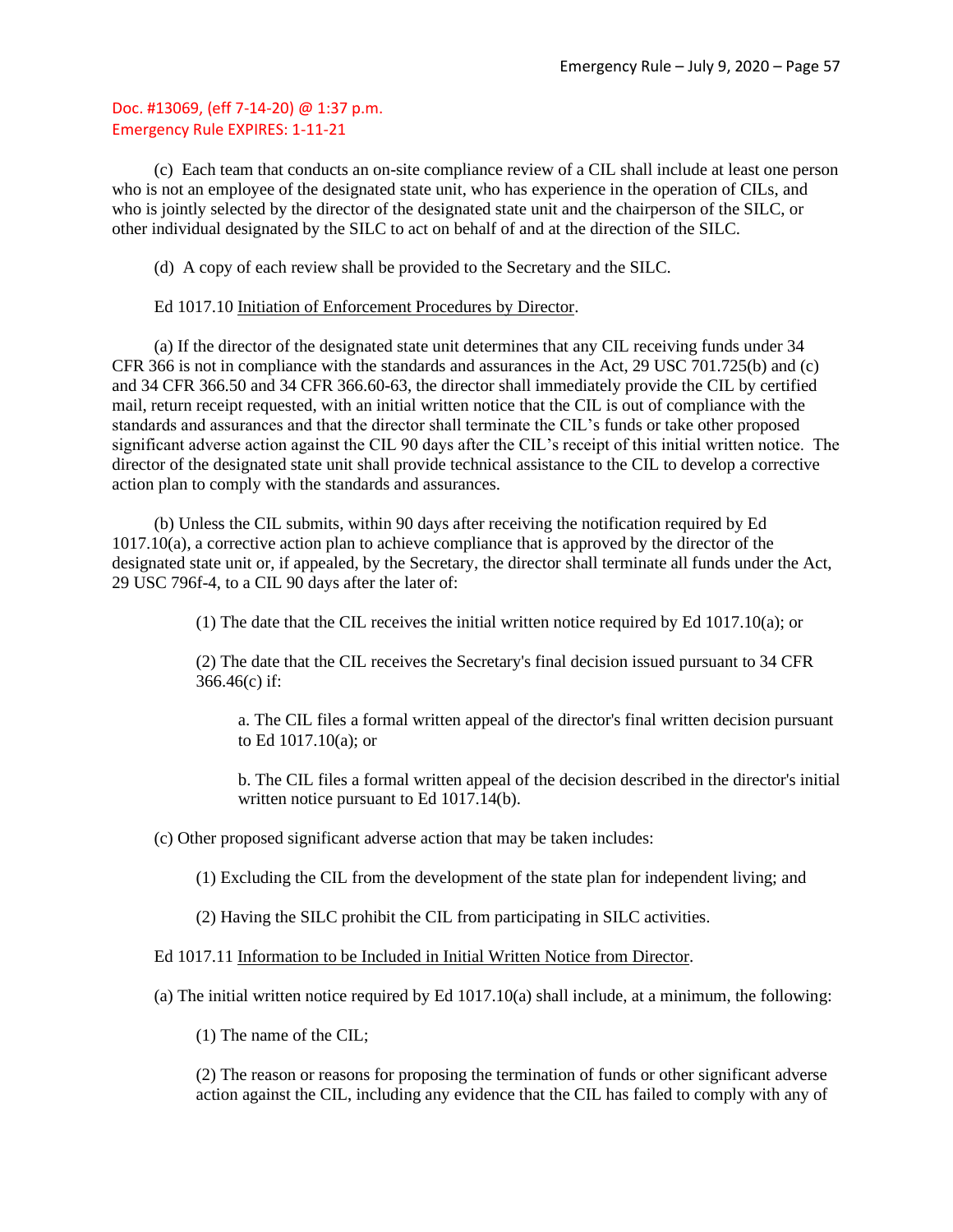Doc. #13069, (eff 7-14-20) @ 1:37 p.m.
Emergency Rule EXPIRES: 1-11-21

(c) Each team that conducts an on-site compliance review of a CIL shall include at least one person who is not an employee of the designated state unit, who has experience in the operation of CILs, and who is jointly selected by the director of the designated state unit and the chairperson of the SILC, or other individual designated by the SILC to act on behalf of and at the direction of the SILC.

(d) A copy of each review shall be provided to the Secretary and the SILC.

Ed 1017.10 Initiation of Enforcement Procedures by Director.

(a) If the director of the designated state unit determines that any CIL receiving funds under 34 CFR 366 is not in compliance with the standards and assurances in the Act, 29 USC 701.725(b) and (c) and 34 CFR 366.50 and 34 CFR 366.60-63, the director shall immediately provide the CIL by certified mail, return receipt requested, with an initial written notice that the CIL is out of compliance with the standards and assurances and that the director shall terminate the CIL's funds or take other proposed significant adverse action against the CIL 90 days after the CIL's receipt of this initial written notice. The director of the designated state unit shall provide technical assistance to the CIL to develop a corrective action plan to comply with the standards and assurances.

(b) Unless the CIL submits, within 90 days after receiving the notification required by Ed 1017.10(a), a corrective action plan to achieve compliance that is approved by the director of the designated state unit or, if appealed, by the Secretary, the director shall terminate all funds under the Act, 29 USC 796f-4, to a CIL 90 days after the later of:

(1) The date that the CIL receives the initial written notice required by Ed 1017.10(a); or

(2) The date that the CIL receives the Secretary's final decision issued pursuant to 34 CFR 366.46(c) if:

a. The CIL files a formal written appeal of the director's final written decision pursuant to Ed 1017.10(a); or

b. The CIL files a formal written appeal of the decision described in the director's initial written notice pursuant to Ed 1017.14(b).

(c) Other proposed significant adverse action that may be taken includes:

(1) Excluding the CIL from the development of the state plan for independent living; and

(2) Having the SILC prohibit the CIL from participating in SILC activities.

Ed 1017.11 Information to be Included in Initial Written Notice from Director.

(a) The initial written notice required by Ed 1017.10(a) shall include, at a minimum, the following:

(1) The name of the CIL;

(2) The reason or reasons for proposing the termination of funds or other significant adverse action against the CIL, including any evidence that the CIL has failed to comply with any of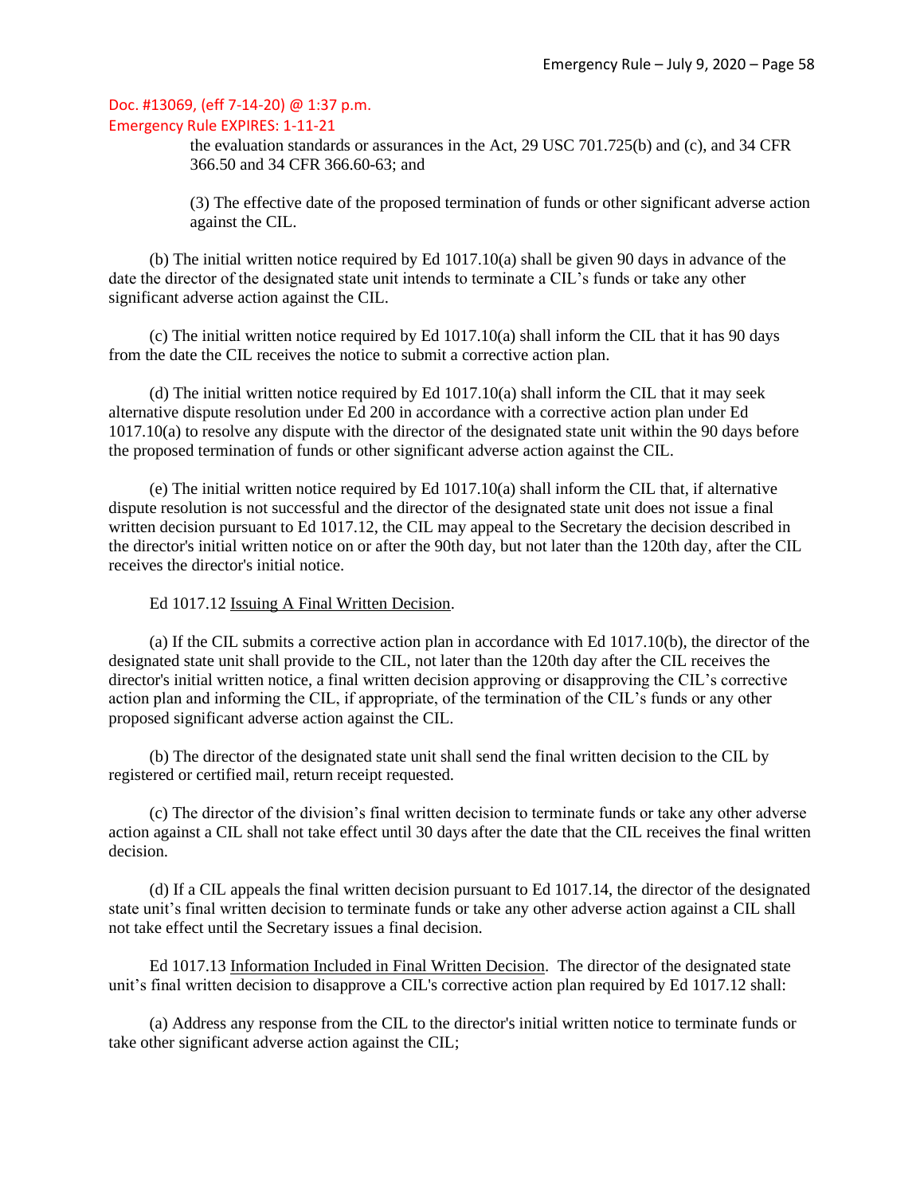the evaluation standards or assurances in the Act, 29 USC 701.725(b) and (c), and 34 CFR 366.50 and 34 CFR 366.60-63; and

(3) The effective date of the proposed termination of funds or other significant adverse action against the CIL.

(b) The initial written notice required by Ed 1017.10(a) shall be given 90 days in advance of the date the director of the designated state unit intends to terminate a CIL's funds or take any other significant adverse action against the CIL.

(c) The initial written notice required by Ed 1017.10(a) shall inform the CIL that it has 90 days from the date the CIL receives the notice to submit a corrective action plan.

(d) The initial written notice required by Ed 1017.10(a) shall inform the CIL that it may seek alternative dispute resolution under Ed 200 in accordance with a corrective action plan under Ed 1017.10(a) to resolve any dispute with the director of the designated state unit within the 90 days before the proposed termination of funds or other significant adverse action against the CIL.

(e) The initial written notice required by Ed 1017.10(a) shall inform the CIL that, if alternative dispute resolution is not successful and the director of the designated state unit does not issue a final written decision pursuant to Ed 1017.12, the CIL may appeal to the Secretary the decision described in the director's initial written notice on or after the 90th day, but not later than the 120th day, after the CIL receives the director's initial notice.

Ed 1017.12 Issuing A Final Written Decision.

(a) If the CIL submits a corrective action plan in accordance with Ed 1017.10(b), the director of the designated state unit shall provide to the CIL, not later than the 120th day after the CIL receives the director's initial written notice, a final written decision approving or disapproving the CIL's corrective action plan and informing the CIL, if appropriate, of the termination of the CIL's funds or any other proposed significant adverse action against the CIL.

(b) The director of the designated state unit shall send the final written decision to the CIL by registered or certified mail, return receipt requested.

(c) The director of the division's final written decision to terminate funds or take any other adverse action against a CIL shall not take effect until 30 days after the date that the CIL receives the final written decision.

(d) If a CIL appeals the final written decision pursuant to Ed 1017.14, the director of the designated state unit's final written decision to terminate funds or take any other adverse action against a CIL shall not take effect until the Secretary issues a final decision.

Ed 1017.13 Information Included in Final Written Decision. The director of the designated state unit's final written decision to disapprove a CIL's corrective action plan required by Ed 1017.12 shall:

(a) Address any response from the CIL to the director's initial written notice to terminate funds or take other significant adverse action against the CIL;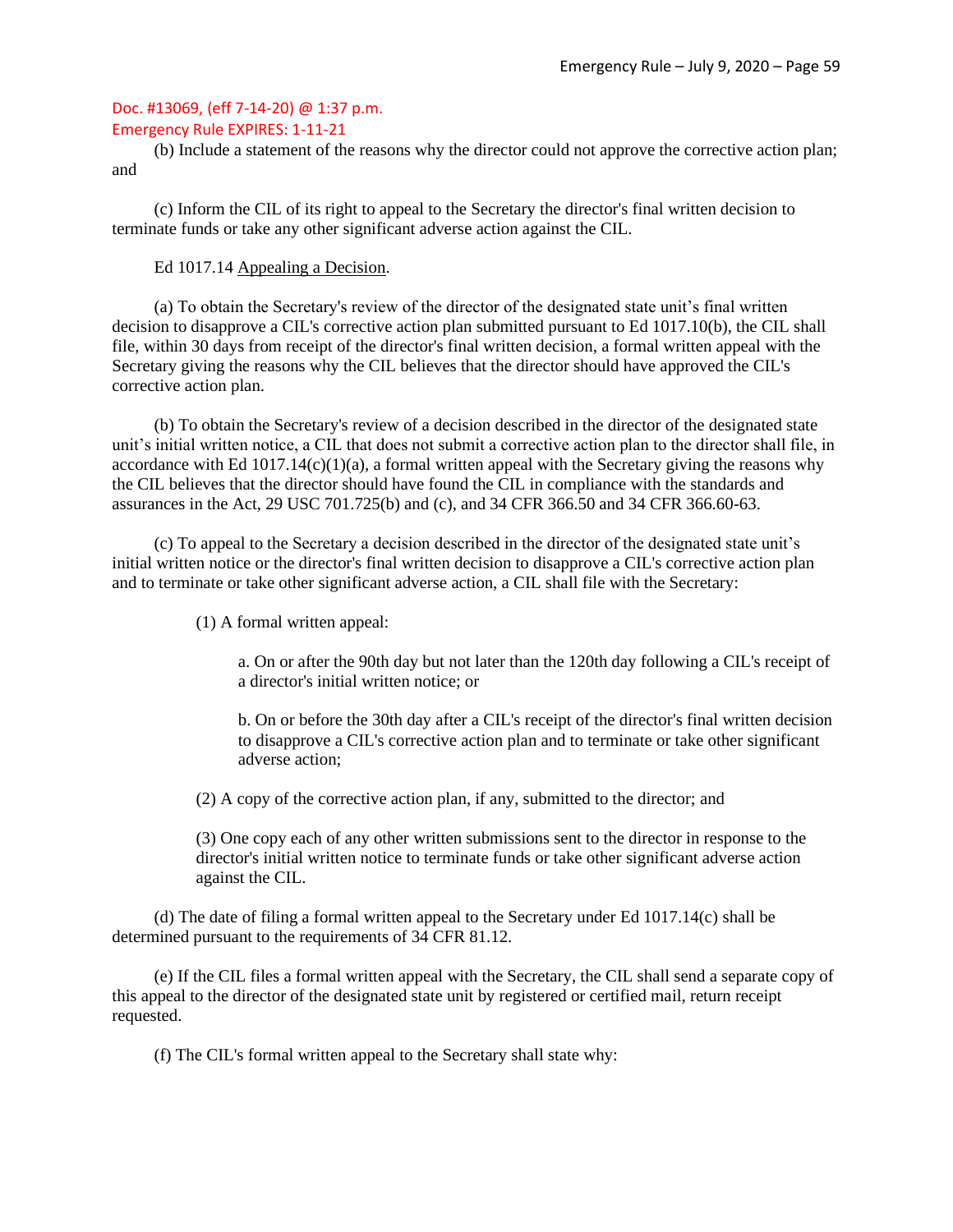Doc. #13069, (eff 7-14-20) @ 1:37 p.m.
Emergency Rule EXPIRES: 1-11-21

(b) Include a statement of the reasons why the director could not approve the corrective action plan; and

(c) Inform the CIL of its right to appeal to the Secretary the director's final written decision to terminate funds or take any other significant adverse action against the CIL.

Ed 1017.14 Appealing a Decision.

(a) To obtain the Secretary's review of the director of the designated state unit's final written decision to disapprove a CIL's corrective action plan submitted pursuant to Ed 1017.10(b), the CIL shall file, within 30 days from receipt of the director's final written decision, a formal written appeal with the Secretary giving the reasons why the CIL believes that the director should have approved the CIL's corrective action plan.

(b) To obtain the Secretary's review of a decision described in the director of the designated state unit's initial written notice, a CIL that does not submit a corrective action plan to the director shall file, in accordance with Ed 1017.14(c)(1)(a), a formal written appeal with the Secretary giving the reasons why the CIL believes that the director should have found the CIL in compliance with the standards and assurances in the Act, 29 USC 701.725(b) and (c), and 34 CFR 366.50 and 34 CFR 366.60-63.

(c) To appeal to the Secretary a decision described in the director of the designated state unit's initial written notice or the director's final written decision to disapprove a CIL's corrective action plan and to terminate or take other significant adverse action, a CIL shall file with the Secretary:

(1) A formal written appeal:

a. On or after the 90th day but not later than the 120th day following a CIL's receipt of a director's initial written notice; or

b. On or before the 30th day after a CIL's receipt of the director's final written decision to disapprove a CIL's corrective action plan and to terminate or take other significant adverse action;

(2) A copy of the corrective action plan, if any, submitted to the director; and

(3) One copy each of any other written submissions sent to the director in response to the director's initial written notice to terminate funds or take other significant adverse action against the CIL.

(d) The date of filing a formal written appeal to the Secretary under Ed 1017.14(c) shall be determined pursuant to the requirements of 34 CFR 81.12.

(e) If the CIL files a formal written appeal with the Secretary, the CIL shall send a separate copy of this appeal to the director of the designated state unit by registered or certified mail, return receipt requested.

(f) The CIL's formal written appeal to the Secretary shall state why: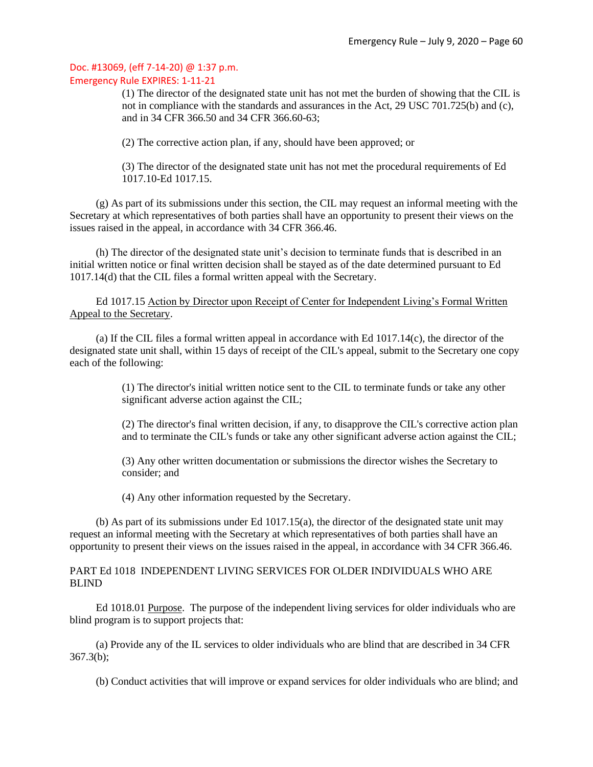Doc. #13069, (eff 7-14-20) @ 1:37 p.m.
Emergency Rule EXPIRES: 1-11-21

(1) The director of the designated state unit has not met the burden of showing that the CIL is not in compliance with the standards and assurances in the Act, 29 USC 701.725(b) and (c), and in 34 CFR 366.50 and 34 CFR 366.60-63;

(2) The corrective action plan, if any, should have been approved; or

(3) The director of the designated state unit has not met the procedural requirements of Ed 1017.10-Ed 1017.15.

(g) As part of its submissions under this section, the CIL may request an informal meeting with the Secretary at which representatives of both parties shall have an opportunity to present their views on the issues raised in the appeal, in accordance with 34 CFR 366.46.

(h) The director of the designated state unit's decision to terminate funds that is described in an initial written notice or final written decision shall be stayed as of the date determined pursuant to Ed 1017.14(d) that the CIL files a formal written appeal with the Secretary.

Ed 1017.15 Action by Director upon Receipt of Center for Independent Living's Formal Written Appeal to the Secretary.

(a) If the CIL files a formal written appeal in accordance with Ed 1017.14(c), the director of the designated state unit shall, within 15 days of receipt of the CIL's appeal, submit to the Secretary one copy each of the following:

(1) The director's initial written notice sent to the CIL to terminate funds or take any other significant adverse action against the CIL;

(2) The director's final written decision, if any, to disapprove the CIL's corrective action plan and to terminate the CIL's funds or take any other significant adverse action against the CIL;

(3) Any other written documentation or submissions the director wishes the Secretary to consider; and

(4) Any other information requested by the Secretary.

(b) As part of its submissions under Ed 1017.15(a), the director of the designated state unit may request an informal meeting with the Secretary at which representatives of both parties shall have an opportunity to present their views on the issues raised in the appeal, in accordance with 34 CFR 366.46.

PART Ed 1018 INDEPENDENT LIVING SERVICES FOR OLDER INDIVIDUALS WHO ARE BLIND

Ed 1018.01 Purpose. The purpose of the independent living services for older individuals who are blind program is to support projects that:

(a) Provide any of the IL services to older individuals who are blind that are described in 34 CFR 367.3(b);

(b) Conduct activities that will improve or expand services for older individuals who are blind; and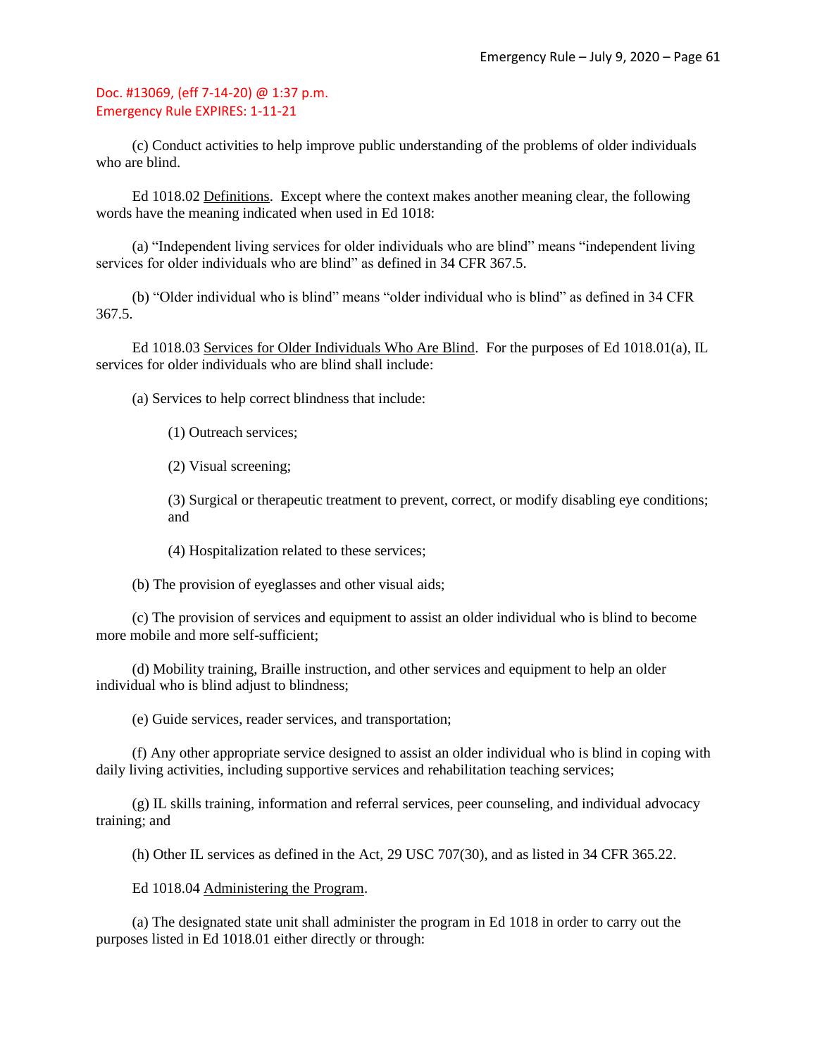Doc. #13069, (eff 7-14-20) @ 1:37 p.m.
Emergency Rule EXPIRES: 1-11-21

(c) Conduct activities to help improve public understanding of the problems of older individuals who are blind.

Ed 1018.02 Definitions. Except where the context makes another meaning clear, the following words have the meaning indicated when used in Ed 1018:

(a) "Independent living services for older individuals who are blind" means "independent living services for older individuals who are blind" as defined in 34 CFR 367.5.

(b) "Older individual who is blind" means "older individual who is blind" as defined in 34 CFR 367.5.

Ed 1018.03 Services for Older Individuals Who Are Blind. For the purposes of Ed 1018.01(a), IL services for older individuals who are blind shall include:

(a) Services to help correct blindness that include:

(1) Outreach services;

(2) Visual screening;

(3) Surgical or therapeutic treatment to prevent, correct, or modify disabling eye conditions; and

(4) Hospitalization related to these services;

(b) The provision of eyeglasses and other visual aids;

(c) The provision of services and equipment to assist an older individual who is blind to become more mobile and more self-sufficient;

(d) Mobility training, Braille instruction, and other services and equipment to help an older individual who is blind adjust to blindness;

(e) Guide services, reader services, and transportation;

(f) Any other appropriate service designed to assist an older individual who is blind in coping with daily living activities, including supportive services and rehabilitation teaching services;

(g) IL skills training, information and referral services, peer counseling, and individual advocacy training; and

(h) Other IL services as defined in the Act, 29 USC 707(30), and as listed in 34 CFR 365.22.

Ed 1018.04 Administering the Program.

(a) The designated state unit shall administer the program in Ed 1018 in order to carry out the purposes listed in Ed 1018.01 either directly or through: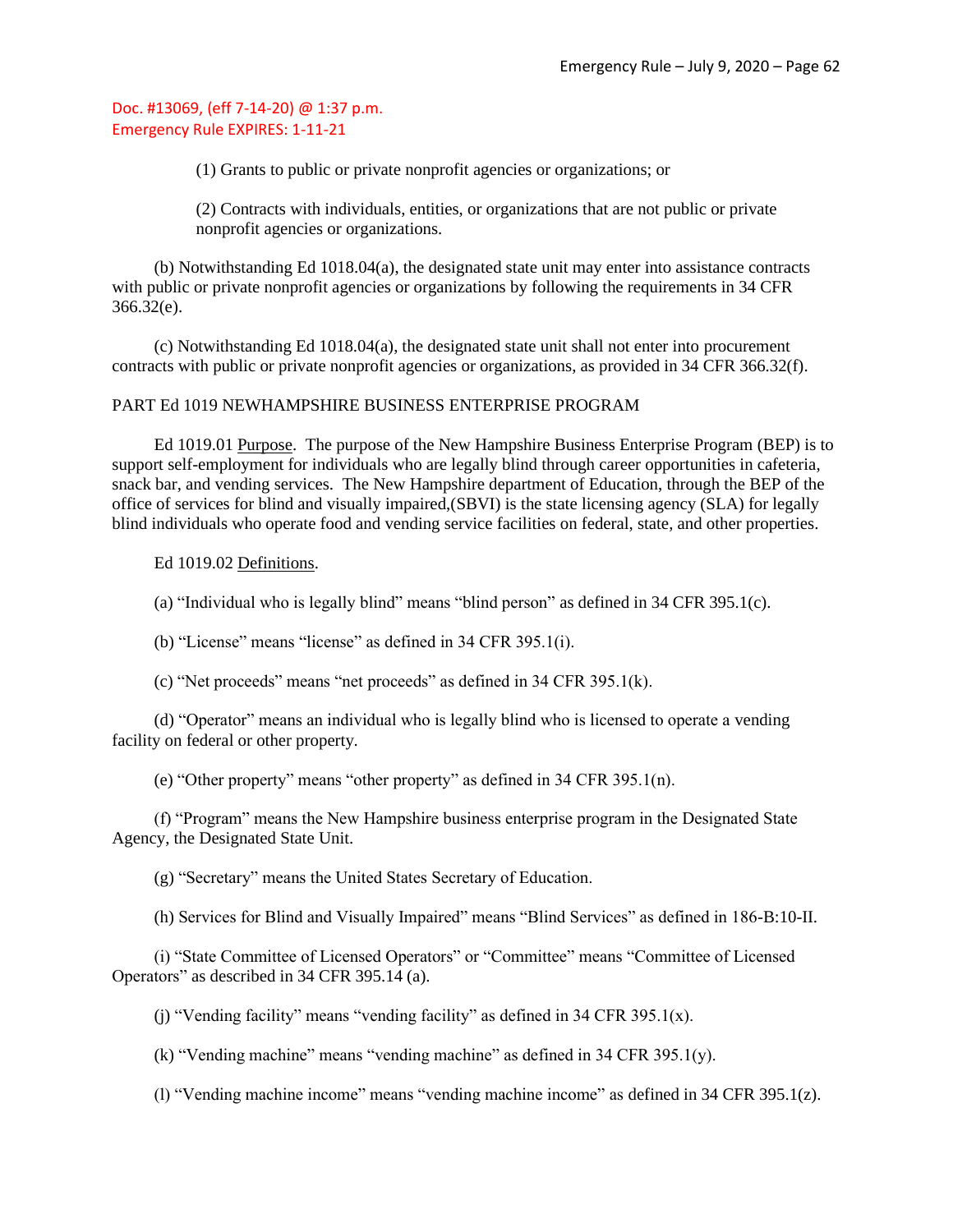Doc. #13069, (eff 7-14-20) @ 1:37 p.m.
Emergency Rule EXPIRES: 1-11-21

(1) Grants to public or private nonprofit agencies or organizations; or

(2) Contracts with individuals, entities, or organizations that are not public or private nonprofit agencies or organizations.

(b) Notwithstanding Ed 1018.04(a), the designated state unit may enter into assistance contracts with public or private nonprofit agencies or organizations by following the requirements in 34 CFR 366.32(e).

(c) Notwithstanding Ed 1018.04(a), the designated state unit shall not enter into procurement contracts with public or private nonprofit agencies or organizations, as provided in 34 CFR 366.32(f).

PART Ed 1019 NEWHAMPSHIRE BUSINESS ENTERPRISE PROGRAM

Ed 1019.01 Purpose. The purpose of the New Hampshire Business Enterprise Program (BEP) is to support self-employment for individuals who are legally blind through career opportunities in cafeteria, snack bar, and vending services. The New Hampshire department of Education, through the BEP of the office of services for blind and visually impaired,(SBVI) is the state licensing agency (SLA) for legally blind individuals who operate food and vending service facilities on federal, state, and other properties.

Ed 1019.02 Definitions.

(a) "Individual who is legally blind" means "blind person" as defined in 34 CFR 395.1(c).

(b) "License" means "license" as defined in 34 CFR 395.1(i).

(c) "Net proceeds" means "net proceeds" as defined in 34 CFR 395.1(k).

(d) "Operator" means an individual who is legally blind who is licensed to operate a vending facility on federal or other property.

(e) "Other property" means "other property" as defined in 34 CFR 395.1(n).

(f) "Program" means the New Hampshire business enterprise program in the Designated State Agency, the Designated State Unit.

(g) "Secretary" means the United States Secretary of Education.

(h) Services for Blind and Visually Impaired" means "Blind Services" as defined in 186-B:10-II.

(i) "State Committee of Licensed Operators" or "Committee" means "Committee of Licensed Operators" as described in 34 CFR 395.14 (a).

(j) "Vending facility" means "vending facility" as defined in 34 CFR 395.1(x).

(k) "Vending machine" means "vending machine" as defined in 34 CFR 395.1(y).

(l) "Vending machine income" means "vending machine income" as defined in 34 CFR 395.1(z).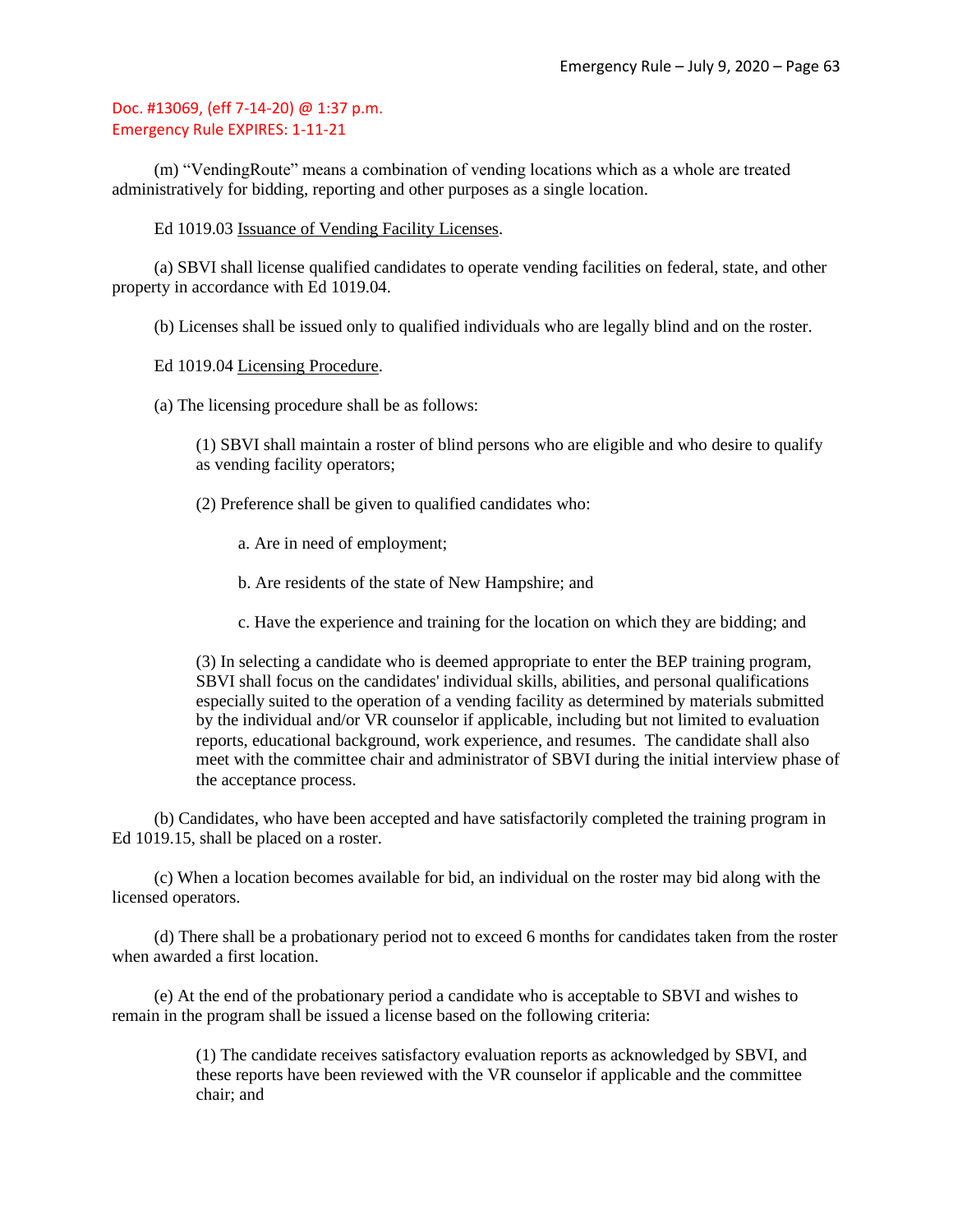Doc. #13069, (eff 7-14-20) @ 1:37 p.m.
Emergency Rule EXPIRES: 1-11-21

(m) "VendingRoute" means a combination of vending locations which as a whole are treated administratively for bidding, reporting and other purposes as a single location.

Ed 1019.03 Issuance of Vending Facility Licenses.

(a) SBVI shall license qualified candidates to operate vending facilities on federal, state, and other property in accordance with Ed 1019.04.

(b) Licenses shall be issued only to qualified individuals who are legally blind and on the roster.

Ed 1019.04 Licensing Procedure.

(a) The licensing procedure shall be as follows:

(1) SBVI shall maintain a roster of blind persons who are eligible and who desire to qualify as vending facility operators;

(2) Preference shall be given to qualified candidates who:

a. Are in need of employment;

b. Are residents of the state of New Hampshire; and

c. Have the experience and training for the location on which they are bidding; and

(3) In selecting a candidate who is deemed appropriate to enter the BEP training program, SBVI shall focus on the candidates' individual skills, abilities, and personal qualifications especially suited to the operation of a vending facility as determined by materials submitted by the individual and/or VR counselor if applicable, including but not limited to evaluation reports, educational background, work experience, and resumes. The candidate shall also meet with the committee chair and administrator of SBVI during the initial interview phase of the acceptance process.

(b) Candidates, who have been accepted and have satisfactorily completed the training program in Ed 1019.15, shall be placed on a roster.

(c) When a location becomes available for bid, an individual on the roster may bid along with the licensed operators.

(d) There shall be a probationary period not to exceed 6 months for candidates taken from the roster when awarded a first location.

(e) At the end of the probationary period a candidate who is acceptable to SBVI and wishes to remain in the program shall be issued a license based on the following criteria:

(1) The candidate receives satisfactory evaluation reports as acknowledged by SBVI, and these reports have been reviewed with the VR counselor if applicable and the committee chair; and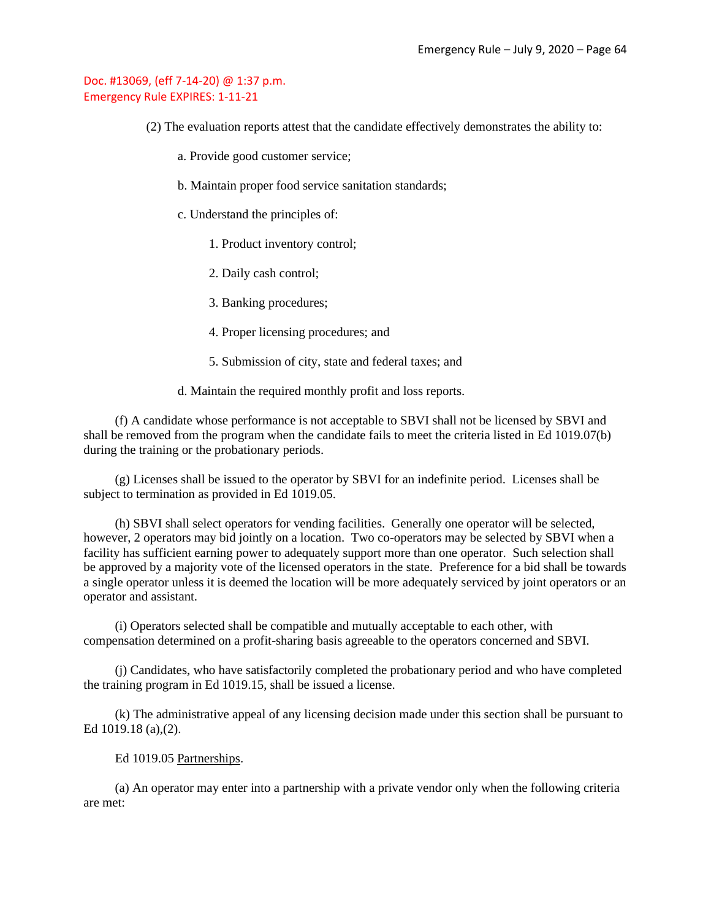Doc. #13069, (eff 7-14-20) @ 1:37 p.m.
Emergency Rule EXPIRES: 1-11-21

(2) The evaluation reports attest that the candidate effectively demonstrates the ability to:

a. Provide good customer service;

b. Maintain proper food service sanitation standards;

c. Understand the principles of:

1. Product inventory control;

2. Daily cash control;

3. Banking procedures;

4. Proper licensing procedures; and

5. Submission of city, state and federal taxes; and

d. Maintain the required monthly profit and loss reports.

(f) A candidate whose performance is not acceptable to SBVI shall not be licensed by SBVI and shall be removed from the program when the candidate fails to meet the criteria listed in Ed 1019.07(b) during the training or the probationary periods.

(g) Licenses shall be issued to the operator by SBVI for an indefinite period. Licenses shall be subject to termination as provided in Ed 1019.05.

(h) SBVI shall select operators for vending facilities. Generally one operator will be selected, however, 2 operators may bid jointly on a location. Two co-operators may be selected by SBVI when a facility has sufficient earning power to adequately support more than one operator. Such selection shall be approved by a majority vote of the licensed operators in the state. Preference for a bid shall be towards a single operator unless it is deemed the location will be more adequately serviced by joint operators or an operator and assistant.

(i) Operators selected shall be compatible and mutually acceptable to each other, with compensation determined on a profit-sharing basis agreeable to the operators concerned and SBVI.

(j) Candidates, who have satisfactorily completed the probationary period and who have completed the training program in Ed 1019.15, shall be issued a license.

(k) The administrative appeal of any licensing decision made under this section shall be pursuant to Ed 1019.18 (a),(2).

Ed 1019.05 Partnerships.

(a) An operator may enter into a partnership with a private vendor only when the following criteria are met: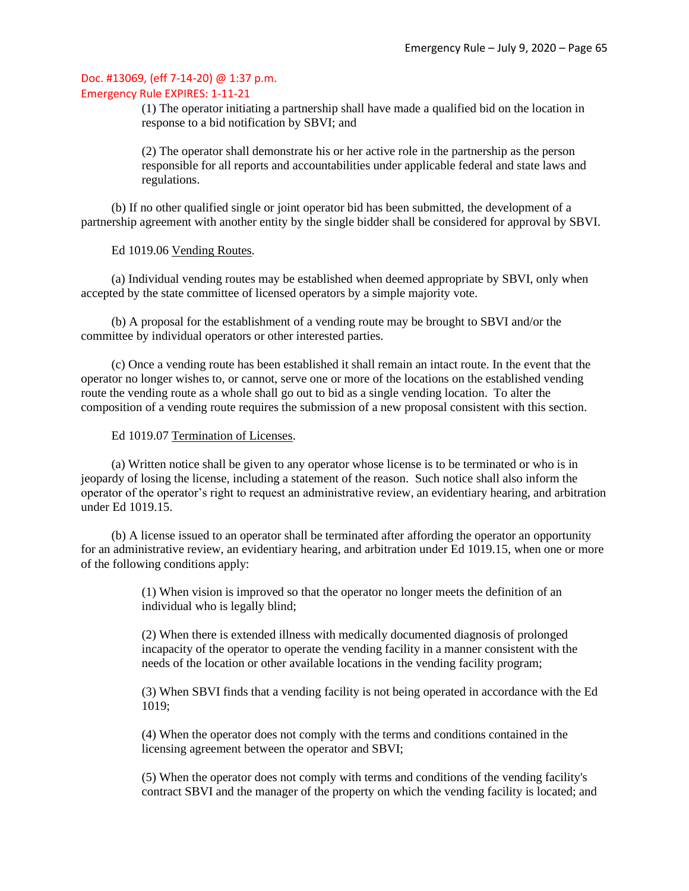(1) The operator initiating a partnership shall have made a qualified bid on the location in response to a bid notification by SBVI; and

(2) The operator shall demonstrate his or her active role in the partnership as the person responsible for all reports and accountabilities under applicable federal and state laws and regulations.

(b) If no other qualified single or joint operator bid has been submitted, the development of a partnership agreement with another entity by the single bidder shall be considered for approval by SBVI.

Ed 1019.06 Vending Routes.

(a) Individual vending routes may be established when deemed appropriate by SBVI, only when accepted by the state committee of licensed operators by a simple majority vote.

(b) A proposal for the establishment of a vending route may be brought to SBVI and/or the committee by individual operators or other interested parties.

(c) Once a vending route has been established it shall remain an intact route. In the event that the operator no longer wishes to, or cannot, serve one or more of the locations on the established vending route the vending route as a whole shall go out to bid as a single vending location. To alter the composition of a vending route requires the submission of a new proposal consistent with this section.

Ed 1019.07 Termination of Licenses.

(a) Written notice shall be given to any operator whose license is to be terminated or who is in jeopardy of losing the license, including a statement of the reason. Such notice shall also inform the operator of the operator's right to request an administrative review, an evidentiary hearing, and arbitration under Ed 1019.15.

(b) A license issued to an operator shall be terminated after affording the operator an opportunity for an administrative review, an evidentiary hearing, and arbitration under Ed 1019.15, when one or more of the following conditions apply:

(1) When vision is improved so that the operator no longer meets the definition of an individual who is legally blind;

(2) When there is extended illness with medically documented diagnosis of prolonged incapacity of the operator to operate the vending facility in a manner consistent with the needs of the location or other available locations in the vending facility program;

(3) When SBVI finds that a vending facility is not being operated in accordance with the Ed 1019;

(4) When the operator does not comply with the terms and conditions contained in the licensing agreement between the operator and SBVI;

(5) When the operator does not comply with terms and conditions of the vending facility's contract SBVI and the manager of the property on which the vending facility is located; and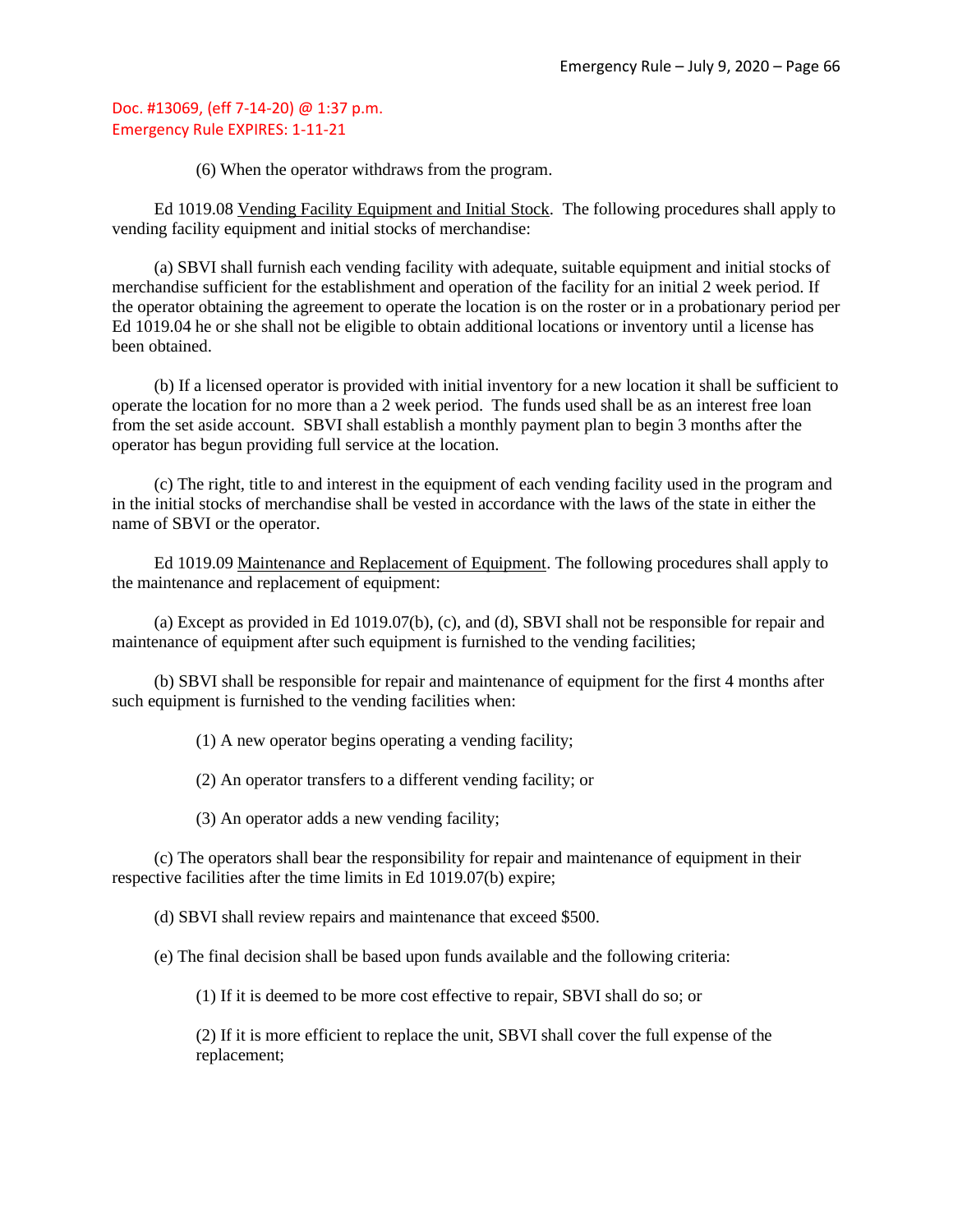(6) When the operator withdraws from the program.

Ed 1019.08 Vending Facility Equipment and Initial Stock. The following procedures shall apply to vending facility equipment and initial stocks of merchandise:

(a) SBVI shall furnish each vending facility with adequate, suitable equipment and initial stocks of merchandise sufficient for the establishment and operation of the facility for an initial 2 week period. If the operator obtaining the agreement to operate the location is on the roster or in a probationary period per Ed 1019.04 he or she shall not be eligible to obtain additional locations or inventory until a license has been obtained.

(b) If a licensed operator is provided with initial inventory for a new location it shall be sufficient to operate the location for no more than a 2 week period. The funds used shall be as an interest free loan from the set aside account. SBVI shall establish a monthly payment plan to begin 3 months after the operator has begun providing full service at the location.

(c) The right, title to and interest in the equipment of each vending facility used in the program and in the initial stocks of merchandise shall be vested in accordance with the laws of the state in either the name of SBVI or the operator.

Ed 1019.09 Maintenance and Replacement of Equipment. The following procedures shall apply to the maintenance and replacement of equipment:

(a) Except as provided in Ed 1019.07(b), (c), and (d), SBVI shall not be responsible for repair and maintenance of equipment after such equipment is furnished to the vending facilities;

(b) SBVI shall be responsible for repair and maintenance of equipment for the first 4 months after such equipment is furnished to the vending facilities when:

(1) A new operator begins operating a vending facility;

(2) An operator transfers to a different vending facility; or

(3) An operator adds a new vending facility;

(c) The operators shall bear the responsibility for repair and maintenance of equipment in their respective facilities after the time limits in Ed 1019.07(b) expire;

(d) SBVI shall review repairs and maintenance that exceed $500.

(e) The final decision shall be based upon funds available and the following criteria:

(1) If it is deemed to be more cost effective to repair, SBVI shall do so; or

(2) If it is more efficient to replace the unit, SBVI shall cover the full expense of the replacement;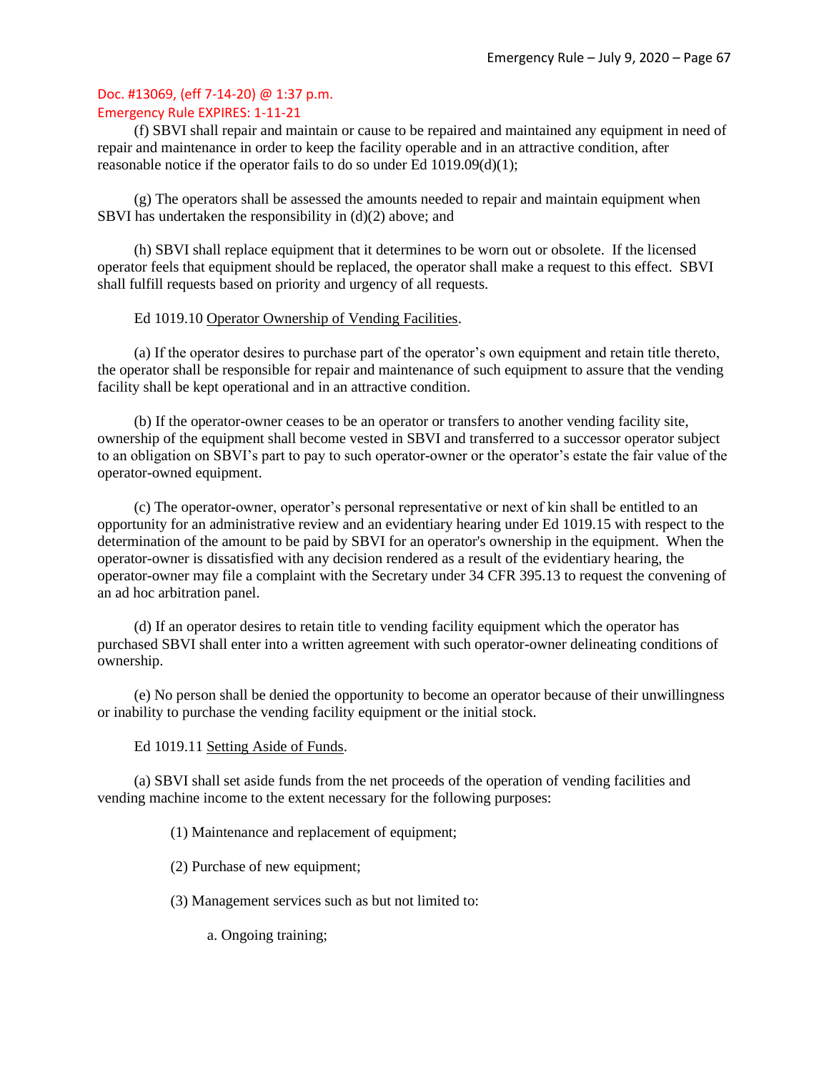Doc. #13069, (eff 7-14-20) @ 1:37 p.m.
Emergency Rule EXPIRES: 1-11-21

(f) SBVI shall repair and maintain or cause to be repaired and maintained any equipment in need of repair and maintenance in order to keep the facility operable and in an attractive condition, after reasonable notice if the operator fails to do so under Ed 1019.09(d)(1);

(g) The operators shall be assessed the amounts needed to repair and maintain equipment when SBVI has undertaken the responsibility in (d)(2) above; and

(h) SBVI shall replace equipment that it determines to be worn out or obsolete. If the licensed operator feels that equipment should be replaced, the operator shall make a request to this effect. SBVI shall fulfill requests based on priority and urgency of all requests.

Ed 1019.10 Operator Ownership of Vending Facilities.

(a) If the operator desires to purchase part of the operator's own equipment and retain title thereto, the operator shall be responsible for repair and maintenance of such equipment to assure that the vending facility shall be kept operational and in an attractive condition.

(b) If the operator-owner ceases to be an operator or transfers to another vending facility site, ownership of the equipment shall become vested in SBVI and transferred to a successor operator subject to an obligation on SBVI's part to pay to such operator-owner or the operator's estate the fair value of the operator-owned equipment.

(c) The operator-owner, operator's personal representative or next of kin shall be entitled to an opportunity for an administrative review and an evidentiary hearing under Ed 1019.15 with respect to the determination of the amount to be paid by SBVI for an operator's ownership in the equipment. When the operator-owner is dissatisfied with any decision rendered as a result of the evidentiary hearing, the operator-owner may file a complaint with the Secretary under 34 CFR 395.13 to request the convening of an ad hoc arbitration panel.

(d) If an operator desires to retain title to vending facility equipment which the operator has purchased SBVI shall enter into a written agreement with such operator-owner delineating conditions of ownership.

(e) No person shall be denied the opportunity to become an operator because of their unwillingness or inability to purchase the vending facility equipment or the initial stock.

Ed 1019.11 Setting Aside of Funds.

(a) SBVI shall set aside funds from the net proceeds of the operation of vending facilities and vending machine income to the extent necessary for the following purposes:

(1) Maintenance and replacement of equipment;

(2) Purchase of new equipment;

(3) Management services such as but not limited to:

a. Ongoing training;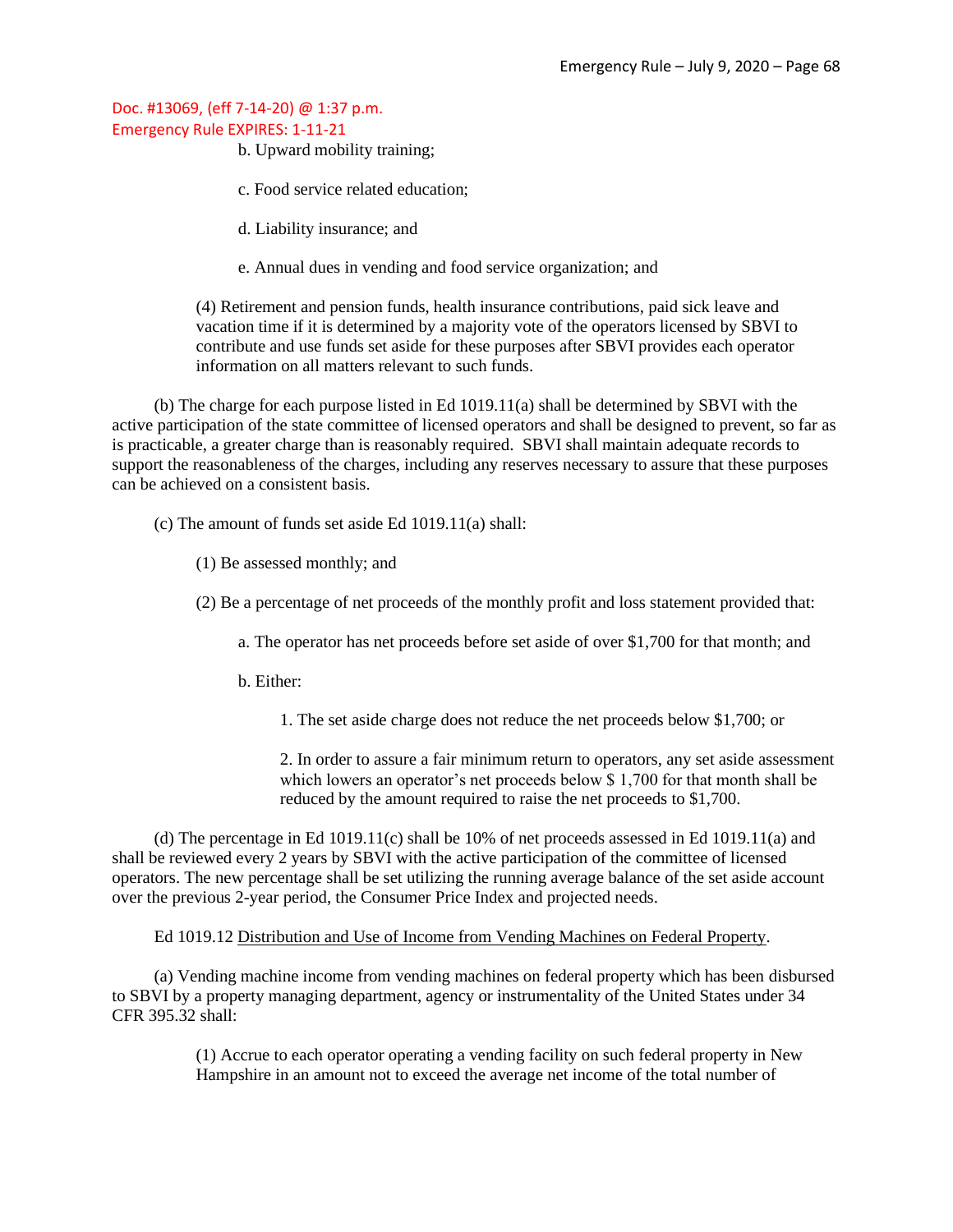Doc. #13069, (eff 7-14-20) @ 1:37 p.m.
Emergency Rule EXPIRES: 1-11-21

b. Upward mobility training;

c. Food service related education;

d. Liability insurance; and

e. Annual dues in vending and food service organization; and

(4) Retirement and pension funds, health insurance contributions, paid sick leave and vacation time if it is determined by a majority vote of the operators licensed by SBVI to contribute and use funds set aside for these purposes after SBVI provides each operator information on all matters relevant to such funds.

(b) The charge for each purpose listed in Ed 1019.11(a) shall be determined by SBVI with the active participation of the state committee of licensed operators and shall be designed to prevent, so far as is practicable, a greater charge than is reasonably required. SBVI shall maintain adequate records to support the reasonableness of the charges, including any reserves necessary to assure that these purposes can be achieved on a consistent basis.

(c) The amount of funds set aside Ed 1019.11(a) shall:

(1) Be assessed monthly; and

(2) Be a percentage of net proceeds of the monthly profit and loss statement provided that:

a. The operator has net proceeds before set aside of over $1,700 for that month; and

b. Either:

1. The set aside charge does not reduce the net proceeds below $1,700; or

2. In order to assure a fair minimum return to operators, any set aside assessment which lowers an operator's net proceeds below $ 1,700 for that month shall be reduced by the amount required to raise the net proceeds to $1,700.

(d) The percentage in Ed 1019.11(c) shall be 10% of net proceeds assessed in Ed 1019.11(a) and shall be reviewed every 2 years by SBVI with the active participation of the committee of licensed operators. The new percentage shall be set utilizing the running average balance of the set aside account over the previous 2-year period, the Consumer Price Index and projected needs.

Ed 1019.12 Distribution and Use of Income from Vending Machines on Federal Property.

(a) Vending machine income from vending machines on federal property which has been disbursed to SBVI by a property managing department, agency or instrumentality of the United States under 34 CFR 395.32 shall:

(1) Accrue to each operator operating a vending facility on such federal property in New Hampshire in an amount not to exceed the average net income of the total number of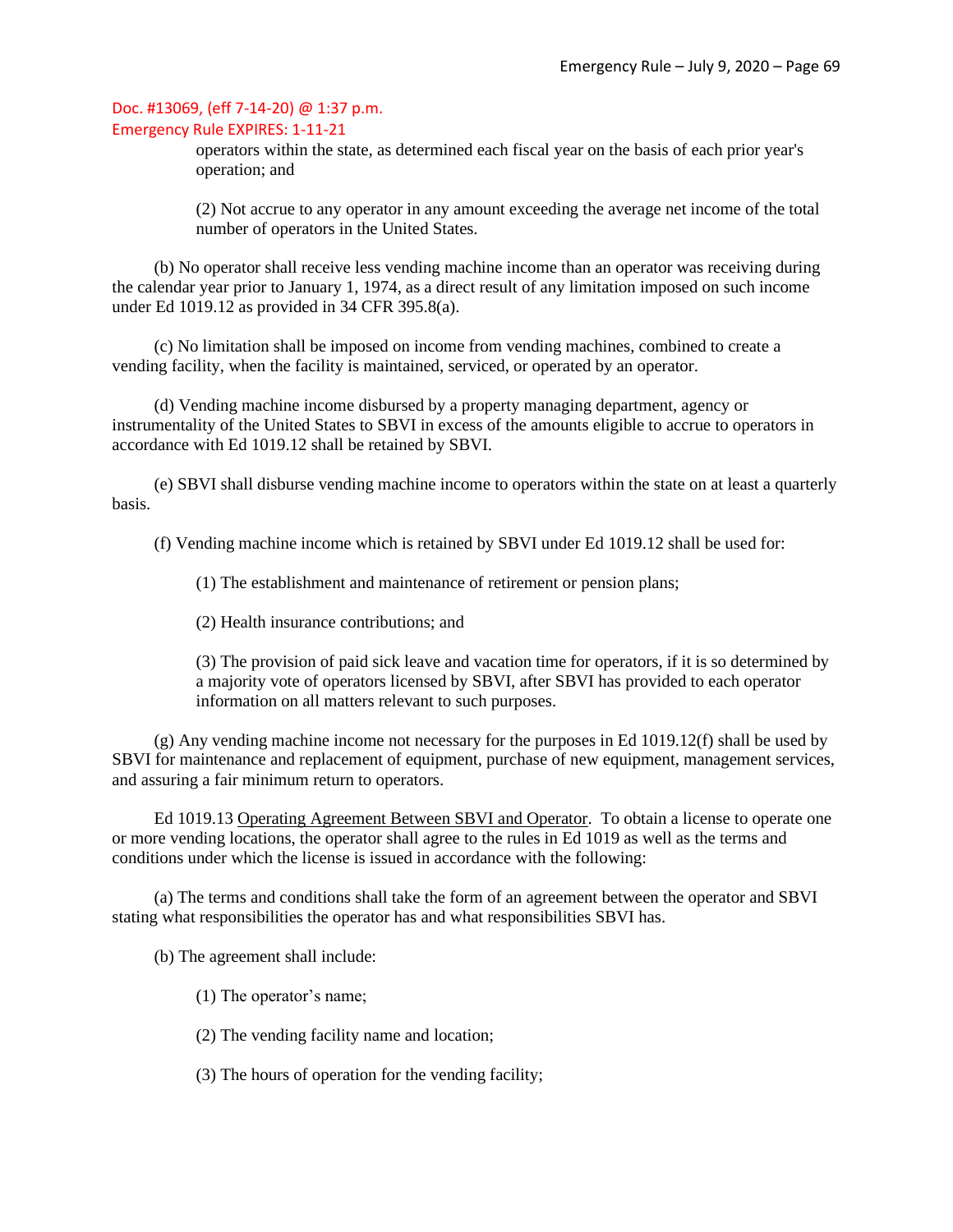operators within the state, as determined each fiscal year on the basis of each prior year's operation; and

(2) Not accrue to any operator in any amount exceeding the average net income of the total number of operators in the United States.

(b) No operator shall receive less vending machine income than an operator was receiving during the calendar year prior to January 1, 1974, as a direct result of any limitation imposed on such income under Ed 1019.12 as provided in 34 CFR 395.8(a).

(c) No limitation shall be imposed on income from vending machines, combined to create a vending facility, when the facility is maintained, serviced, or operated by an operator.

(d) Vending machine income disbursed by a property managing department, agency or instrumentality of the United States to SBVI in excess of the amounts eligible to accrue to operators in accordance with Ed 1019.12 shall be retained by SBVI.

(e) SBVI shall disburse vending machine income to operators within the state on at least a quarterly basis.

(f) Vending machine income which is retained by SBVI under Ed 1019.12 shall be used for:

(1) The establishment and maintenance of retirement or pension plans;

(2) Health insurance contributions; and

(3) The provision of paid sick leave and vacation time for operators, if it is so determined by a majority vote of operators licensed by SBVI, after SBVI has provided to each operator information on all matters relevant to such purposes.

(g) Any vending machine income not necessary for the purposes in Ed 1019.12(f) shall be used by SBVI for maintenance and replacement of equipment, purchase of new equipment, management services, and assuring a fair minimum return to operators.

Ed 1019.13 Operating Agreement Between SBVI and Operator. To obtain a license to operate one or more vending locations, the operator shall agree to the rules in Ed 1019 as well as the terms and conditions under which the license is issued in accordance with the following:

(a) The terms and conditions shall take the form of an agreement between the operator and SBVI stating what responsibilities the operator has and what responsibilities SBVI has.

(b) The agreement shall include:

(1) The operator's name;

(2) The vending facility name and location;

(3) The hours of operation for the vending facility;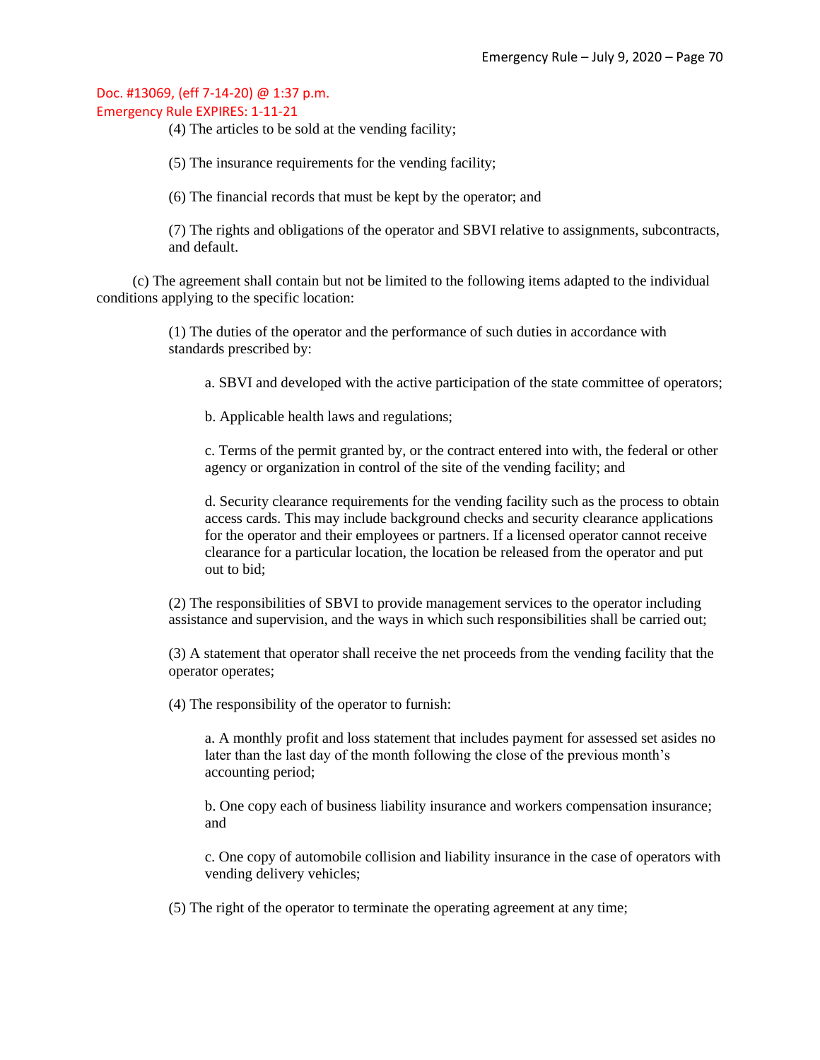Doc. #13069, (eff 7-14-20) @ 1:37 p.m.
Emergency Rule EXPIRES: 1-11-21

(4) The articles to be sold at the vending facility;

(5) The insurance requirements for the vending facility;

(6) The financial records that must be kept by the operator; and

(7) The rights and obligations of the operator and SBVI relative to assignments, subcontracts, and default.

(c) The agreement shall contain but not be limited to the following items adapted to the individual conditions applying to the specific location:

(1) The duties of the operator and the performance of such duties in accordance with standards prescribed by:

a. SBVI and developed with the active participation of the state committee of operators;

b. Applicable health laws and regulations;

c. Terms of the permit granted by, or the contract entered into with, the federal or other agency or organization in control of the site of the vending facility; and

d. Security clearance requirements for the vending facility such as the process to obtain access cards. This may include background checks and security clearance applications for the operator and their employees or partners. If a licensed operator cannot receive clearance for a particular location, the location be released from the operator and put out to bid;

(2) The responsibilities of SBVI to provide management services to the operator including assistance and supervision, and the ways in which such responsibilities shall be carried out;

(3) A statement that operator shall receive the net proceeds from the vending facility that the operator operates;

(4) The responsibility of the operator to furnish:

a. A monthly profit and loss statement that includes payment for assessed set asides no later than the last day of the month following the close of the previous month's accounting period;

b. One copy each of business liability insurance and workers compensation insurance; and

c. One copy of automobile collision and liability insurance in the case of operators with vending delivery vehicles;

(5) The right of the operator to terminate the operating agreement at any time;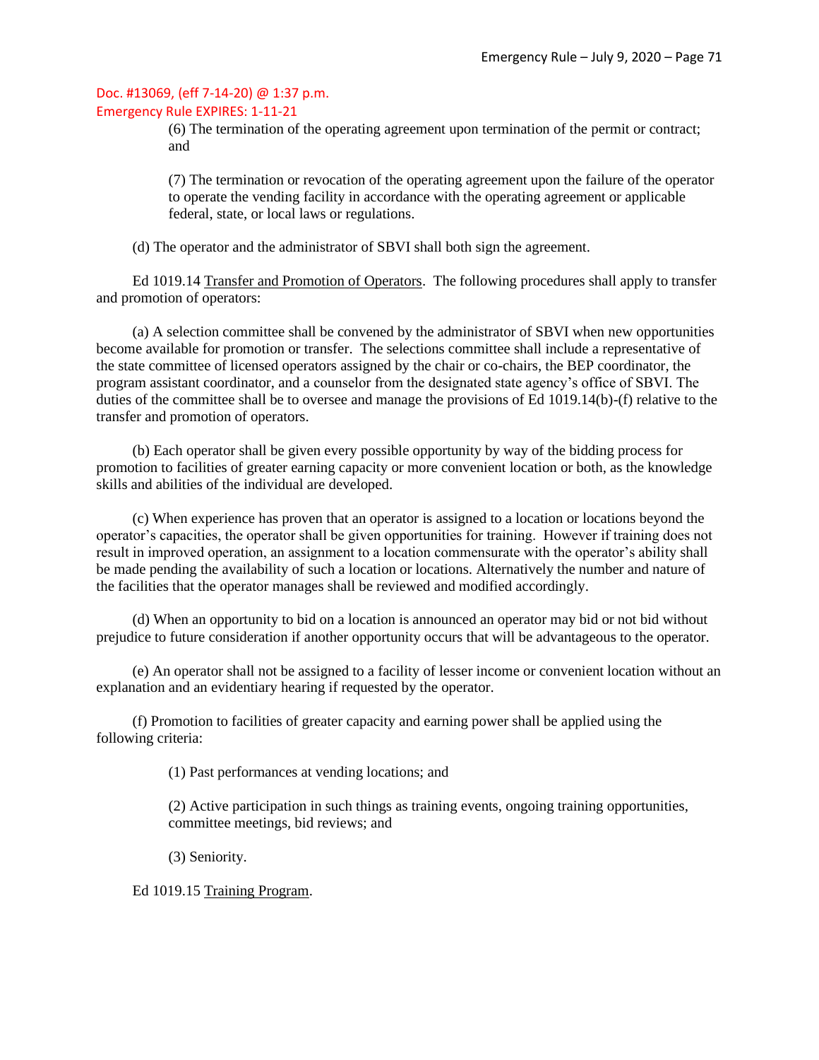(6) The termination of the operating agreement upon termination of the permit or contract; and

(7) The termination or revocation of the operating agreement upon the failure of the operator to operate the vending facility in accordance with the operating agreement or applicable federal, state, or local laws or regulations.

(d) The operator and the administrator of SBVI shall both sign the agreement.

Ed 1019.14 Transfer and Promotion of Operators. The following procedures shall apply to transfer and promotion of operators:

(a) A selection committee shall be convened by the administrator of SBVI when new opportunities become available for promotion or transfer. The selections committee shall include a representative of the state committee of licensed operators assigned by the chair or co-chairs, the BEP coordinator, the program assistant coordinator, and a counselor from the designated state agency's office of SBVI. The duties of the committee shall be to oversee and manage the provisions of Ed 1019.14(b)-(f) relative to the transfer and promotion of operators.

(b) Each operator shall be given every possible opportunity by way of the bidding process for promotion to facilities of greater earning capacity or more convenient location or both, as the knowledge skills and abilities of the individual are developed.

(c) When experience has proven that an operator is assigned to a location or locations beyond the operator's capacities, the operator shall be given opportunities for training. However if training does not result in improved operation, an assignment to a location commensurate with the operator's ability shall be made pending the availability of such a location or locations. Alternatively the number and nature of the facilities that the operator manages shall be reviewed and modified accordingly.

(d) When an opportunity to bid on a location is announced an operator may bid or not bid without prejudice to future consideration if another opportunity occurs that will be advantageous to the operator.

(e) An operator shall not be assigned to a facility of lesser income or convenient location without an explanation and an evidentiary hearing if requested by the operator.

(f) Promotion to facilities of greater capacity and earning power shall be applied using the following criteria:

(1) Past performances at vending locations; and

(2) Active participation in such things as training events, ongoing training opportunities, committee meetings, bid reviews; and

(3) Seniority.

Ed 1019.15 Training Program.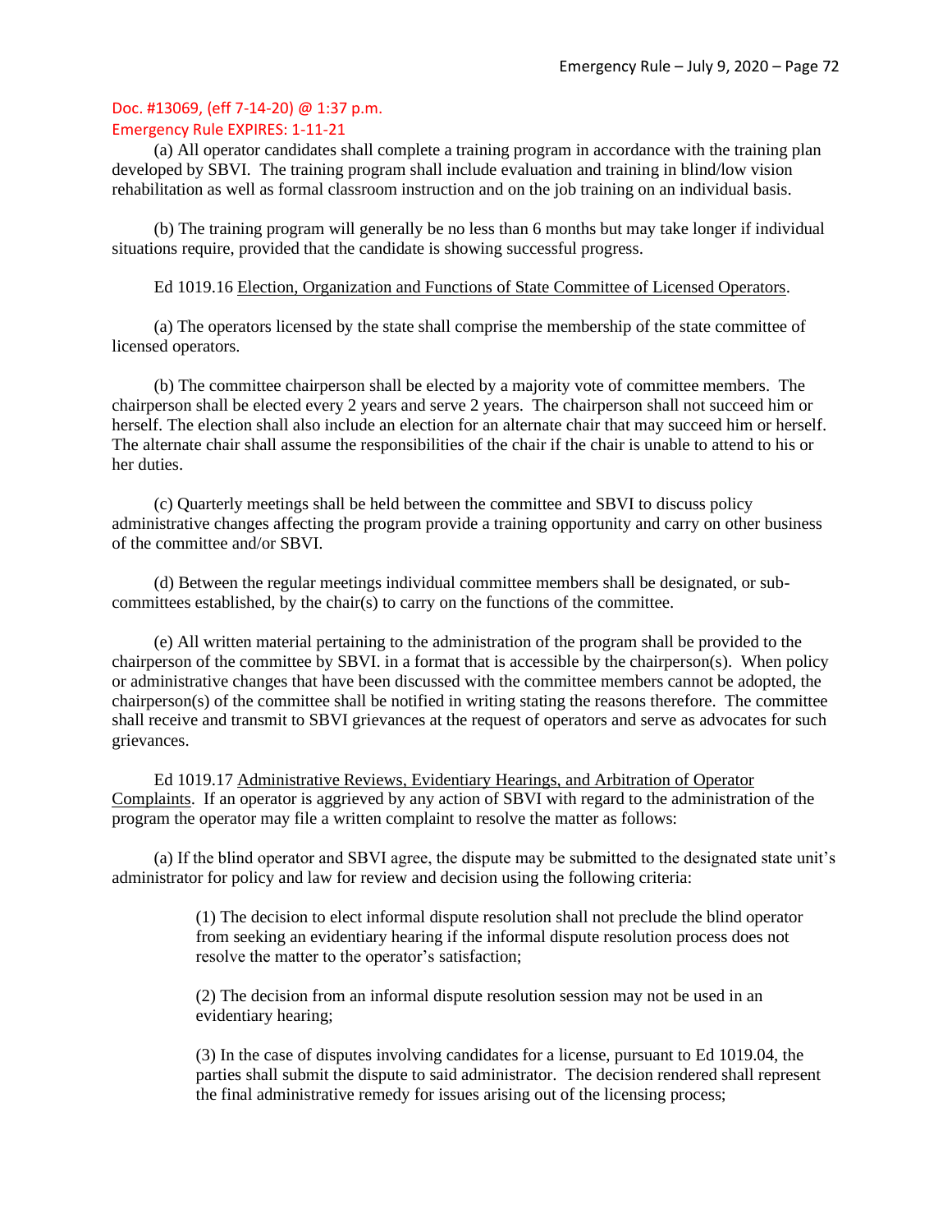Doc. #13069, (eff 7-14-20) @ 1:37 p.m.
Emergency Rule EXPIRES: 1-11-21

(a) All operator candidates shall complete a training program in accordance with the training plan developed by SBVI. The training program shall include evaluation and training in blind/low vision rehabilitation as well as formal classroom instruction and on the job training on an individual basis.

(b) The training program will generally be no less than 6 months but may take longer if individual situations require, provided that the candidate is showing successful progress.

Ed 1019.16 Election, Organization and Functions of State Committee of Licensed Operators.

(a) The operators licensed by the state shall comprise the membership of the state committee of licensed operators.

(b) The committee chairperson shall be elected by a majority vote of committee members. The chairperson shall be elected every 2 years and serve 2 years. The chairperson shall not succeed him or herself. The election shall also include an election for an alternate chair that may succeed him or herself. The alternate chair shall assume the responsibilities of the chair if the chair is unable to attend to his or her duties.

(c) Quarterly meetings shall be held between the committee and SBVI to discuss policy administrative changes affecting the program provide a training opportunity and carry on other business of the committee and/or SBVI.

(d) Between the regular meetings individual committee members shall be designated, or sub-committees established, by the chair(s) to carry on the functions of the committee.

(e) All written material pertaining to the administration of the program shall be provided to the chairperson of the committee by SBVI. in a format that is accessible by the chairperson(s). When policy or administrative changes that have been discussed with the committee members cannot be adopted, the chairperson(s) of the committee shall be notified in writing stating the reasons therefore. The committee shall receive and transmit to SBVI grievances at the request of operators and serve as advocates for such grievances.

Ed 1019.17 Administrative Reviews, Evidentiary Hearings, and Arbitration of Operator Complaints. If an operator is aggrieved by any action of SBVI with regard to the administration of the program the operator may file a written complaint to resolve the matter as follows:

(a) If the blind operator and SBVI agree, the dispute may be submitted to the designated state unit's administrator for policy and law for review and decision using the following criteria:

(1) The decision to elect informal dispute resolution shall not preclude the blind operator from seeking an evidentiary hearing if the informal dispute resolution process does not resolve the matter to the operator's satisfaction;

(2) The decision from an informal dispute resolution session may not be used in an evidentiary hearing;

(3) In the case of disputes involving candidates for a license, pursuant to Ed 1019.04, the parties shall submit the dispute to said administrator. The decision rendered shall represent the final administrative remedy for issues arising out of the licensing process;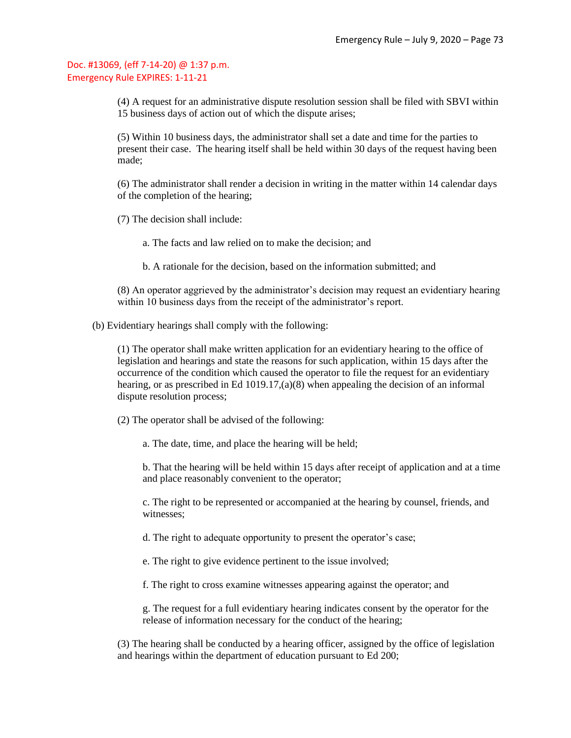(4) A request for an administrative dispute resolution session shall be filed with SBVI within 15 business days of action out of which the dispute arises;

(5) Within 10 business days, the administrator shall set a date and time for the parties to present their case. The hearing itself shall be held within 30 days of the request having been made;

(6) The administrator shall render a decision in writing in the matter within 14 calendar days of the completion of the hearing;

(7) The decision shall include:

a. The facts and law relied on to make the decision; and

b. A rationale for the decision, based on the information submitted; and

(8) An operator aggrieved by the administrator's decision may request an evidentiary hearing within 10 business days from the receipt of the administrator's report.

(b) Evidentiary hearings shall comply with the following:

(1) The operator shall make written application for an evidentiary hearing to the office of legislation and hearings and state the reasons for such application, within 15 days after the occurrence of the condition which caused the operator to file the request for an evidentiary hearing, or as prescribed in Ed 1019.17,(a)(8) when appealing the decision of an informal dispute resolution process;

(2) The operator shall be advised of the following:

a. The date, time, and place the hearing will be held;

b. That the hearing will be held within 15 days after receipt of application and at a time and place reasonably convenient to the operator;

c. The right to be represented or accompanied at the hearing by counsel, friends, and witnesses;

d. The right to adequate opportunity to present the operator's case;

e. The right to give evidence pertinent to the issue involved;

f. The right to cross examine witnesses appearing against the operator; and

g. The request for a full evidentiary hearing indicates consent by the operator for the release of information necessary for the conduct of the hearing;

(3) The hearing shall be conducted by a hearing officer, assigned by the office of legislation and hearings within the department of education pursuant to Ed 200;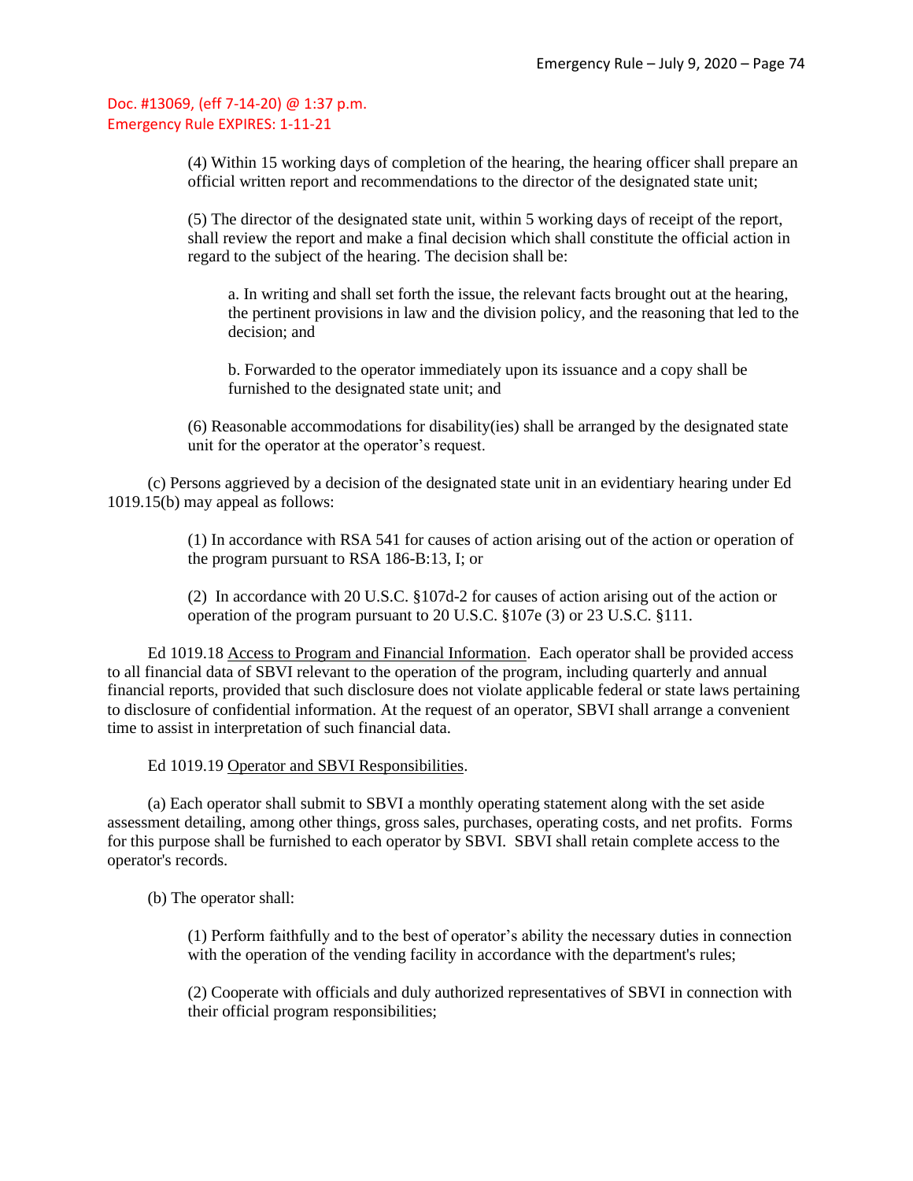(4) Within 15 working days of completion of the hearing, the hearing officer shall prepare an official written report and recommendations to the director of the designated state unit;

(5) The director of the designated state unit, within 5 working days of receipt of the report, shall review the report and make a final decision which shall constitute the official action in regard to the subject of the hearing. The decision shall be:

a. In writing and shall set forth the issue, the relevant facts brought out at the hearing, the pertinent provisions in law and the division policy, and the reasoning that led to the decision; and

b. Forwarded to the operator immediately upon its issuance and a copy shall be furnished to the designated state unit; and

(6) Reasonable accommodations for disability(ies) shall be arranged by the designated state unit for the operator at the operator's request.

(c) Persons aggrieved by a decision of the designated state unit in an evidentiary hearing under Ed 1019.15(b) may appeal as follows:

(1) In accordance with RSA 541 for causes of action arising out of the action or operation of the program pursuant to RSA 186-B:13, I; or

(2) In accordance with 20 U.S.C. §107d-2 for causes of action arising out of the action or operation of the program pursuant to 20 U.S.C. §107e (3) or 23 U.S.C. §111.

Ed 1019.18 Access to Program and Financial Information. Each operator shall be provided access to all financial data of SBVI relevant to the operation of the program, including quarterly and annual financial reports, provided that such disclosure does not violate applicable federal or state laws pertaining to disclosure of confidential information. At the request of an operator, SBVI shall arrange a convenient time to assist in interpretation of such financial data.

Ed 1019.19 Operator and SBVI Responsibilities.

(a) Each operator shall submit to SBVI a monthly operating statement along with the set aside assessment detailing, among other things, gross sales, purchases, operating costs, and net profits. Forms for this purpose shall be furnished to each operator by SBVI. SBVI shall retain complete access to the operator's records.

(b) The operator shall:

(1) Perform faithfully and to the best of operator's ability the necessary duties in connection with the operation of the vending facility in accordance with the department's rules;

(2) Cooperate with officials and duly authorized representatives of SBVI in connection with their official program responsibilities;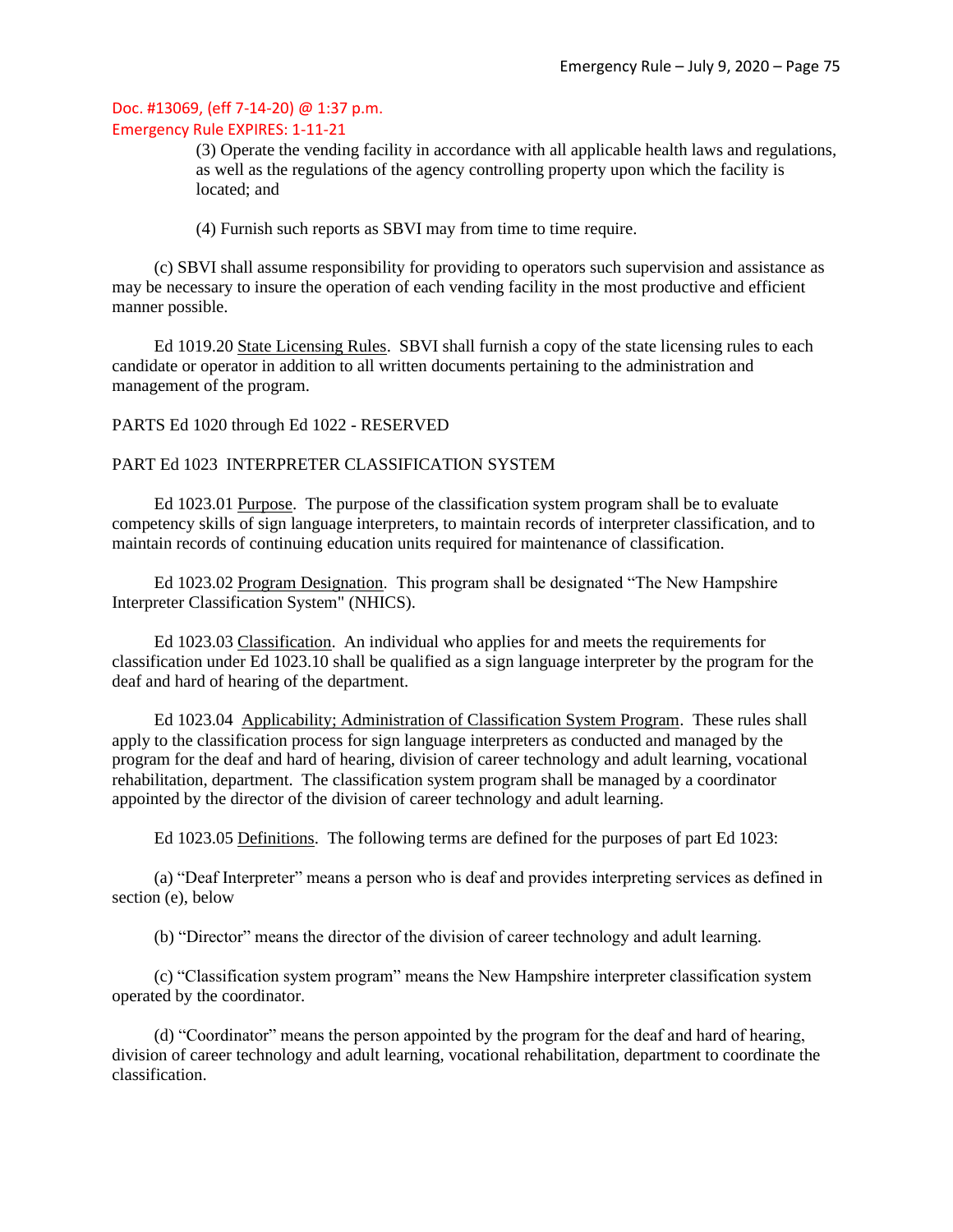(3) Operate the vending facility in accordance with all applicable health laws and regulations, as well as the regulations of the agency controlling property upon which the facility is located; and

(4) Furnish such reports as SBVI may from time to time require.

(c) SBVI shall assume responsibility for providing to operators such supervision and assistance as may be necessary to insure the operation of each vending facility in the most productive and efficient manner possible.

Ed 1019.20 State Licensing Rules. SBVI shall furnish a copy of the state licensing rules to each candidate or operator in addition to all written documents pertaining to the administration and management of the program.

PARTS Ed 1020 through Ed 1022 - RESERVED

PART Ed 1023 INTERPRETER CLASSIFICATION SYSTEM

Ed 1023.01 Purpose. The purpose of the classification system program shall be to evaluate competency skills of sign language interpreters, to maintain records of interpreter classification, and to maintain records of continuing education units required for maintenance of classification.

Ed 1023.02 Program Designation. This program shall be designated "The New Hampshire Interpreter Classification System" (NHICS).

Ed 1023.03 Classification. An individual who applies for and meets the requirements for classification under Ed 1023.10 shall be qualified as a sign language interpreter by the program for the deaf and hard of hearing of the department.

Ed 1023.04 Applicability; Administration of Classification System Program. These rules shall apply to the classification process for sign language interpreters as conducted and managed by the program for the deaf and hard of hearing, division of career technology and adult learning, vocational rehabilitation, department. The classification system program shall be managed by a coordinator appointed by the director of the division of career technology and adult learning.

Ed 1023.05 Definitions. The following terms are defined for the purposes of part Ed 1023:

(a) "Deaf Interpreter" means a person who is deaf and provides interpreting services as defined in section (e), below

(b) "Director" means the director of the division of career technology and adult learning.

(c) "Classification system program" means the New Hampshire interpreter classification system operated by the coordinator.

(d) "Coordinator" means the person appointed by the program for the deaf and hard of hearing, division of career technology and adult learning, vocational rehabilitation, department to coordinate the classification.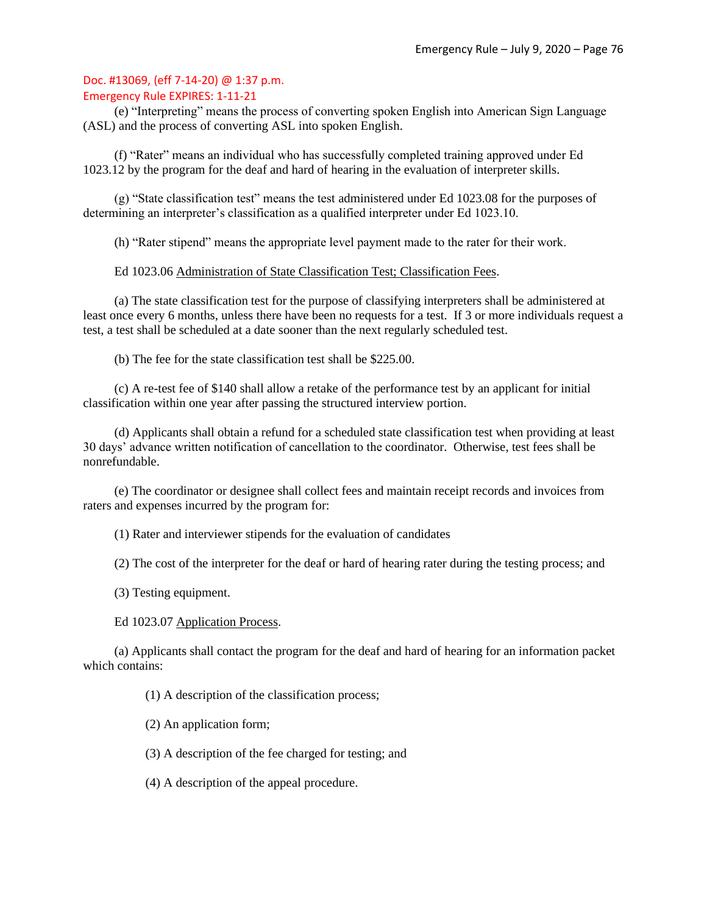Doc. #13069, (eff 7-14-20) @ 1:37 p.m.
Emergency Rule EXPIRES: 1-11-21

(e) "Interpreting" means the process of converting spoken English into American Sign Language (ASL) and the process of converting ASL into spoken English.

(f) "Rater" means an individual who has successfully completed training approved under Ed 1023.12 by the program for the deaf and hard of hearing in the evaluation of interpreter skills.

(g) "State classification test" means the test administered under Ed 1023.08 for the purposes of determining an interpreter's classification as a qualified interpreter under Ed 1023.10.

(h) "Rater stipend" means the appropriate level payment made to the rater for their work.

Ed 1023.06 Administration of State Classification Test; Classification Fees.

(a) The state classification test for the purpose of classifying interpreters shall be administered at least once every 6 months, unless there have been no requests for a test. If 3 or more individuals request a test, a test shall be scheduled at a date sooner than the next regularly scheduled test.

(b) The fee for the state classification test shall be $225.00.

(c) A re-test fee of $140 shall allow a retake of the performance test by an applicant for initial classification within one year after passing the structured interview portion.

(d) Applicants shall obtain a refund for a scheduled state classification test when providing at least 30 days' advance written notification of cancellation to the coordinator. Otherwise, test fees shall be nonrefundable.

(e) The coordinator or designee shall collect fees and maintain receipt records and invoices from raters and expenses incurred by the program for:

(1) Rater and interviewer stipends for the evaluation of candidates

(2) The cost of the interpreter for the deaf or hard of hearing rater during the testing process; and

(3) Testing equipment.

Ed 1023.07 Application Process.

(a) Applicants shall contact the program for the deaf and hard of hearing for an information packet which contains:

(1) A description of the classification process;

(2) An application form;

(3) A description of the fee charged for testing; and

(4) A description of the appeal procedure.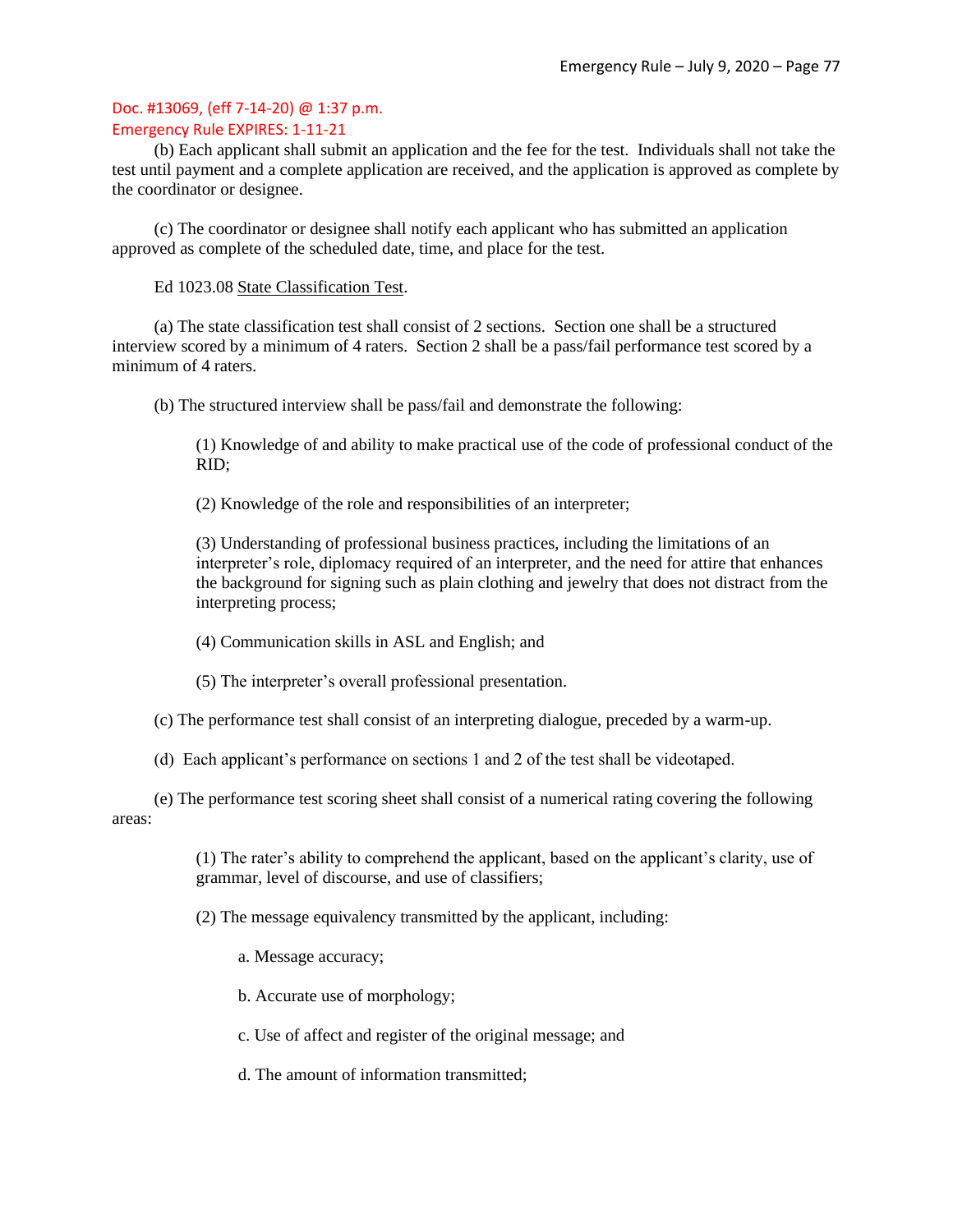Doc. #13069, (eff 7-14-20) @ 1:37 p.m.
Emergency Rule EXPIRES: 1-11-21

(b) Each applicant shall submit an application and the fee for the test. Individuals shall not take the test until payment and a complete application are received, and the application is approved as complete by the coordinator or designee.

(c) The coordinator or designee shall notify each applicant who has submitted an application approved as complete of the scheduled date, time, and place for the test.

Ed 1023.08 State Classification Test.

(a) The state classification test shall consist of 2 sections. Section one shall be a structured interview scored by a minimum of 4 raters. Section 2 shall be a pass/fail performance test scored by a minimum of 4 raters.

(b) The structured interview shall be pass/fail and demonstrate the following:

(1) Knowledge of and ability to make practical use of the code of professional conduct of the RID;

(2) Knowledge of the role and responsibilities of an interpreter;

(3) Understanding of professional business practices, including the limitations of an interpreter's role, diplomacy required of an interpreter, and the need for attire that enhances the background for signing such as plain clothing and jewelry that does not distract from the interpreting process;

(4) Communication skills in ASL and English; and

(5) The interpreter's overall professional presentation.

(c) The performance test shall consist of an interpreting dialogue, preceded by a warm-up.

(d) Each applicant's performance on sections 1 and 2 of the test shall be videotaped.

(e) The performance test scoring sheet shall consist of a numerical rating covering the following areas:

(1) The rater's ability to comprehend the applicant, based on the applicant's clarity, use of grammar, level of discourse, and use of classifiers;

(2) The message equivalency transmitted by the applicant, including:

a. Message accuracy;

b. Accurate use of morphology;

c. Use of affect and register of the original message; and

d. The amount of information transmitted;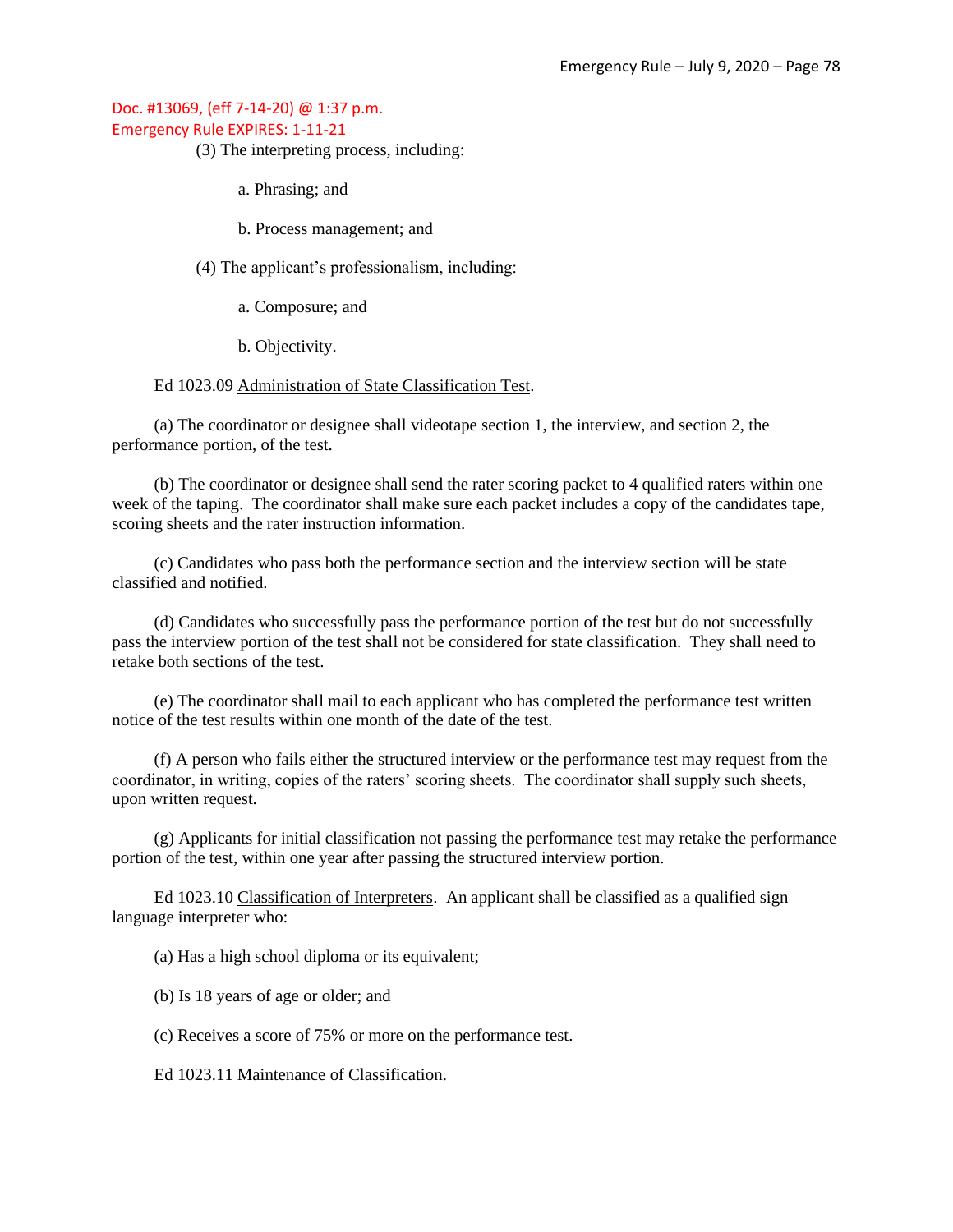(3) The interpreting process, including:

a. Phrasing; and

b. Process management; and

(4) The applicant's professionalism, including:

a. Composure; and

b. Objectivity.

Ed 1023.09 Administration of State Classification Test.

(a) The coordinator or designee shall videotape section 1, the interview, and section 2, the performance portion, of the test.

(b) The coordinator or designee shall send the rater scoring packet to 4 qualified raters within one week of the taping. The coordinator shall make sure each packet includes a copy of the candidates tape, scoring sheets and the rater instruction information.

(c) Candidates who pass both the performance section and the interview section will be state classified and notified.

(d) Candidates who successfully pass the performance portion of the test but do not successfully pass the interview portion of the test shall not be considered for state classification. They shall need to retake both sections of the test.

(e) The coordinator shall mail to each applicant who has completed the performance test written notice of the test results within one month of the date of the test.

(f) A person who fails either the structured interview or the performance test may request from the coordinator, in writing, copies of the raters' scoring sheets. The coordinator shall supply such sheets, upon written request.

(g) Applicants for initial classification not passing the performance test may retake the performance portion of the test, within one year after passing the structured interview portion.

Ed 1023.10 Classification of Interpreters. An applicant shall be classified as a qualified sign language interpreter who:

(a) Has a high school diploma or its equivalent;

(b) Is 18 years of age or older; and

(c) Receives a score of 75% or more on the performance test.

Ed 1023.11 Maintenance of Classification.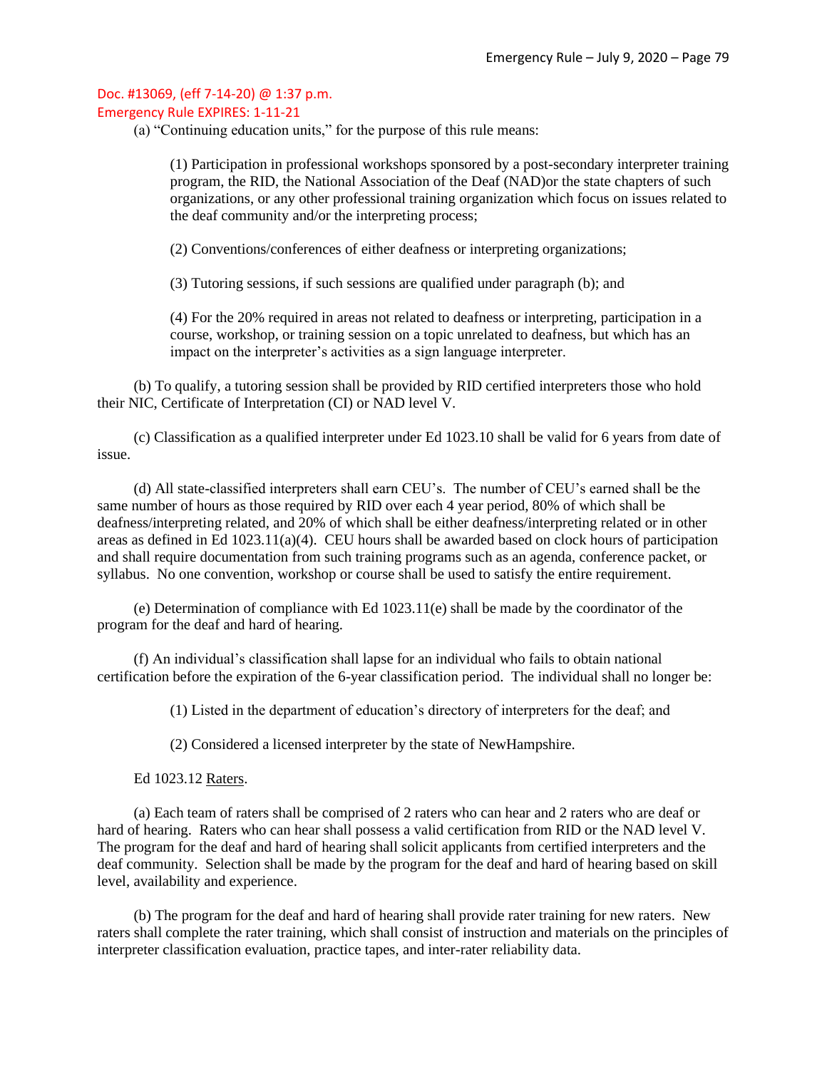Doc. #13069, (eff 7-14-20) @ 1:37 p.m.
Emergency Rule EXPIRES: 1-11-21

(a) "Continuing education units," for the purpose of this rule means:

(1) Participation in professional workshops sponsored by a post-secondary interpreter training program, the RID, the National Association of the Deaf (NAD)or the state chapters of such organizations, or any other professional training organization which focus on issues related to the deaf community and/or the interpreting process;

(2) Conventions/conferences of either deafness or interpreting organizations;

(3) Tutoring sessions, if such sessions are qualified under paragraph (b); and

(4) For the 20% required in areas not related to deafness or interpreting, participation in a course, workshop, or training session on a topic unrelated to deafness, but which has an impact on the interpreter's activities as a sign language interpreter.

(b) To qualify, a tutoring session shall be provided by RID certified interpreters those who hold their NIC, Certificate of Interpretation (CI) or NAD level V.

(c) Classification as a qualified interpreter under Ed 1023.10 shall be valid for 6 years from date of issue.

(d) All state-classified interpreters shall earn CEU's. The number of CEU's earned shall be the same number of hours as those required by RID over each 4 year period, 80% of which shall be deafness/interpreting related, and 20% of which shall be either deafness/interpreting related or in other areas as defined in Ed 1023.11(a)(4). CEU hours shall be awarded based on clock hours of participation and shall require documentation from such training programs such as an agenda, conference packet, or syllabus. No one convention, workshop or course shall be used to satisfy the entire requirement.

(e) Determination of compliance with Ed 1023.11(e) shall be made by the coordinator of the program for the deaf and hard of hearing.

(f) An individual's classification shall lapse for an individual who fails to obtain national certification before the expiration of the 6-year classification period. The individual shall no longer be:

(1) Listed in the department of education's directory of interpreters for the deaf; and

(2) Considered a licensed interpreter by the state of NewHampshire.

Ed 1023.12 Raters.

(a) Each team of raters shall be comprised of 2 raters who can hear and 2 raters who are deaf or hard of hearing. Raters who can hear shall possess a valid certification from RID or the NAD level V. The program for the deaf and hard of hearing shall solicit applicants from certified interpreters and the deaf community. Selection shall be made by the program for the deaf and hard of hearing based on skill level, availability and experience.

(b) The program for the deaf and hard of hearing shall provide rater training for new raters. New raters shall complete the rater training, which shall consist of instruction and materials on the principles of interpreter classification evaluation, practice tapes, and inter-rater reliability data.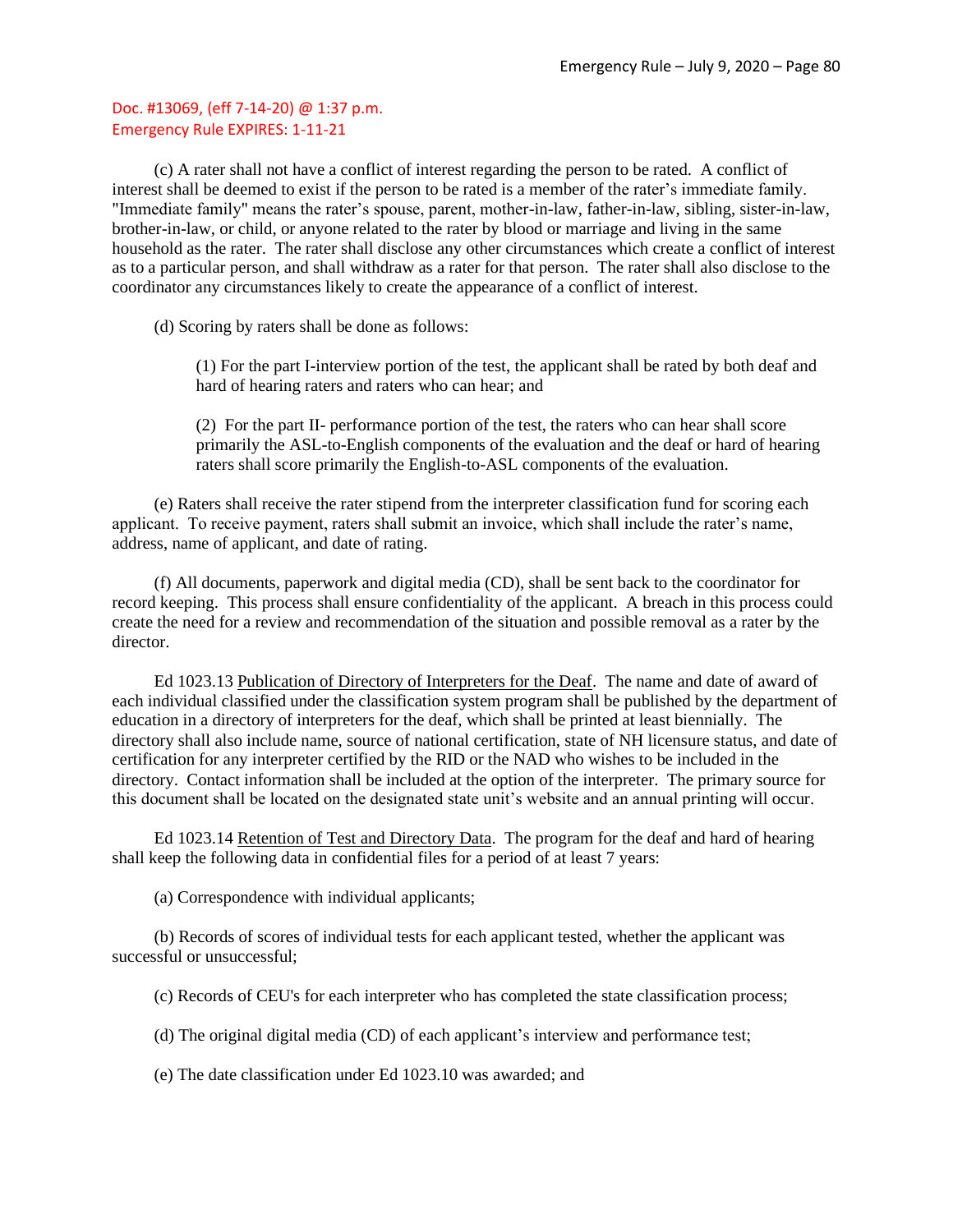Doc. #13069, (eff 7-14-20) @ 1:37 p.m.
Emergency Rule EXPIRES: 1-11-21

(c) A rater shall not have a conflict of interest regarding the person to be rated. A conflict of interest shall be deemed to exist if the person to be rated is a member of the rater's immediate family. "Immediate family" means the rater's spouse, parent, mother-in-law, father-in-law, sibling, sister-in-law, brother-in-law, or child, or anyone related to the rater by blood or marriage and living in the same household as the rater. The rater shall disclose any other circumstances which create a conflict of interest as to a particular person, and shall withdraw as a rater for that person. The rater shall also disclose to the coordinator any circumstances likely to create the appearance of a conflict of interest.

(d) Scoring by raters shall be done as follows:

(1) For the part I-interview portion of the test, the applicant shall be rated by both deaf and hard of hearing raters and raters who can hear; and

(2) For the part II- performance portion of the test, the raters who can hear shall score primarily the ASL-to-English components of the evaluation and the deaf or hard of hearing raters shall score primarily the English-to-ASL components of the evaluation.

(e) Raters shall receive the rater stipend from the interpreter classification fund for scoring each applicant. To receive payment, raters shall submit an invoice, which shall include the rater's name, address, name of applicant, and date of rating.

(f) All documents, paperwork and digital media (CD), shall be sent back to the coordinator for record keeping. This process shall ensure confidentiality of the applicant. A breach in this process could create the need for a review and recommendation of the situation and possible removal as a rater by the director.

Ed 1023.13 Publication of Directory of Interpreters for the Deaf. The name and date of award of each individual classified under the classification system program shall be published by the department of education in a directory of interpreters for the deaf, which shall be printed at least biennially. The directory shall also include name, source of national certification, state of NH licensure status, and date of certification for any interpreter certified by the RID or the NAD who wishes to be included in the directory. Contact information shall be included at the option of the interpreter. The primary source for this document shall be located on the designated state unit's website and an annual printing will occur.

Ed 1023.14 Retention of Test and Directory Data. The program for the deaf and hard of hearing shall keep the following data in confidential files for a period of at least 7 years:

(a) Correspondence with individual applicants;

(b) Records of scores of individual tests for each applicant tested, whether the applicant was successful or unsuccessful;

(c) Records of CEU's for each interpreter who has completed the state classification process;

(d) The original digital media (CD) of each applicant's interview and performance test;

(e) The date classification under Ed 1023.10 was awarded; and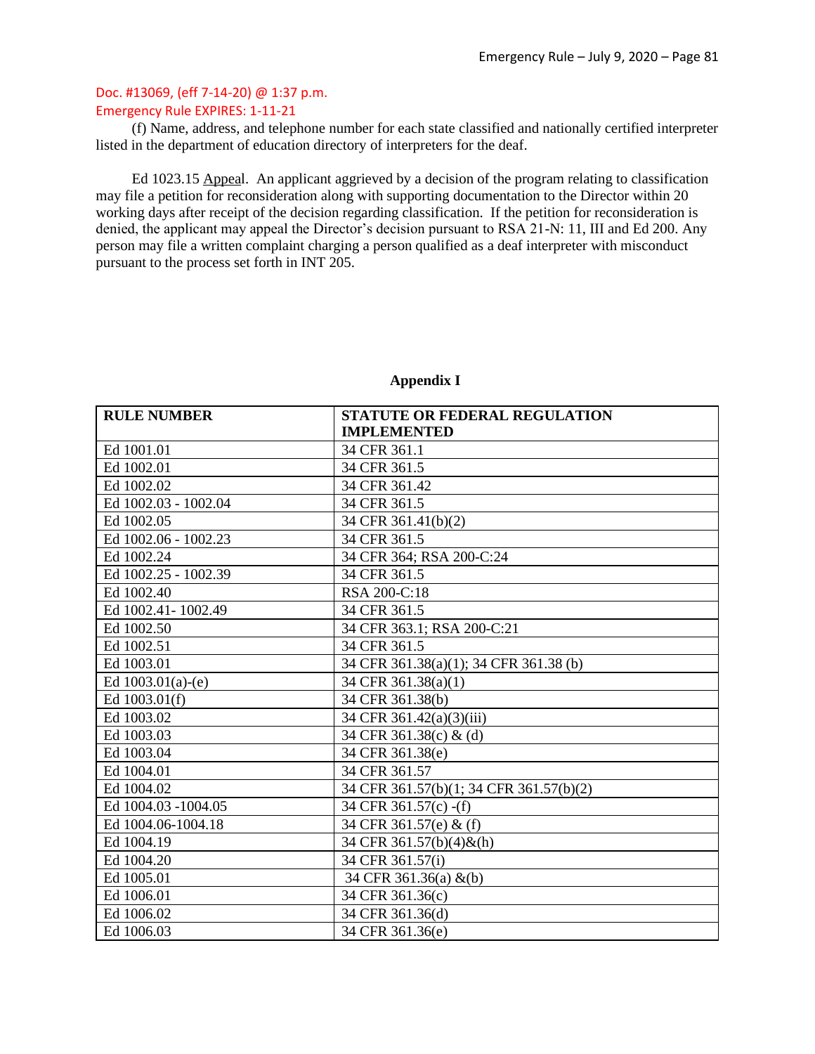Doc. #13069, (eff 7-14-20) @ 1:37 p.m.
Emergency Rule EXPIRES: 1-11-21

(f) Name, address, and telephone number for each state classified and nationally certified interpreter listed in the department of education directory of interpreters for the deaf.

Ed 1023.15 Appeal. An applicant aggrieved by a decision of the program relating to classification may file a petition for reconsideration along with supporting documentation to the Director within 20 working days after receipt of the decision regarding classification. If the petition for reconsideration is denied, the applicant may appeal the Director's decision pursuant to RSA 21-N: 11, III and Ed 200. Any person may file a written complaint charging a person qualified as a deaf interpreter with misconduct pursuant to the process set forth in INT 205.

**Appendix I**

| RULE NUMBER | STATUTE OR FEDERAL REGULATION IMPLEMENTED |
|---|---|
| Ed 1001.01 | 34 CFR 361.1 |
| Ed 1002.01 | 34 CFR 361.5 |
| Ed 1002.02 | 34 CFR 361.42 |
| Ed 1002.03 - 1002.04 | 34 CFR 361.5 |
| Ed 1002.05 | 34 CFR 361.41(b)(2) |
| Ed 1002.06 - 1002.23 | 34 CFR 361.5 |
| Ed 1002.24 | 34 CFR 364; RSA 200-C:24 |
| Ed 1002.25 - 1002.39 | 34 CFR 361.5 |
| Ed 1002.40 | RSA 200-C:18 |
| Ed 1002.41- 1002.49 | 34 CFR 361.5 |
| Ed 1002.50 | 34 CFR 363.1; RSA 200-C:21 |
| Ed 1002.51 | 34 CFR 361.5 |
| Ed 1003.01 | 34 CFR 361.38(a)(1); 34 CFR 361.38 (b) |
| Ed 1003.01(a)-(e) | 34 CFR 361.38(a)(1) |
| Ed 1003.01(f) | 34 CFR 361.38(b) |
| Ed 1003.02 | 34 CFR 361.42(a)(3)(iii) |
| Ed 1003.03 | 34 CFR 361.38(c) & (d) |
| Ed 1003.04 | 34 CFR 361.38(e) |
| Ed 1004.01 | 34 CFR 361.57 |
| Ed 1004.02 | 34 CFR 361.57(b)(1; 34 CFR 361.57(b)(2) |
| Ed 1004.03 -1004.05 | 34 CFR 361.57(c) -(f) |
| Ed 1004.06-1004.18 | 34 CFR 361.57(e) & (f) |
| Ed 1004.19 | 34 CFR 361.57(b)(4)&(h) |
| Ed 1004.20 | 34 CFR 361.57(i) |
| Ed 1005.01 | 34 CFR 361.36(a) &(b) |
| Ed 1006.01 | 34 CFR 361.36(c) |
| Ed 1006.02 | 34 CFR 361.36(d) |
| Ed 1006.03 | 34 CFR 361.36(e) |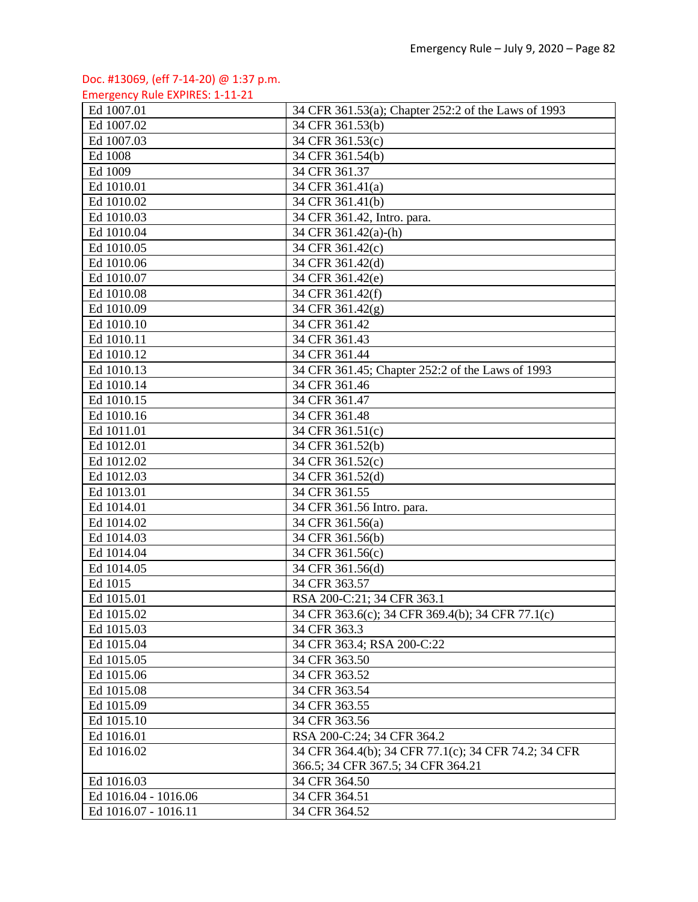Doc. #13069, (eff 7-14-20) @ 1:37 p.m.
Emergency Rule EXPIRES: 1-11-21

| | |
|---|---|
| Ed 1007.01 | 34 CFR 361.53(a); Chapter 252:2 of the Laws of 1993 |
| Ed 1007.02 | 34 CFR 361.53(b) |
| Ed 1007.03 | 34 CFR 361.53(c) |
| Ed 1008 | 34 CFR 361.54(b) |
| Ed 1009 | 34 CFR 361.37 |
| Ed 1010.01 | 34 CFR 361.41(a) |
| Ed 1010.02 | 34 CFR 361.41(b) |
| Ed 1010.03 | 34 CFR 361.42, Intro. para. |
| Ed 1010.04 | 34 CFR 361.42(a)-(h) |
| Ed 1010.05 | 34 CFR 361.42(c) |
| Ed 1010.06 | 34 CFR 361.42(d) |
| Ed 1010.07 | 34 CFR 361.42(e) |
| Ed 1010.08 | 34 CFR 361.42(f) |
| Ed 1010.09 | 34 CFR 361.42(g) |
| Ed 1010.10 | 34 CFR 361.42 |
| Ed 1010.11 | 34 CFR 361.43 |
| Ed 1010.12 | 34 CFR 361.44 |
| Ed 1010.13 | 34 CFR 361.45; Chapter 252:2 of the Laws of 1993 |
| Ed 1010.14 | 34 CFR 361.46 |
| Ed 1010.15 | 34 CFR 361.47 |
| Ed 1010.16 | 34 CFR 361.48 |
| Ed 1011.01 | 34 CFR 361.51(c) |
| Ed 1012.01 | 34 CFR 361.52(b) |
| Ed 1012.02 | 34 CFR 361.52(c) |
| Ed 1012.03 | 34 CFR 361.52(d) |
| Ed 1013.01 | 34 CFR 361.55 |
| Ed 1014.01 | 34 CFR 361.56 Intro. para. |
| Ed 1014.02 | 34 CFR 361.56(a) |
| Ed 1014.03 | 34 CFR 361.56(b) |
| Ed 1014.04 | 34 CFR 361.56(c) |
| Ed 1014.05 | 34 CFR 361.56(d) |
| Ed 1015 | 34 CFR 363.57 |
| Ed 1015.01 | RSA 200-C:21; 34 CFR 363.1 |
| Ed 1015.02 | 34 CFR 363.6(c); 34 CFR 369.4(b); 34 CFR 77.1(c) |
| Ed 1015.03 | 34 CFR 363.3 |
| Ed 1015.04 | 34 CFR 363.4; RSA 200-C:22 |
| Ed 1015.05 | 34 CFR 363.50 |
| Ed 1015.06 | 34 CFR 363.52 |
| Ed 1015.08 | 34 CFR 363.54 |
| Ed 1015.09 | 34 CFR 363.55 |
| Ed 1015.10 | 34 CFR 363.56 |
| Ed 1016.01 | RSA 200-C:24; 34 CFR 364.2 |
| Ed 1016.02 | 34 CFR 364.4(b); 34 CFR 77.1(c); 34 CFR 74.2; 34 CFR 366.5; 34 CFR 367.5; 34 CFR 364.21 |
| Ed 1016.03 | 34 CFR 364.50 |
| Ed 1016.04 - 1016.06 | 34 CFR 364.51 |
| Ed 1016.07 - 1016.11 | 34 CFR 364.52 |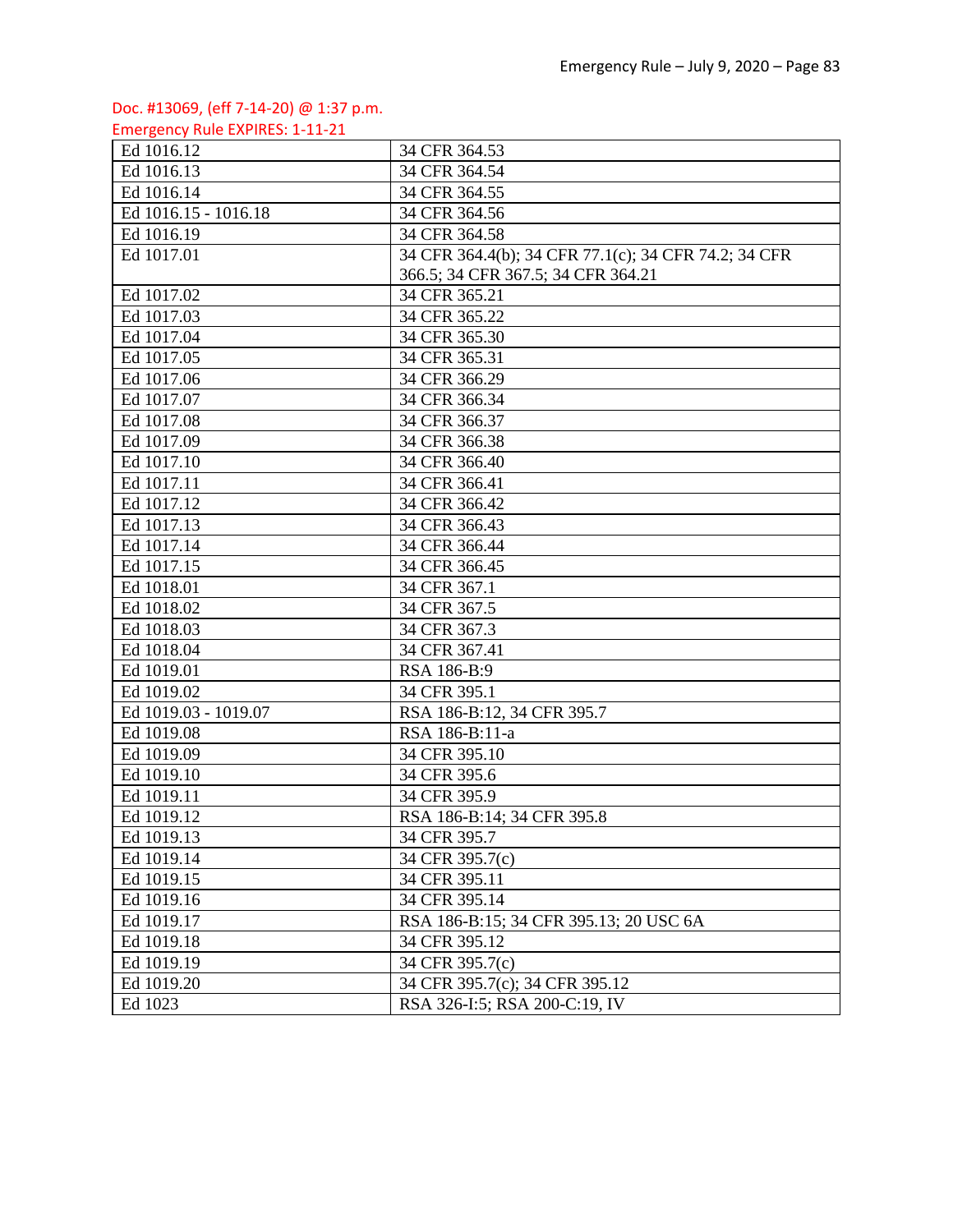Doc. #13069, (eff 7-14-20) @ 1:37 p.m.
Emergency Rule EXPIRES: 1-11-21

| | |
|---|---|
| Ed 1016.12 | 34 CFR 364.53 |
| Ed 1016.13 | 34 CFR 364.54 |
| Ed 1016.14 | 34 CFR 364.55 |
| Ed 1016.15 - 1016.18 | 34 CFR 364.56 |
| Ed 1016.19 | 34 CFR 364.58 |
| Ed 1017.01 | 34 CFR 364.4(b); 34 CFR 77.1(c); 34 CFR 74.2; 34 CFR 366.5; 34 CFR 367.5; 34 CFR 364.21 |
| Ed 1017.02 | 34 CFR 365.21 |
| Ed 1017.03 | 34 CFR 365.22 |
| Ed 1017.04 | 34 CFR 365.30 |
| Ed 1017.05 | 34 CFR 365.31 |
| Ed 1017.06 | 34 CFR 366.29 |
| Ed 1017.07 | 34 CFR 366.34 |
| Ed 1017.08 | 34 CFR 366.37 |
| Ed 1017.09 | 34 CFR 366.38 |
| Ed 1017.10 | 34 CFR 366.40 |
| Ed 1017.11 | 34 CFR 366.41 |
| Ed 1017.12 | 34 CFR 366.42 |
| Ed 1017.13 | 34 CFR 366.43 |
| Ed 1017.14 | 34 CFR 366.44 |
| Ed 1017.15 | 34 CFR 366.45 |
| Ed 1018.01 | 34 CFR 367.1 |
| Ed 1018.02 | 34 CFR 367.5 |
| Ed 1018.03 | 34 CFR 367.3 |
| Ed 1018.04 | 34 CFR 367.41 |
| Ed 1019.01 | RSA 186-B:9 |
| Ed 1019.02 | 34 CFR 395.1 |
| Ed 1019.03 - 1019.07 | RSA 186-B:12, 34 CFR 395.7 |
| Ed 1019.08 | RSA 186-B:11-a |
| Ed 1019.09 | 34 CFR 395.10 |
| Ed 1019.10 | 34 CFR 395.6 |
| Ed 1019.11 | 34 CFR 395.9 |
| Ed 1019.12 | RSA 186-B:14; 34 CFR 395.8 |
| Ed 1019.13 | 34 CFR 395.7 |
| Ed 1019.14 | 34 CFR 395.7(c) |
| Ed 1019.15 | 34 CFR 395.11 |
| Ed 1019.16 | 34 CFR 395.14 |
| Ed 1019.17 | RSA 186-B:15; 34 CFR 395.13; 20 USC 6A |
| Ed 1019.18 | 34 CFR 395.12 |
| Ed 1019.19 | 34 CFR 395.7(c) |
| Ed 1019.20 | 34 CFR 395.7(c); 34 CFR 395.12 |
| Ed 1023 | RSA 326-I:5; RSA 200-C:19, IV |